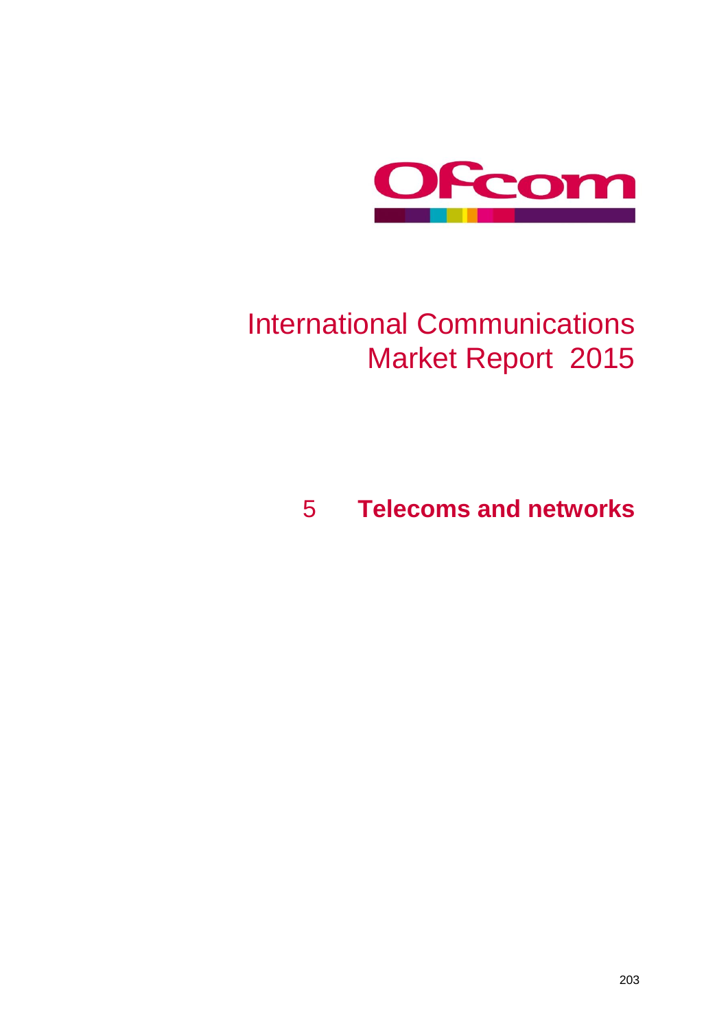Ofcom

# International Communications Market Report 2015

## 5 Telecoms and networks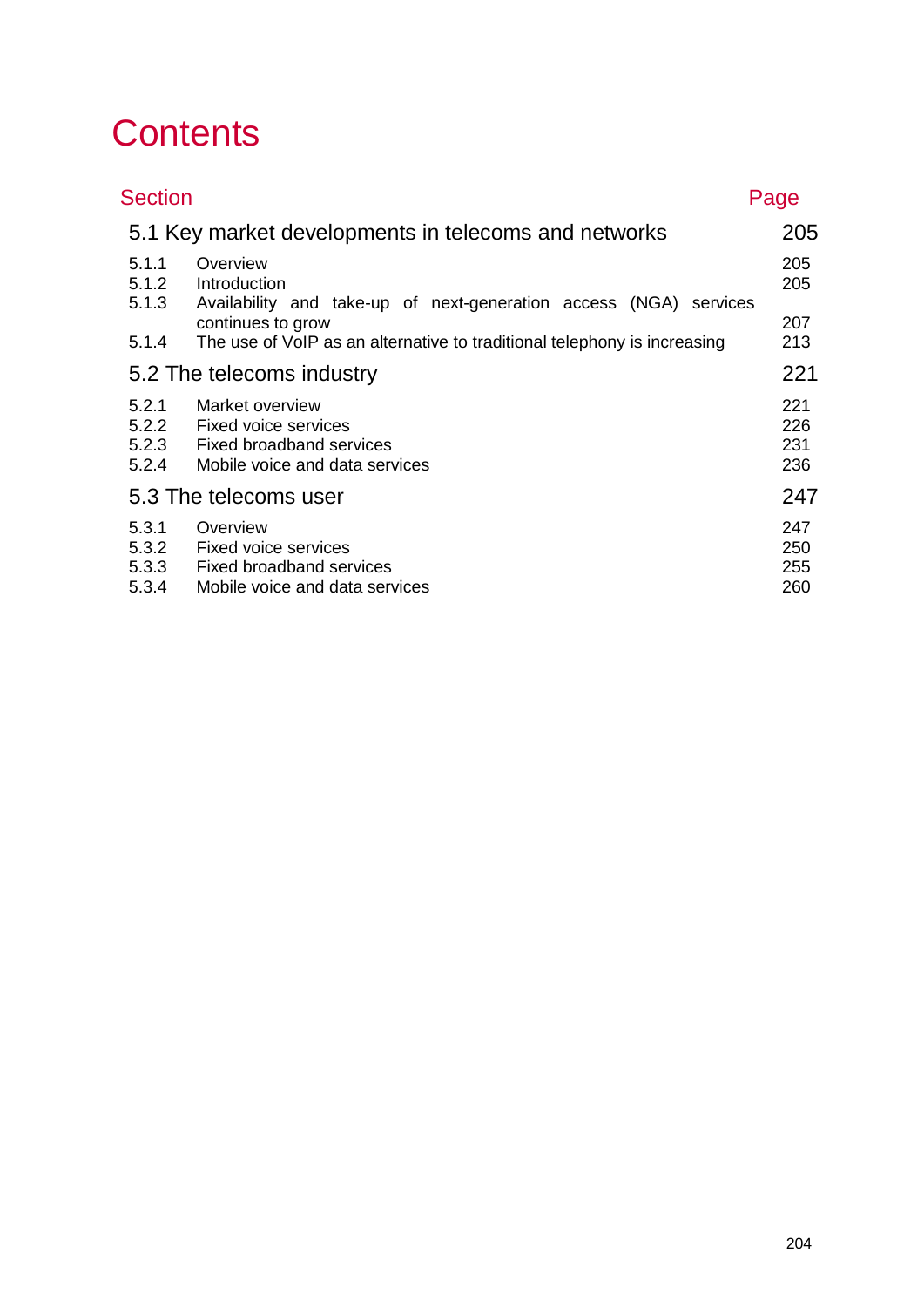# Contents

| Section | | Page |
|---|---|---|
| **5.1 Key market developments in telecoms and networks** | | **205** |
| 5.1.1 | Overview | 205 |
| 5.1.2 | Introduction | 205 |
| 5.1.3 | Availability and take-up of next-generation access (NGA) services continues to grow | 207 |
| 5.1.4 | The use of VoIP as an alternative to traditional telephony is increasing | 213 |
| **5.2 The telecoms industry** | | **221** |
| 5.2.1 | Market overview | 221 |
| 5.2.2 | Fixed voice services | 226 |
| 5.2.3 | Fixed broadband services | 231 |
| 5.2.4 | Mobile voice and data services | 236 |
| **5.3 The telecoms user** | | **247** |
| 5.3.1 | Overview | 247 |
| 5.3.2 | Fixed voice services | 250 |
| 5.3.3 | Fixed broadband services | 255 |
| 5.3.4 | Mobile voice and data services | 260 |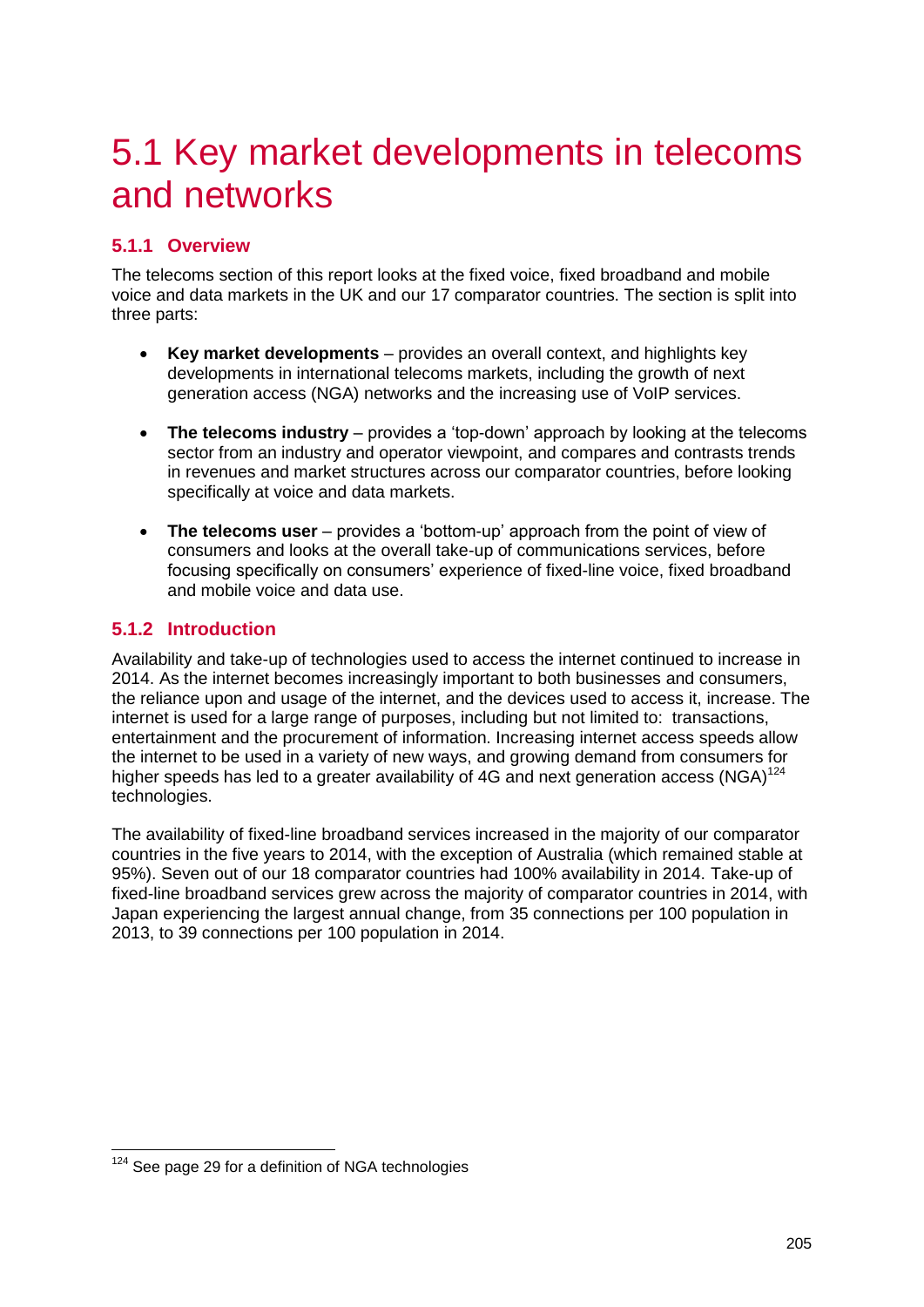# 5.1 Key market developments in telecoms and networks

### 5.1.1 Overview

The telecoms section of this report looks at the fixed voice, fixed broadband and mobile voice and data markets in the UK and our 17 comparator countries. The section is split into three parts:

- **Key market developments** – provides an overall context, and highlights key developments in international telecoms markets, including the growth of next generation access (NGA) networks and the increasing use of VoIP services.
- **The telecoms industry** – provides a 'top-down' approach by looking at the telecoms sector from an industry and operator viewpoint, and compares and contrasts trends in revenues and market structures across our comparator countries, before looking specifically at voice and data markets.
- **The telecoms user** – provides a 'bottom-up' approach from the point of view of consumers and looks at the overall take-up of communications services, before focusing specifically on consumers' experience of fixed-line voice, fixed broadband and mobile voice and data use.

### 5.1.2 Introduction

Availability and take-up of technologies used to access the internet continued to increase in 2014. As the internet becomes increasingly important to both businesses and consumers, the reliance upon and usage of the internet, and the devices used to access it, increase. The internet is used for a large range of purposes, including but not limited to: transactions, entertainment and the procurement of information. Increasing internet access speeds allow the internet to be used in a variety of new ways, and growing demand from consumers for higher speeds has led to a greater availability of 4G and next generation access (NGA)[124] technologies.

The availability of fixed-line broadband services increased in the majority of our comparator countries in the five years to 2014, with the exception of Australia (which remained stable at 95%). Seven out of our 18 comparator countries had 100% availability in 2014. Take-up of fixed-line broadband services grew across the majority of comparator countries in 2014, with Japan experiencing the largest annual change, from 35 connections per 100 population in 2013, to 39 connections per 100 population in 2014.

[124] See page 29 for a definition of NGA technologies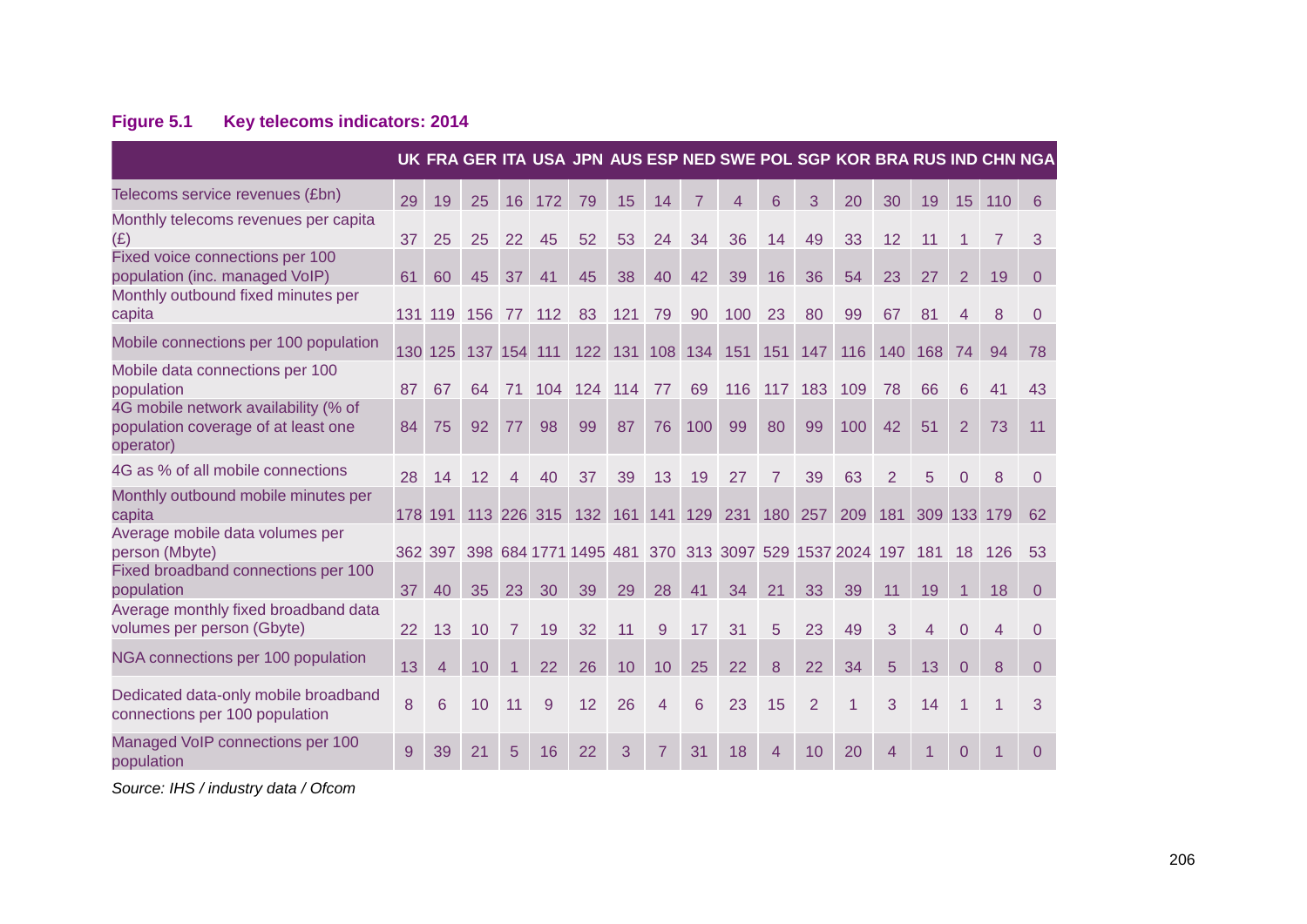**Figure 5.1 Key telecoms indicators: 2014**

| | UK | FRA | GER | ITA | USA | JPN | AUS | ESP | NED | SWE | POL | SGP | KOR | BRA | RUS | IND | CHN | NGA |
|---|---|---|---|---|---|---|---|---|---|---|---|---|---|---|---|---|---|---|
| Telecoms service revenues (£bn) | 29 | 19 | 25 | 16 | 172 | 79 | 15 | 14 | 7 | 4 | 6 | 3 | 20 | 30 | 19 | 15 | 110 | 6 |
| Monthly telecoms revenues per capita (£) | 37 | 25 | 25 | 22 | 45 | 52 | 53 | 24 | 34 | 36 | 14 | 49 | 33 | 12 | 11 | 1 | 7 | 3 |
| Fixed voice connections per 100 population (inc. managed VoIP) | 61 | 60 | 45 | 37 | 41 | 45 | 38 | 40 | 42 | 39 | 16 | 36 | 54 | 23 | 27 | 2 | 19 | 0 |
| Monthly outbound fixed minutes per capita | 131 | 119 | 156 | 77 | 112 | 83 | 121 | 79 | 90 | 100 | 23 | 80 | 99 | 67 | 81 | 4 | 8 | 0 |
| Mobile connections per 100 population | 130 | 125 | 137 | 154 | 111 | 122 | 131 | 108 | 134 | 151 | 151 | 147 | 116 | 140 | 168 | 74 | 94 | 78 |
| Mobile data connections per 100 population | 87 | 67 | 64 | 71 | 104 | 124 | 114 | 77 | 69 | 116 | 117 | 183 | 109 | 78 | 66 | 6 | 41 | 43 |
| 4G mobile network availability (% of population coverage of at least one operator) | 84 | 75 | 92 | 77 | 98 | 99 | 87 | 76 | 100 | 99 | 80 | 99 | 100 | 42 | 51 | 2 | 73 | 11 |
| 4G as % of all mobile connections | 28 | 14 | 12 | 4 | 40 | 37 | 39 | 13 | 19 | 27 | 7 | 39 | 63 | 2 | 5 | 0 | 8 | 0 |
| Monthly outbound mobile minutes per capita | 178 | 191 | 113 | 226 | 315 | 132 | 161 | 141 | 129 | 231 | 180 | 257 | 209 | 181 | 309 | 133 | 179 | 62 |
| Average mobile data volumes per person (Mbyte) | 362 | 397 | 398 | 684 | 1771 | 1495 | 481 | 370 | 313 | 3097 | 529 | 1537 | 2024 | 197 | 181 | 18 | 126 | 53 |
| Fixed broadband connections per 100 population | 37 | 40 | 35 | 23 | 30 | 39 | 29 | 28 | 41 | 34 | 21 | 33 | 39 | 11 | 19 | 1 | 18 | 0 |
| Average monthly fixed broadband data volumes per person (Gbyte) | 22 | 13 | 10 | 7 | 19 | 32 | 11 | 9 | 17 | 31 | 5 | 23 | 49 | 3 | 4 | 0 | 4 | 0 |
| NGA connections per 100 population | 13 | 4 | 10 | 1 | 22 | 26 | 10 | 10 | 25 | 22 | 8 | 22 | 34 | 5 | 13 | 0 | 8 | 0 |
| Dedicated data-only mobile broadband connections per 100 population | 8 | 6 | 10 | 11 | 9 | 12 | 26 | 4 | 6 | 23 | 15 | 2 | 1 | 3 | 14 | 1 | 1 | 3 |
| Managed VoIP connections per 100 population | 9 | 39 | 21 | 5 | 16 | 22 | 3 | 7 | 31 | 18 | 4 | 10 | 20 | 4 | 1 | 0 | 1 | 0 |

*Source: IHS / industry data / Ofcom*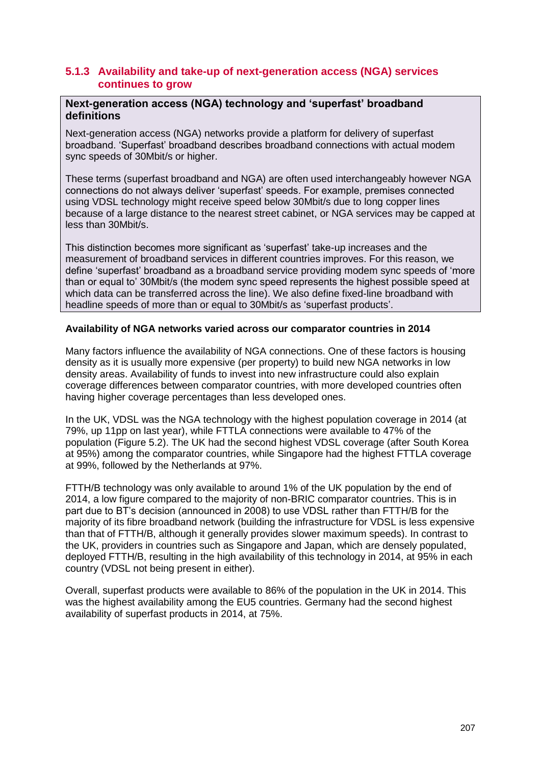### 5.1.3 Availability and take-up of next-generation access (NGA) services continues to grow

**Next-generation access (NGA) technology and 'superfast' broadband definitions**

Next-generation access (NGA) networks provide a platform for delivery of superfast broadband. 'Superfast' broadband describes broadband connections with actual modem sync speeds of 30Mbit/s or higher.

These terms (superfast broadband and NGA) are often used interchangeably however NGA connections do not always deliver 'superfast' speeds. For example, premises connected using VDSL technology might receive speed below 30Mbit/s due to long copper lines because of a large distance to the nearest street cabinet, or NGA services may be capped at less than 30Mbit/s.

This distinction becomes more significant as 'superfast' take-up increases and the measurement of broadband services in different countries improves. For this reason, we define 'superfast' broadband as a broadband service providing modem sync speeds of 'more than or equal to' 30Mbit/s (the modem sync speed represents the highest possible speed at which data can be transferred across the line). We also define fixed-line broadband with headline speeds of more than or equal to 30Mbit/s as 'superfast products'.

**Availability of NGA networks varied across our comparator countries in 2014**

Many factors influence the availability of NGA connections. One of these factors is housing density as it is usually more expensive (per property) to build new NGA networks in low density areas. Availability of funds to invest into new infrastructure could also explain coverage differences between comparator countries, with more developed countries often having higher coverage percentages than less developed ones.

In the UK, VDSL was the NGA technology with the highest population coverage in 2014 (at 79%, up 11pp on last year), while FTTLA connections were available to 47% of the population (Figure 5.2). The UK had the second highest VDSL coverage (after South Korea at 95%) among the comparator countries, while Singapore had the highest FTTLA coverage at 99%, followed by the Netherlands at 97%.

FTTH/B technology was only available to around 1% of the UK population by the end of 2014, a low figure compared to the majority of non-BRIC comparator countries. This is in part due to BT's decision (announced in 2008) to use VDSL rather than FTTH/B for the majority of its fibre broadband network (building the infrastructure for VDSL is less expensive than that of FTTH/B, although it generally provides slower maximum speeds). In contrast to the UK, providers in countries such as Singapore and Japan, which are densely populated, deployed FTTH/B, resulting in the high availability of this technology in 2014, at 95% in each country (VDSL not being present in either).

Overall, superfast products were available to 86% of the population in the UK in 2014. This was the highest availability among the EU5 countries. Germany had the second highest availability of superfast products in 2014, at 75%.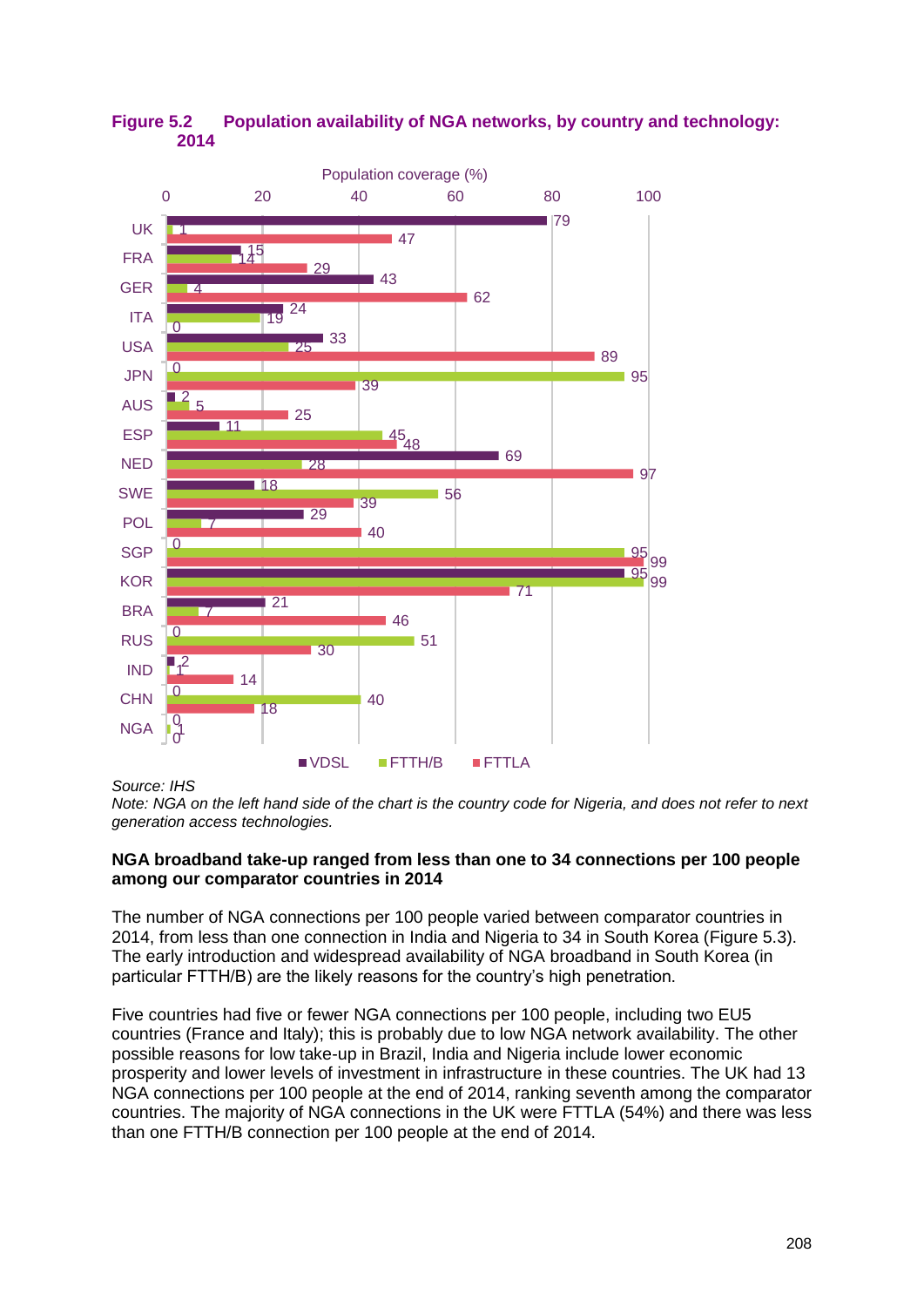**Figure 5.2 Population availability of NGA networks, by country and technology: 2014**

Population coverage (%)

| Country | VDSL | FTTH/B | FTTLA |
|---|---|---|---|
| UK | 79 | 1 | 47 |
| FRA | 15 | 14 | 29 |
| GER | 43 | 4 | 62 |
| ITA | 24 | 19 | 0 |
| USA | 33 | 25 | 89 |
| JPN | 0 | 95 | 39 |
| AUS | 2 | 5 | 25 |
| ESP | 11 | 45 | 48 |
| NED | 69 | 28 | 97 |
| SWE | 18 | 56 | 39 |
| POL | 29 | 7 | 40 |
| SGP | 0 | 95 | 99 |
| KOR | 95 | 99 | 71 |
| BRA | 21 | 7 | 46 |
| RUS | 0 | 51 | 30 |
| IND | 2 | 1 | 14 |
| CHN | 0 | 40 | 18 |
| NGA | 0 | 1 | 0 |

*Source: IHS*
*Note: NGA on the left hand side of the chart is the country code for Nigeria, and does not refer to next generation access technologies.*

**NGA broadband take-up ranged from less than one to 34 connections per 100 people among our comparator countries in 2014**

The number of NGA connections per 100 people varied between comparator countries in 2014, from less than one connection in India and Nigeria to 34 in South Korea (Figure 5.3). The early introduction and widespread availability of NGA broadband in South Korea (in particular FTTH/B) are the likely reasons for the country's high penetration.

Five countries had five or fewer NGA connections per 100 people, including two EU5 countries (France and Italy); this is probably due to low NGA network availability. The other possible reasons for low take-up in Brazil, India and Nigeria include lower economic prosperity and lower levels of investment in infrastructure in these countries. The UK had 13 NGA connections per 100 people at the end of 2014, ranking seventh among the comparator countries. The majority of NGA connections in the UK were FTTLA (54%) and there was less than one FTTH/B connection per 100 people at the end of 2014.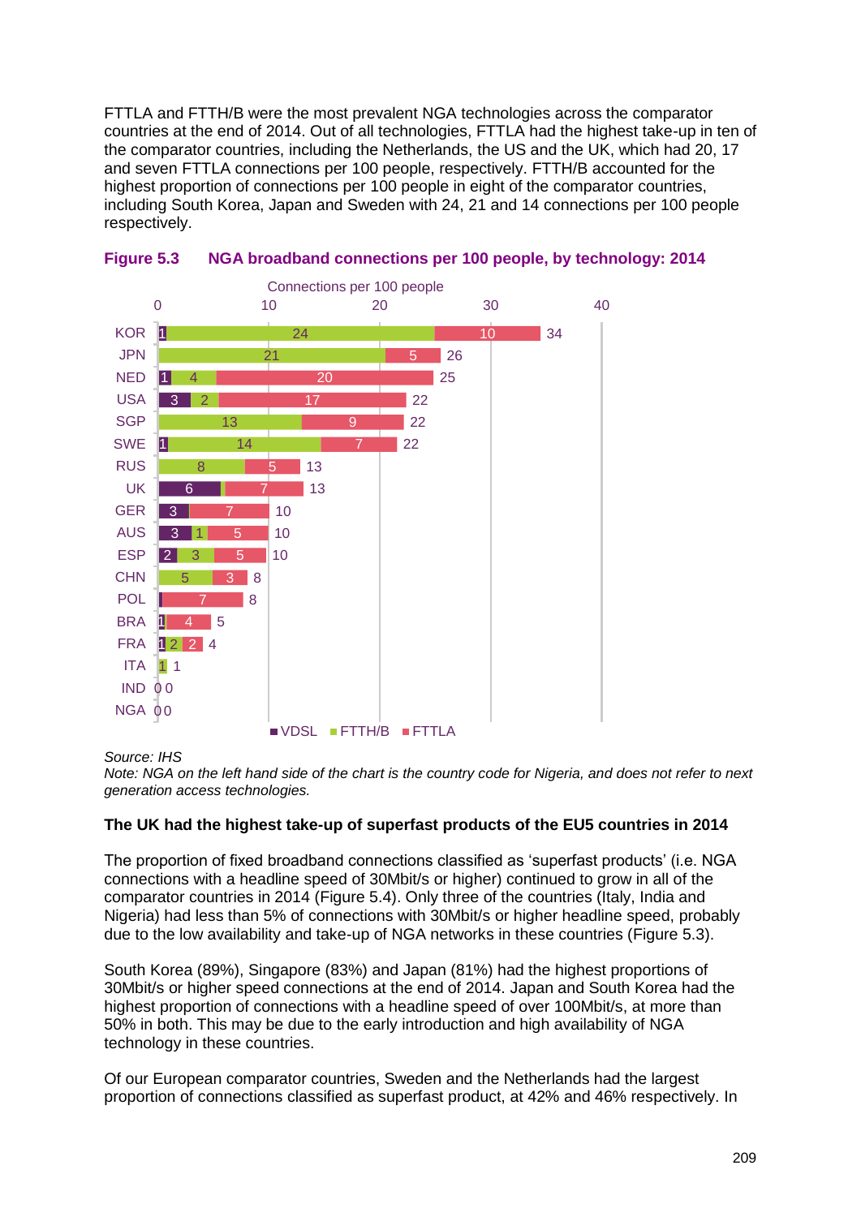FTTLA and FTTH/B were the most prevalent NGA technologies across the comparator countries at the end of 2014. Out of all technologies, FTTLA had the highest take-up in ten of the comparator countries, including the Netherlands, the US and the UK, which had 20, 17 and seven FTTLA connections per 100 people, respectively. FTTH/B accounted for the highest proportion of connections per 100 people in eight of the comparator countries, including South Korea, Japan and Sweden with 24, 21 and 14 connections per 100 people respectively.

**Figure 5.3 NGA broadband connections per 100 people, by technology: 2014**

Connections per 100 people

| Country | VDSL | FTTH/B | FTTLA | Total |
|---|---|---|---|---|
| KOR | 1 | 24 | 10 | 34 |
| JPN | | 21 | 5 | 26 |
| NED | 1 | 4 | 20 | 25 |
| USA | 3 | 2 | 17 | 22 |
| SGP | | 13 | 9 | 22 |
| SWE | 1 | 14 | 7 | 22 |
| RUS | | 8 | 5 | 13 |
| UK | 6 | | 7 | 13 |
| GER | 3 | | 7 | 10 |
| AUS | 3 | 1 | 5 | 10 |
| ESP | 2 | 3 | 5 | 10 |
| CHN | | 5 | 3 | 8 |
| POL | | | 7 | 8 |
| BRA | 1 | | 4 | 5 |
| FRA | 1 | 2 | 2 | 4 |
| ITA | | 1 | | 1 |
| IND | | | | 0 |
| NGA | | | | 0 |

*Source: IHS*
*Note: NGA on the left hand side of the chart is the country code for Nigeria, and does not refer to next generation access technologies.*

**The UK had the highest take-up of superfast products of the EU5 countries in 2014**

The proportion of fixed broadband connections classified as 'superfast products' (i.e. NGA connections with a headline speed of 30Mbit/s or higher) continued to grow in all of the comparator countries in 2014 (Figure 5.4). Only three of the countries (Italy, India and Nigeria) had less than 5% of connections with 30Mbit/s or higher headline speed, probably due to the low availability and take-up of NGA networks in these countries (Figure 5.3).

South Korea (89%), Singapore (83%) and Japan (81%) had the highest proportions of 30Mbit/s or higher speed connections at the end of 2014. Japan and South Korea had the highest proportion of connections with a headline speed of over 100Mbit/s, at more than 50% in both. This may be due to the early introduction and high availability of NGA technology in these countries.

Of our European comparator countries, Sweden and the Netherlands had the largest proportion of connections classified as superfast product, at 42% and 46% respectively. In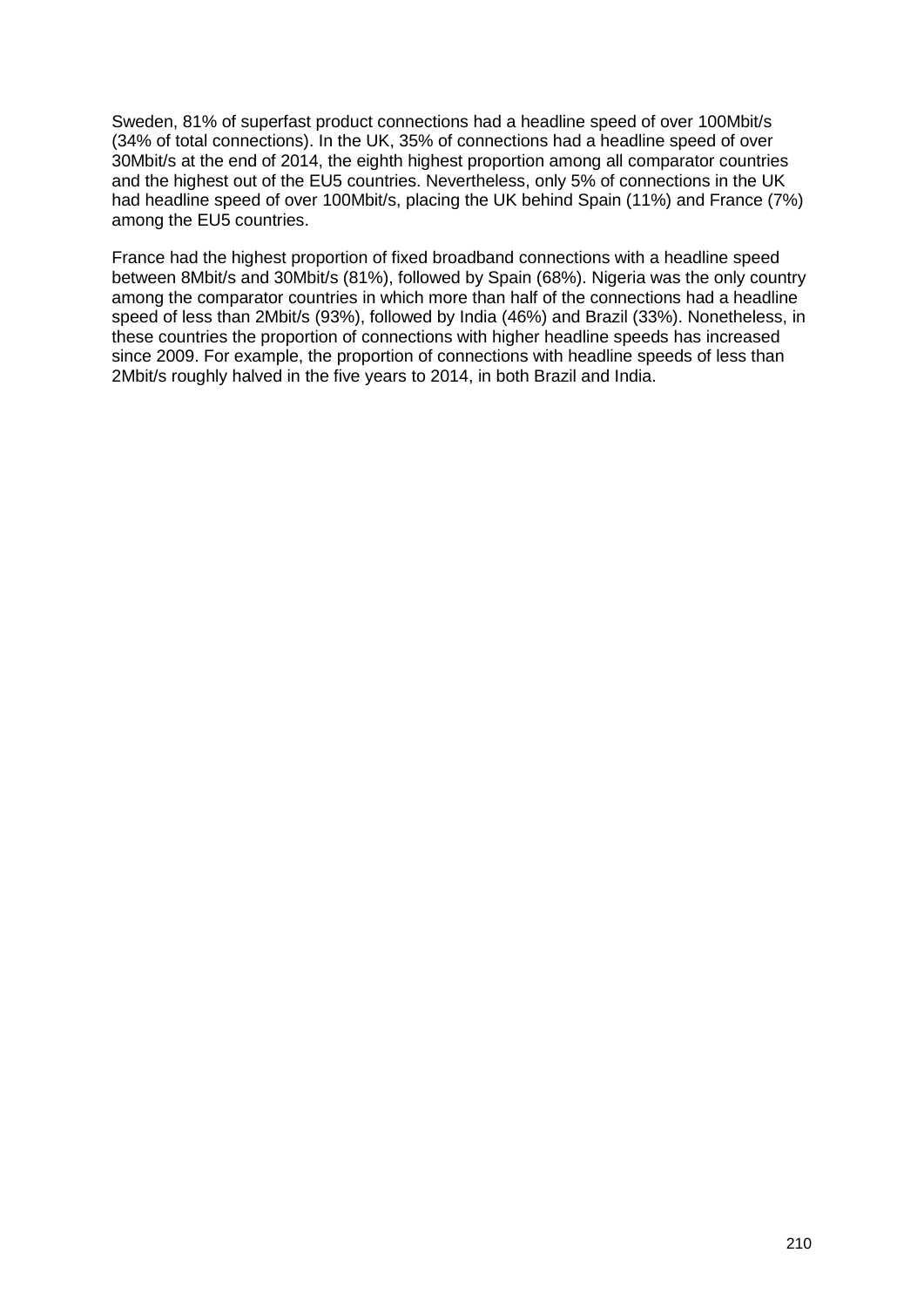Sweden, 81% of superfast product connections had a headline speed of over 100Mbit/s (34% of total connections). In the UK, 35% of connections had a headline speed of over 30Mbit/s at the end of 2014, the eighth highest proportion among all comparator countries and the highest out of the EU5 countries. Nevertheless, only 5% of connections in the UK had headline speed of over 100Mbit/s, placing the UK behind Spain (11%) and France (7%) among the EU5 countries.

France had the highest proportion of fixed broadband connections with a headline speed between 8Mbit/s and 30Mbit/s (81%), followed by Spain (68%). Nigeria was the only country among the comparator countries in which more than half of the connections had a headline speed of less than 2Mbit/s (93%), followed by India (46%) and Brazil (33%). Nonetheless, in these countries the proportion of connections with higher headline speeds has increased since 2009. For example, the proportion of connections with headline speeds of less than 2Mbit/s roughly halved in the five years to 2014, in both Brazil and India.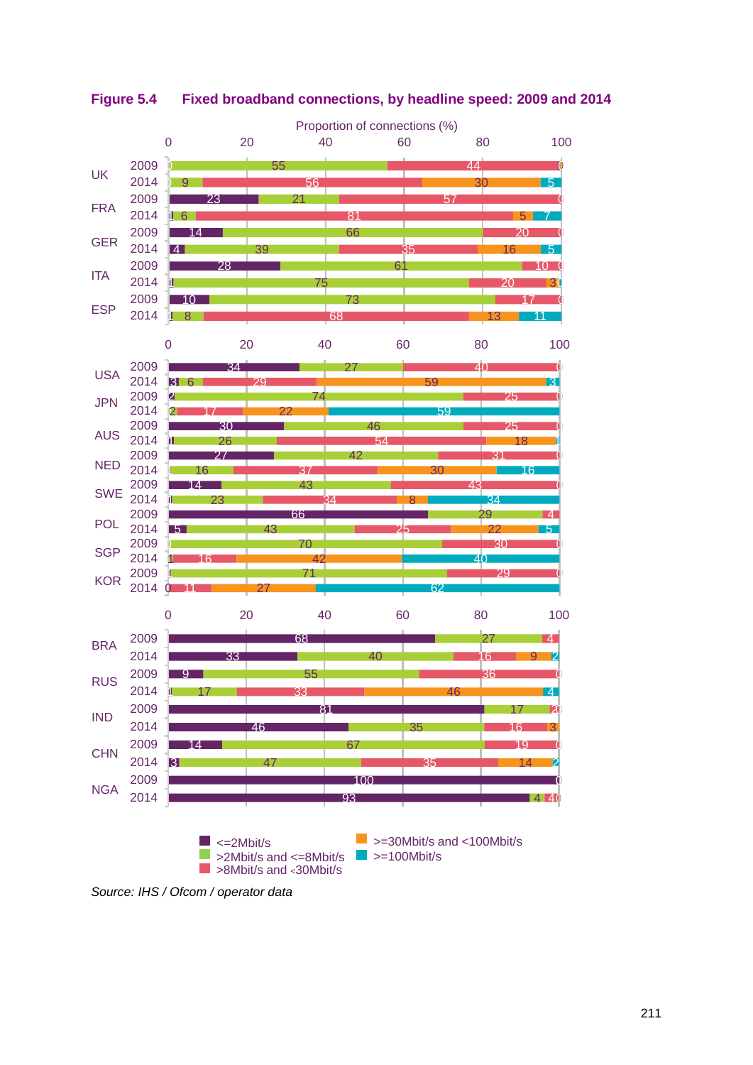**Figure 5.4 Fixed broadband connections, by headline speed: 2009 and 2014**

Proportion of connections (%)

| Country | Year | <=2Mbit/s | >2Mbit/s and <=8Mbit/s | >8Mbit/s and <30Mbit/s | >=30Mbit/s and <100Mbit/s | >=100Mbit/s |
|---|---|---|---|---|---|---|
| UK | 2009 | 0 | 55 | 44 | 0 | |
| UK | 2014 | 0 | 9 | 56 | 30 | 5 |
| FRA | 2009 | 23 | 21 | 57 | 0 | |
| FRA | 2014 | 1 | 6 | 81 | 5 | 7 |
| GER | 2009 | 14 | 66 | 20 | 0 | |
| GER | 2014 | 4 | 39 | 35 | 16 | 5 |
| ITA | 2009 | 28 | 61 | 10 | 0 | |
| ITA | 2014 | 1 | 75 | 20 | 3 | 0 |
| ESP | 2009 | 10 | 73 | 17 | 0 | |
| ESP | 2014 | 1 | 8 | 68 | 13 | 11 |
| USA | 2009 | 34 | 27 | 40 | 0 | |
| USA | 2014 | 3 | 6 | 29 | 59 | 3 |
| JPN | 2009 | 2 | 74 | 25 | 0 | |
| JPN | 2014 | | 2 | 17 | 22 | 59 |
| AUS | 2009 | 30 | 46 | 25 | 0 | |
| AUS | 2014 | 1 | 26 | 54 | 18 | 1 |
| NED | 2009 | 27 | 42 | 31 | 0 | |
| NED | 2014 | 1 | 16 | 37 | 30 | 16 |
| SWE | 2009 | 14 | 43 | 43 | 0 | |
| SWE | 2014 | 1 | 23 | 34 | 8 | 34 |
| POL | 2009 | 66 | 29 | 4 | | |
| POL | 2014 | 5 | 43 | 25 | 22 | 5 |
| SGP | 2009 | 0 | 70 | 30 | 0 | |
| SGP | 2014 | | 1 | 16 | 42 | 40 |
| KOR | 2009 | 1 | 71 | 29 | 0 | |
| KOR | 2014 | 0 | | 11 | 27 | 62 |
| BRA | 2009 | 68 | 27 | 4 | | |
| BRA | 2014 | 33 | 40 | 16 | 9 | 2 |
| RUS | 2009 | 9 | 55 | 36 | 0 | |
| RUS | 2014 | 1 | 17 | 33 | 46 | 4 |
| IND | 2009 | 81 | 17 | 2 | 0 | |
| IND | 2014 | 46 | 35 | 16 | 3 | |
| CHN | 2009 | 14 | 67 | 19 | 0 | |
| CHN | 2014 | 3 | 47 | 35 | 14 | 2 |
| NGA | 2009 | 100 | | | 0 | |
| NGA | 2014 | 93 | 4 | 4 | 0 | |

*Source: IHS / Ofcom / operator data*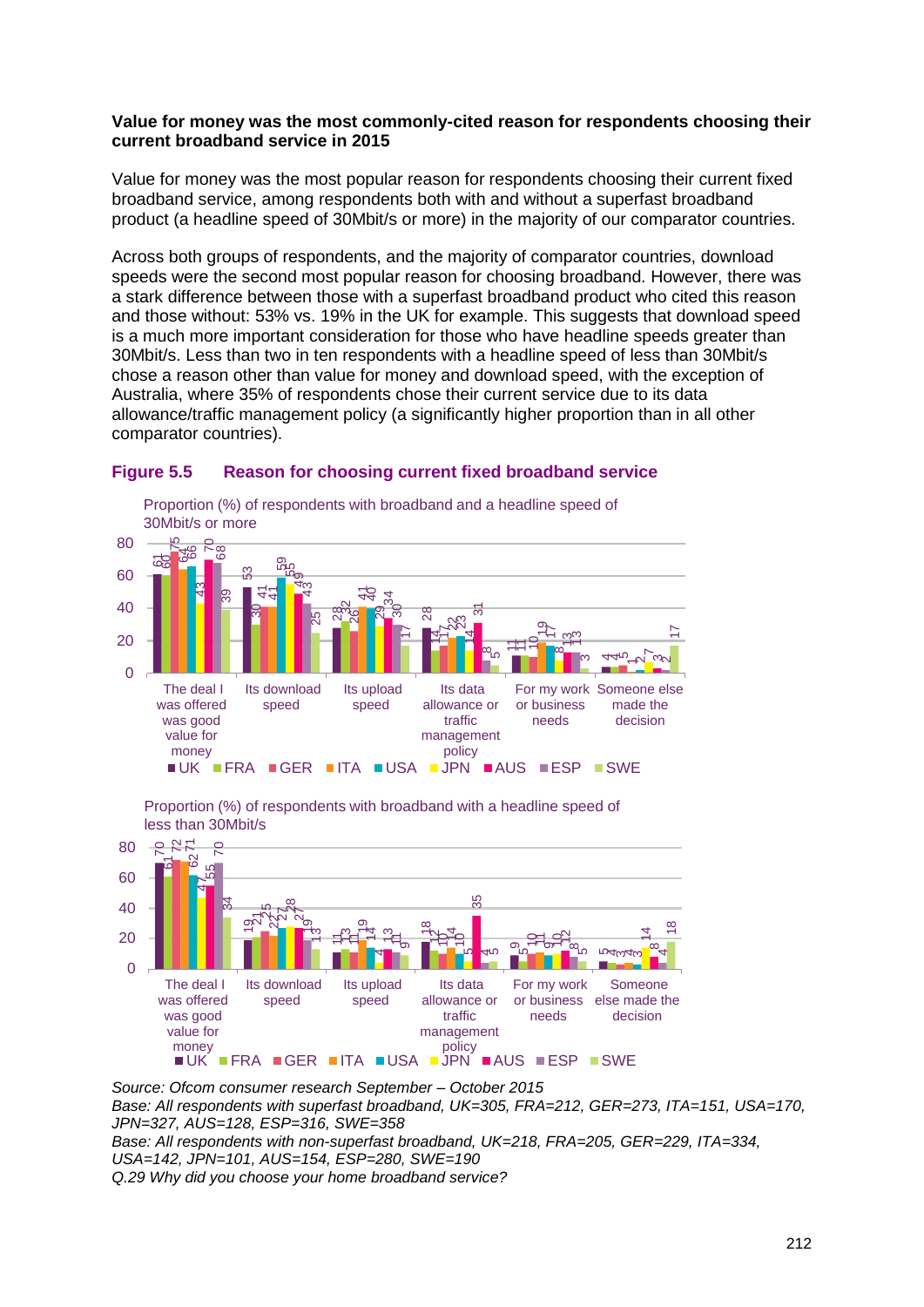**Value for money was the most commonly-cited reason for respondents choosing their current broadband service in 2015**

Value for money was the most popular reason for respondents choosing their current fixed broadband service, among respondents both with and without a superfast broadband product (a headline speed of 30Mbit/s or more) in the majority of our comparator countries.

Across both groups of respondents, and the majority of comparator countries, download speeds were the second most popular reason for choosing broadband. However, there was a stark difference between those with a superfast broadband product who cited this reason and those without: 53% vs. 19% in the UK for example. This suggests that download speed is a much more important consideration for those who have headline speeds greater than 30Mbit/s. Less than two in ten respondents with a headline speed of less than 30Mbit/s chose a reason other than value for money and download speed, with the exception of Australia, where 35% of respondents chose their current service due to its data allowance/traffic management policy (a significantly higher proportion than in all other comparator countries).

### Figure 5.5 Reason for choosing current fixed broadband service

Proportion (%) of respondents with broadband and a headline speed of 30Mbit/s or more

| | UK | FRA | GER | ITA | USA | JPN | AUS | ESP | SWE |
|---|---|---|---|---|---|---|---|---|---|
| The deal I was offered was good value for money | 61 | 60 | 75 | 64 | 66 | 43 | 70 | 68 | 39 |
| Its download speed | 53 | 30 | 41 | 41 | 59 | 55 | 49 | 43 | 25 |
| Its upload speed | 28 | 32 | 26 | 41 | 40 | 29 | 34 | 30 | 17 |
| Its data allowance or traffic management policy | 28 | 14 | 17 | 22 | 23 | 14 | 31 | 8 | 5 |
| For my work or business needs | 11 | 11 | 10 | 19 | 17 | 8 | 13 | 13 | 3 |
| Someone else made the decision | 4 | 4 | 5 | 1 | 2 | 7 | 3 | 2 | 17 |

Proportion (%) of respondents with broadband with a headline speed of less than 30Mbit/s

| | UK | FRA | GER | ITA | USA | JPN | AUS | ESP | SWE |
|---|---|---|---|---|---|---|---|---|---|
| The deal I was offered was good value for money | 70 | 61 | 72 | 71 | 62 | 47 | 55 | 70 | 34 |
| Its download speed | 19 | 21 | 25 | 22 | 27 | 28 | 27 | 19 | 13 |
| Its upload speed | 11 | 13 | 11 | 19 | 14 | 4 | 13 | 11 | 9 |
| Its data allowance or traffic management policy | 18 | 12 | 10 | 14 | 10 | 5 | 35 | 4 | 5 |
| For my work or business needs | 9 | 5 | 10 | 11 | 9 | 10 | 12 | 8 | 5 |
| Someone else made the decision | 5 | 4 | 3 | 4 | 3 | 14 | 8 | 4 | 18 |

*Source: Ofcom consumer research September – October 2015*
*Base: All respondents with superfast broadband, UK=305, FRA=212, GER=273, ITA=151, USA=170, JPN=327, AUS=128, ESP=316, SWE=358*
*Base: All respondents with non-superfast broadband, UK=218, FRA=205, GER=229, ITA=334, USA=142, JPN=101, AUS=154, ESP=280, SWE=190*
*Q.29 Why did you choose your home broadband service?*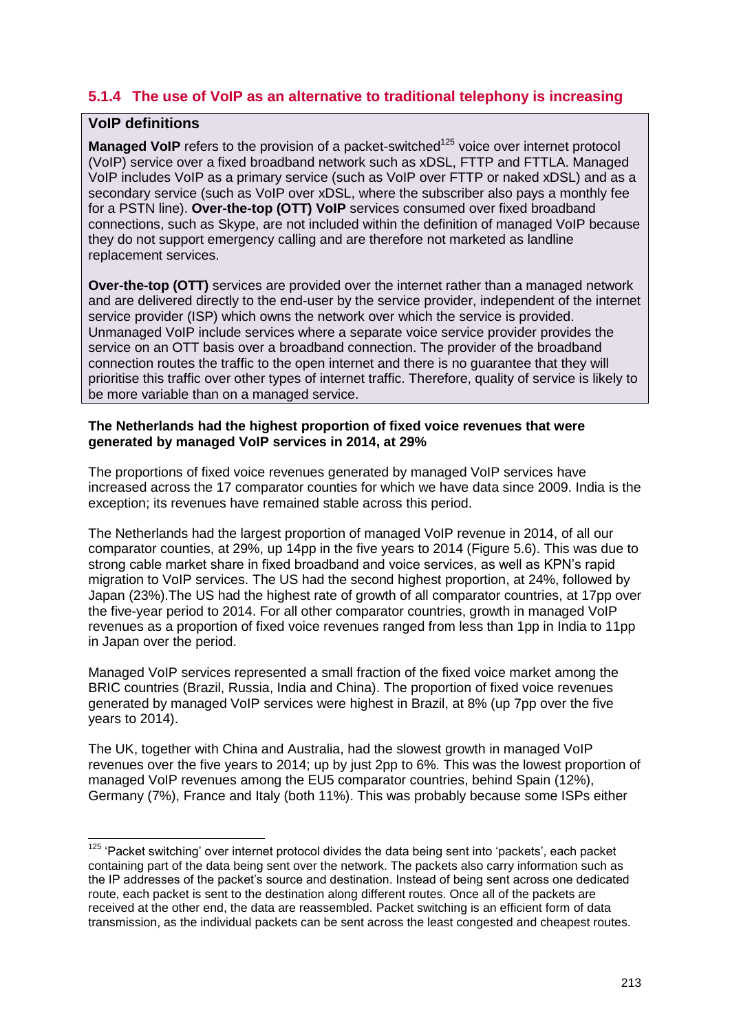### 5.1.4 The use of VoIP as an alternative to traditional telephony is increasing

**VoIP definitions**

**Managed VoIP** refers to the provision of a packet-switched[125] voice over internet protocol (VoIP) service over a fixed broadband network such as xDSL, FTTP and FTTLA. Managed VoIP includes VoIP as a primary service (such as VoIP over FTTP or naked xDSL) and as a secondary service (such as VoIP over xDSL, where the subscriber also pays a monthly fee for a PSTN line). **Over-the-top (OTT) VoIP** services consumed over fixed broadband connections, such as Skype, are not included within the definition of managed VoIP because they do not support emergency calling and are therefore not marketed as landline replacement services.

**Over-the-top (OTT)** services are provided over the internet rather than a managed network and are delivered directly to the end-user by the service provider, independent of the internet service provider (ISP) which owns the network over which the service is provided. Unmanaged VoIP include services where a separate voice service provider provides the service on an OTT basis over a broadband connection. The provider of the broadband connection routes the traffic to the open internet and there is no guarantee that they will prioritise this traffic over other types of internet traffic. Therefore, quality of service is likely to be more variable than on a managed service.

**The Netherlands had the highest proportion of fixed voice revenues that were generated by managed VoIP services in 2014, at 29%**

The proportions of fixed voice revenues generated by managed VoIP services have increased across the 17 comparator counties for which we have data since 2009. India is the exception; its revenues have remained stable across this period.

The Netherlands had the largest proportion of managed VoIP revenue in 2014, of all our comparator counties, at 29%, up 14pp in the five years to 2014 (Figure 5.6). This was due to strong cable market share in fixed broadband and voice services, as well as KPN's rapid migration to VoIP services. The US had the second highest proportion, at 24%, followed by Japan (23%).The US had the highest rate of growth of all comparator countries, at 17pp over the five-year period to 2014. For all other comparator countries, growth in managed VoIP revenues as a proportion of fixed voice revenues ranged from less than 1pp in India to 11pp in Japan over the period.

Managed VoIP services represented a small fraction of the fixed voice market among the BRIC countries (Brazil, Russia, India and China). The proportion of fixed voice revenues generated by managed VoIP services were highest in Brazil, at 8% (up 7pp over the five years to 2014).

The UK, together with China and Australia, had the slowest growth in managed VoIP revenues over the five years to 2014; up by just 2pp to 6%. This was the lowest proportion of managed VoIP revenues among the EU5 comparator countries, behind Spain (12%), Germany (7%), France and Italy (both 11%). This was probably because some ISPs either

[125] 'Packet switching' over internet protocol divides the data being sent into 'packets', each packet containing part of the data being sent over the network. The packets also carry information such as the IP addresses of the packet's source and destination. Instead of being sent across one dedicated route, each packet is sent to the destination along different routes. Once all of the packets are received at the other end, the data are reassembled. Packet switching is an efficient form of data transmission, as the individual packets can be sent across the least congested and cheapest routes.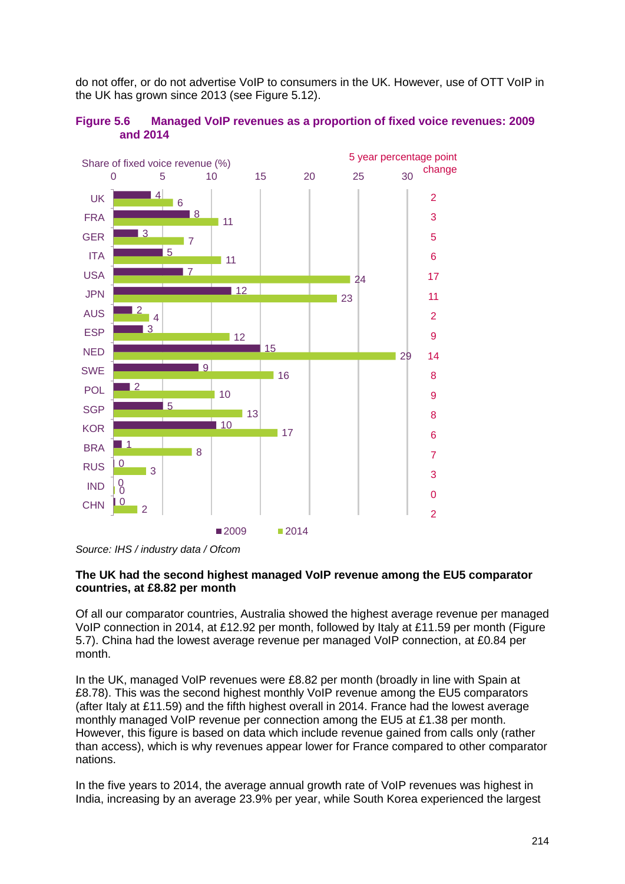do not offer, or do not advertise VoIP to consumers in the UK. However, use of OTT VoIP in the UK has grown since 2013 (see Figure 5.12).

**Figure 5.6 Managed VoIP revenues as a proportion of fixed voice revenues: 2009 and 2014**

| Country | 2009 (share of fixed voice revenue, %) | 2014 (share of fixed voice revenue, %) | 5 year percentage point change |
|---|---|---|---|
| UK | 4 | 6 | 2 |
| FRA | 8 | 11 | 3 |
| GER | 3 | 7 | 5 |
| ITA | 5 | 11 | 6 |
| USA | 7 | 24 | 17 |
| JPN | 12 | 23 | 11 |
| AUS | 2 | 4 | 2 |
| ESP | 3 | 12 | 9 |
| NED | 15 | 29 | 14 |
| SWE | 9 | 16 | 8 |
| POL | 2 | 10 | 9 |
| SGP | 5 | 13 | 8 |
| KOR | 10 | 17 | 6 |
| BRA | 1 | 8 | 7 |
| RUS | 0 | 3 | 3 |
| IND | 0 | 0 | 0 |
| CHN | 0 | 2 | 2 |

*Source: IHS / industry data / Ofcom*

**The UK had the second highest managed VoIP revenue among the EU5 comparator countries, at £8.82 per month**

Of all our comparator countries, Australia showed the highest average revenue per managed VoIP connection in 2014, at £12.92 per month, followed by Italy at £11.59 per month (Figure 5.7). China had the lowest average revenue per managed VoIP connection, at £0.84 per month.

In the UK, managed VoIP revenues were £8.82 per month (broadly in line with Spain at £8.78). This was the second highest monthly VoIP revenue among the EU5 comparators (after Italy at £11.59) and the fifth highest overall in 2014. France had the lowest average monthly managed VoIP revenue per connection among the EU5 at £1.38 per month. However, this figure is based on data which include revenue gained from calls only (rather than access), which is why revenues appear lower for France compared to other comparator nations.

In the five years to 2014, the average annual growth rate of VoIP revenues was highest in India, increasing by an average 23.9% per year, while South Korea experienced the largest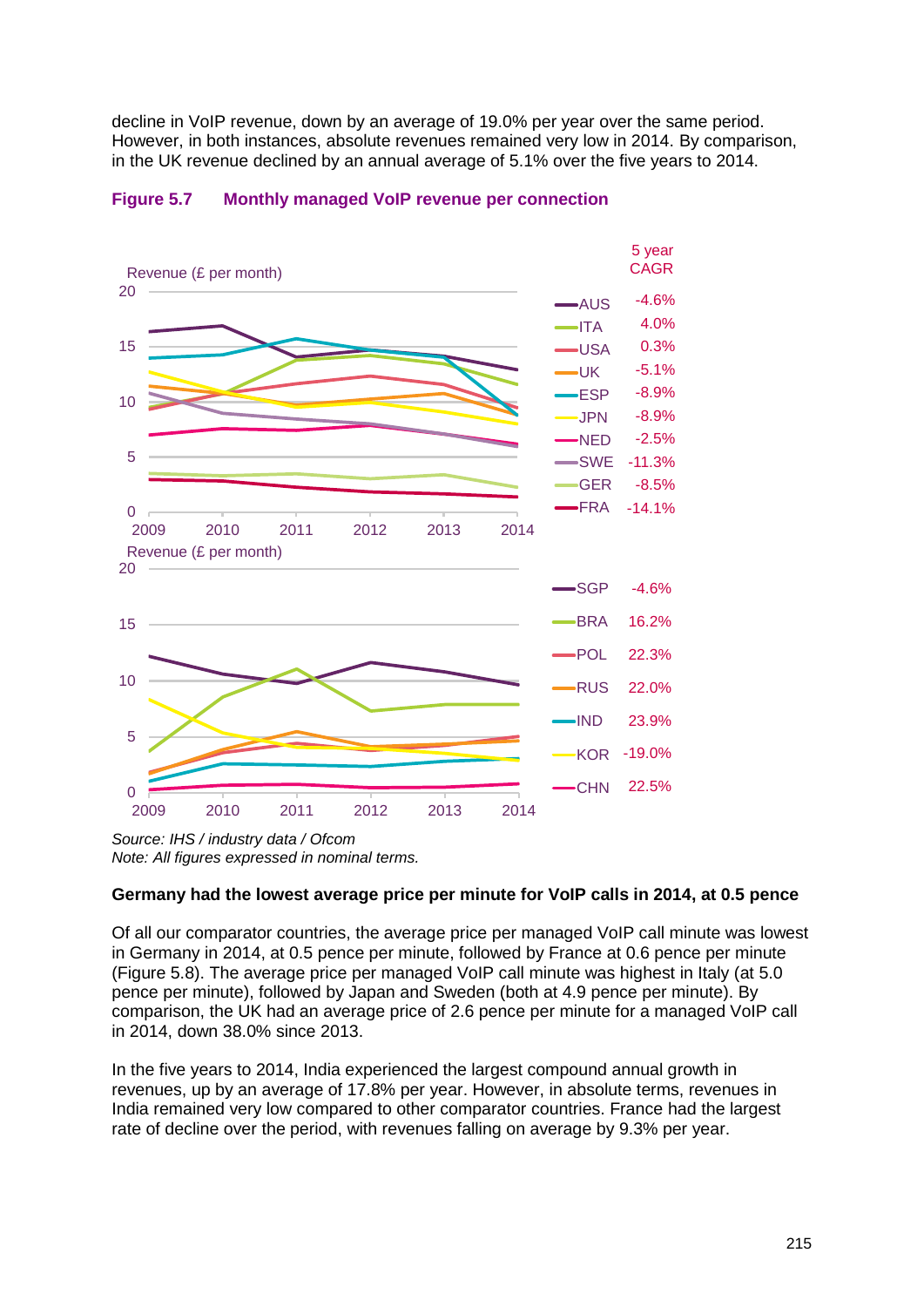decline in VoIP revenue, down by an average of 19.0% per year over the same period. However, in both instances, absolute revenues remained very low in 2014. By comparison, in the UK revenue declined by an annual average of 5.1% over the five years to 2014.

**Figure 5.7 Monthly managed VoIP revenue per connection**

| Country | 5 year CAGR |
|---|---|
| AUS | -4.6% |
| ITA | 4.0% |
| USA | 0.3% |
| UK | -5.1% |
| ESP | -8.9% |
| JPN | -8.9% |
| NED | -2.5% |
| SWE | -11.3% |
| GER | -8.5% |
| FRA | -14.1% |
| SGP | -4.6% |
| BRA | 16.2% |
| POL | 22.3% |
| RUS | 22.0% |
| IND | 23.9% |
| KOR | -19.0% |
| CHN | 22.5% |

*Source: IHS / industry data / Ofcom*
*Note: All figures expressed in nominal terms.*

**Germany had the lowest average price per minute for VoIP calls in 2014, at 0.5 pence**

Of all our comparator countries, the average price per managed VoIP call minute was lowest in Germany in 2014, at 0.5 pence per minute, followed by France at 0.6 pence per minute (Figure 5.8). The average price per managed VoIP call minute was highest in Italy (at 5.0 pence per minute), followed by Japan and Sweden (both at 4.9 pence per minute). By comparison, the UK had an average price of 2.6 pence per minute for a managed VoIP call in 2014, down 38.0% since 2013.

In the five years to 2014, India experienced the largest compound annual growth in revenues, up by an average of 17.8% per year. However, in absolute terms, revenues in India remained very low compared to other comparator countries. France had the largest rate of decline over the period, with revenues falling on average by 9.3% per year.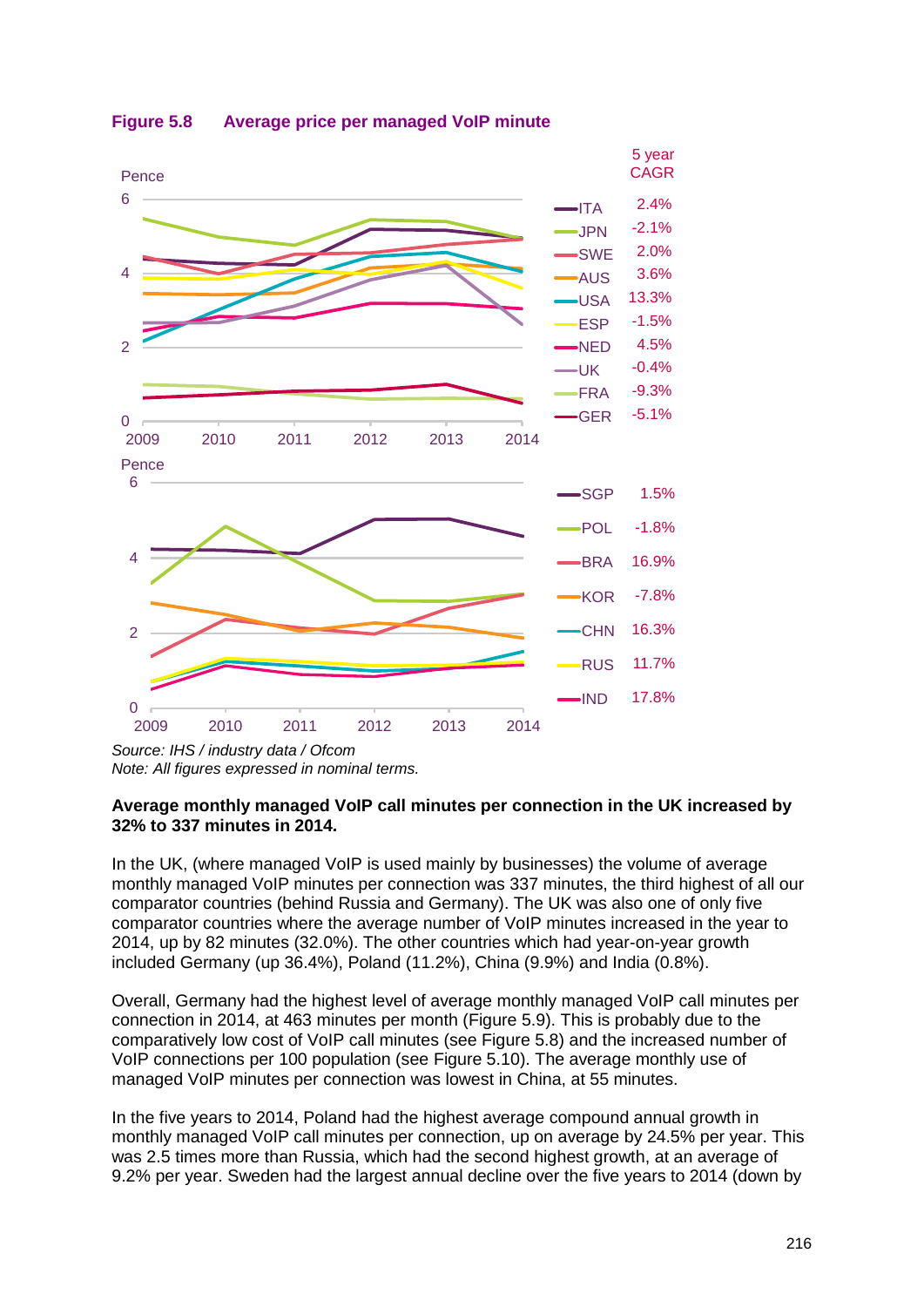**Figure 5.8 Average price per managed VoIP minute**

| Country | 5 year CAGR |
| --- | --- |
| ITA | 2.4% |
| JPN | -2.1% |
| SWE | 2.0% |
| AUS | 3.6% |
| USA | 13.3% |
| ESP | -1.5% |
| NED | 4.5% |
| UK | -0.4% |
| FRA | -9.3% |
| GER | -5.1% |
| SGP | 1.5% |
| POL | -1.8% |
| BRA | 16.9% |
| KOR | -7.8% |
| CHN | 16.3% |
| RUS | 11.7% |
| IND | 17.8% |

*Source: IHS / industry data / Ofcom*
*Note: All figures expressed in nominal terms.*

**Average monthly managed VoIP call minutes per connection in the UK increased by 32% to 337 minutes in 2014.**

In the UK, (where managed VoIP is used mainly by businesses) the volume of average monthly managed VoIP minutes per connection was 337 minutes, the third highest of all our comparator countries (behind Russia and Germany). The UK was also one of only five comparator countries where the average number of VoIP minutes increased in the year to 2014, up by 82 minutes (32.0%). The other countries which had year-on-year growth included Germany (up 36.4%), Poland (11.2%), China (9.9%) and India (0.8%).

Overall, Germany had the highest level of average monthly managed VoIP call minutes per connection in 2014, at 463 minutes per month (Figure 5.9). This is probably due to the comparatively low cost of VoIP call minutes (see Figure 5.8) and the increased number of VoIP connections per 100 population (see Figure 5.10). The average monthly use of managed VoIP minutes per connection was lowest in China, at 55 minutes.

In the five years to 2014, Poland had the highest average compound annual growth in monthly managed VoIP call minutes per connection, up on average by 24.5% per year. This was 2.5 times more than Russia, which had the second highest growth, at an average of 9.2% per year. Sweden had the largest annual decline over the five years to 2014 (down by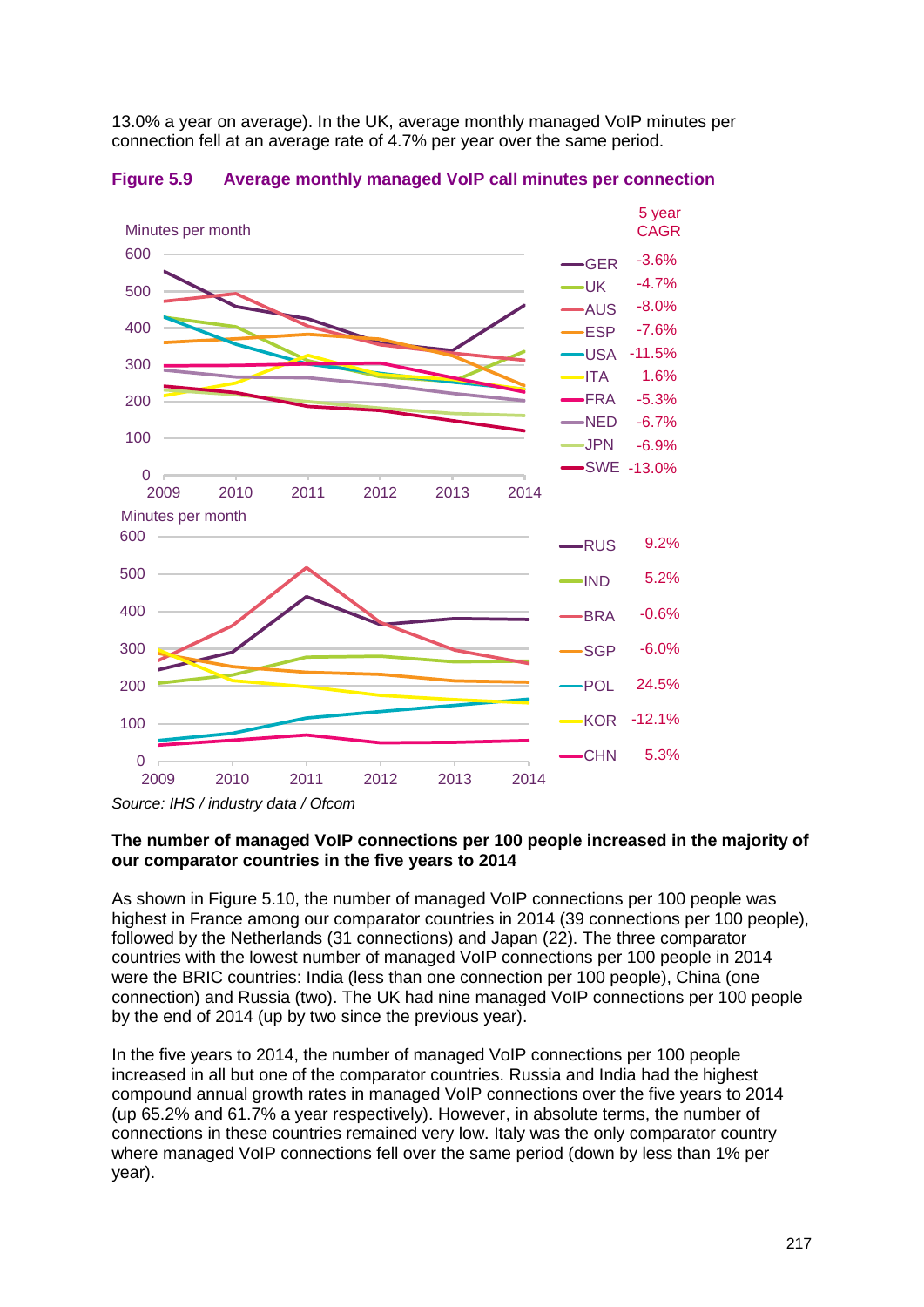13.0% a year on average). In the UK, average monthly managed VoIP minutes per connection fell at an average rate of 4.7% per year over the same period.

**Figure 5.9 Average monthly managed VoIP call minutes per connection**

| Country | 5 year CAGR |
|---|---|
| GER | -3.6% |
| UK | -4.7% |
| AUS | -8.0% |
| ESP | -7.6% |
| USA | -11.5% |
| ITA | 1.6% |
| FRA | -5.3% |
| NED | -6.7% |
| JPN | -6.9% |
| SWE | -13.0% |

| Country | 5 year CAGR |
|---|---|
| RUS | 9.2% |
| IND | 5.2% |
| BRA | -0.6% |
| SGP | -6.0% |
| POL | 24.5% |
| KOR | -12.1% |
| CHN | 5.3% |

*Source: IHS / industry data / Ofcom*

**The number of managed VoIP connections per 100 people increased in the majority of our comparator countries in the five years to 2014**

As shown in Figure 5.10, the number of managed VoIP connections per 100 people was highest in France among our comparator countries in 2014 (39 connections per 100 people), followed by the Netherlands (31 connections) and Japan (22). The three comparator countries with the lowest number of managed VoIP connections per 100 people in 2014 were the BRIC countries: India (less than one connection per 100 people), China (one connection) and Russia (two). The UK had nine managed VoIP connections per 100 people by the end of 2014 (up by two since the previous year).

In the five years to 2014, the number of managed VoIP connections per 100 people increased in all but one of the comparator countries. Russia and India had the highest compound annual growth rates in managed VoIP connections over the five years to 2014 (up 65.2% and 61.7% a year respectively). However, in absolute terms, the number of connections in these countries remained very low. Italy was the only comparator country where managed VoIP connections fell over the same period (down by less than 1% per year).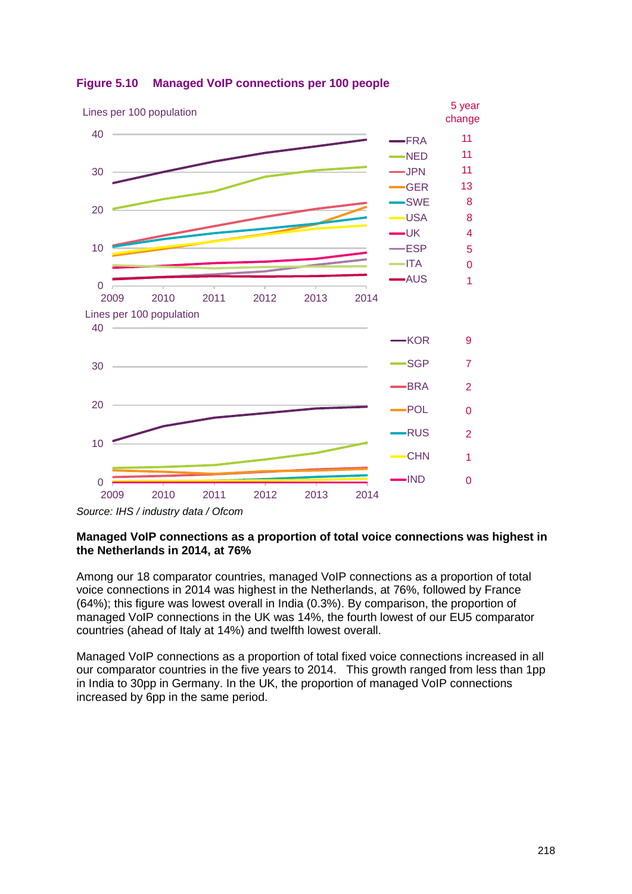**Figure 5.10 Managed VoIP connections per 100 people**

Lines per 100 population

| Country | 5 year change |
|---|---|
| FRA | 11 |
| NED | 11 |
| JPN | 11 |
| GER | 13 |
| SWE | 8 |
| USA | 8 |
| UK | 4 |
| ESP | 5 |
| ITA | 0 |
| AUS | 1 |

Lines per 100 population

| Country | 5 year change |
|---|---|
| KOR | 9 |
| SGP | 7 |
| BRA | 2 |
| POL | 0 |
| RUS | 2 |
| CHN | 1 |
| IND | 0 |

*Source: IHS / industry data / Ofcom*

**Managed VoIP connections as a proportion of total voice connections was highest in the Netherlands in 2014, at 76%**

Among our 18 comparator countries, managed VoIP connections as a proportion of total voice connections in 2014 was highest in the Netherlands, at 76%, followed by France (64%); this figure was lowest overall in India (0.3%). By comparison, the proportion of managed VoIP connections in the UK was 14%, the fourth lowest of our EU5 comparator countries (ahead of Italy at 14%) and twelfth lowest overall.

Managed VoIP connections as a proportion of total fixed voice connections increased in all our comparator countries in the five years to 2014. This growth ranged from less than 1pp in India to 30pp in Germany. In the UK, the proportion of managed VoIP connections increased by 6pp in the same period.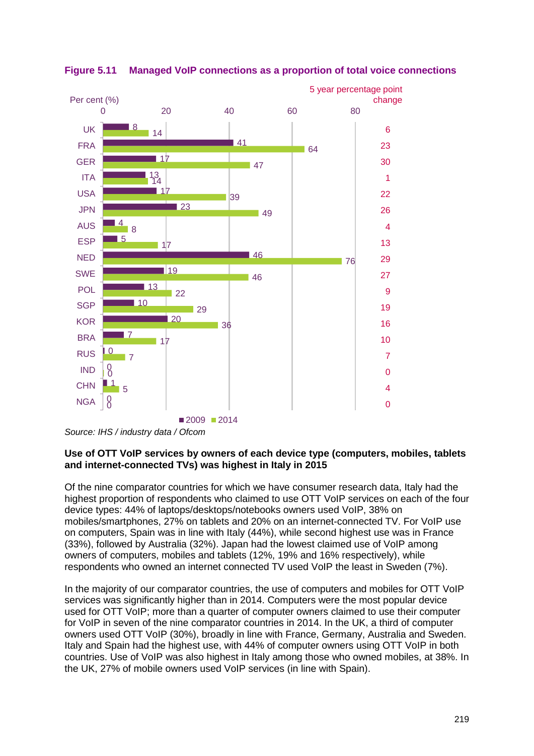**Figure 5.11 Managed VoIP connections as a proportion of total voice connections**

| Country | 2009 (%) | 2014 (%) | 5 year percentage point change |
| --- | --- | --- | --- |
| UK | 8 | 14 | 6 |
| FRA | 41 | 64 | 23 |
| GER | 17 | 47 | 30 |
| ITA | 13 | 14 | 1 |
| USA | 17 | 39 | 22 |
| JPN | 23 | 49 | 26 |
| AUS | 4 | 8 | 4 |
| ESP | 5 | 17 | 13 |
| NED | 46 | 76 | 29 |
| SWE | 19 | 46 | 27 |
| POL | 13 | 22 | 9 |
| SGP | 10 | 29 | 19 |
| KOR | 20 | 36 | 16 |
| BRA | 7 | 17 | 10 |
| RUS | 0 | 7 | 7 |
| IND | 0 | 0 | 0 |
| CHN | 1 | 5 | 4 |
| NGA | 0 | 0 | 0 |

*Source: IHS / industry data / Ofcom*

**Use of OTT VoIP services by owners of each device type (computers, mobiles, tablets and internet-connected TVs) was highest in Italy in 2015**

Of the nine comparator countries for which we have consumer research data, Italy had the highest proportion of respondents who claimed to use OTT VoIP services on each of the four device types: 44% of laptops/desktops/notebooks owners used VoIP, 38% on mobiles/smartphones, 27% on tablets and 20% on an internet-connected TV. For VoIP use on computers, Spain was in line with Italy (44%), while second highest use was in France (33%), followed by Australia (32%). Japan had the lowest claimed use of VoIP among owners of computers, mobiles and tablets (12%, 19% and 16% respectively), while respondents who owned an internet connected TV used VoIP the least in Sweden (7%).

In the majority of our comparator countries, the use of computers and mobiles for OTT VoIP services was significantly higher than in 2014. Computers were the most popular device used for OTT VoIP; more than a quarter of computer owners claimed to use their computer for VoIP in seven of the nine comparator countries in 2014. In the UK, a third of computer owners used OTT VoIP (30%), broadly in line with France, Germany, Australia and Sweden. Italy and Spain had the highest use, with 44% of computer owners using OTT VoIP in both countries. Use of VoIP was also highest in Italy among those who owned mobiles, at 38%. In the UK, 27% of mobile owners used VoIP services (in line with Spain).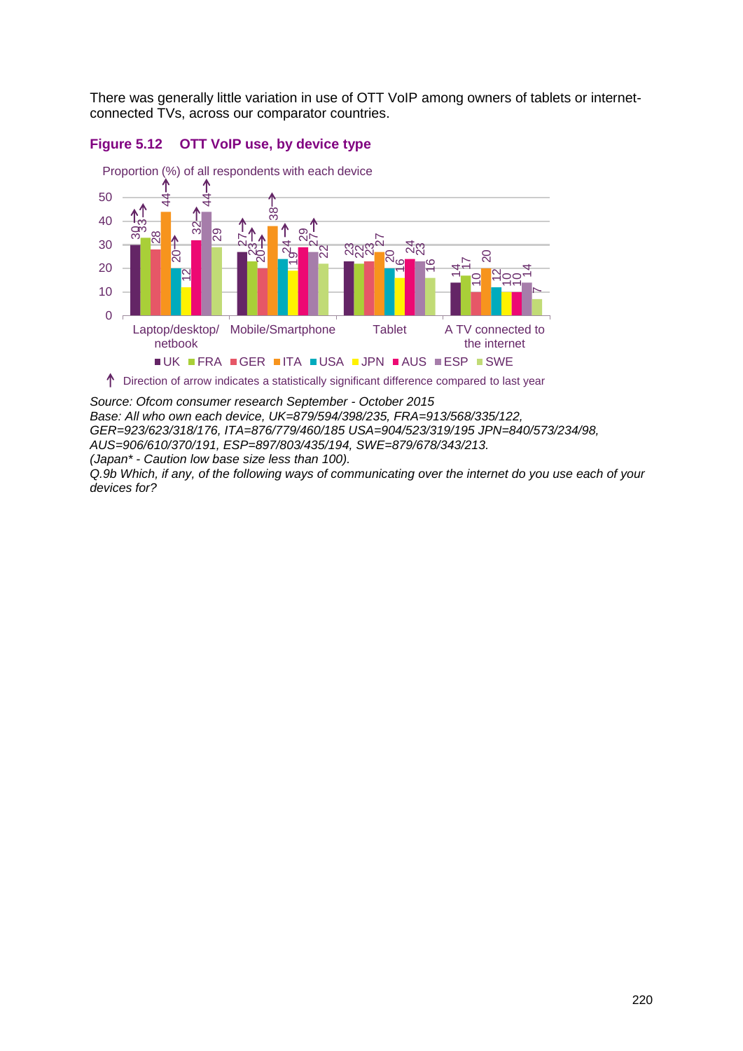There was generally little variation in use of OTT VoIP among owners of tablets or internet-connected TVs, across our comparator countries.

**Figure 5.12 OTT VoIP use, by device type**

Proportion (%) of all respondents with each device

| | UK | FRA | GER | ITA | USA | JPN | AUS | ESP | SWE |
|---|---|---|---|---|---|---|---|---|---|
| Laptop/desktop/ netbook | 30↑ | 33↑ | 28 | 44↑ | 20↑ | 12 | 32↑ | 44↑ | 29 |
| Mobile/Smartphone | 27↑ | 23↑ | 20↑ | 38↑ | 24↑ | 19 | 29 | 27↑ | 22 |
| Tablet | 23 | 22 | 23 | 27 | 20 | 16 | 24 | 23 | 16 |
| A TV connected to the internet | 14 | 17 | 10 | 20 | 12 | 10 | 10 | 14 | 7 |

↑ Direction of arrow indicates a statistically significant difference compared to last year

*Source: Ofcom consumer research September - October 2015*
*Base: All who own each device, UK=879/594/398/235, FRA=913/568/335/122, GER=923/623/318/176, ITA=876/779/460/185 USA=904/523/319/195 JPN=840/573/234/98, AUS=906/610/370/191, ESP=897/803/435/194, SWE=879/678/343/213.*
*(Japan* - Caution low base size less than 100).*
*Q.9b Which, if any, of the following ways of communicating over the internet do you use each of your devices for?*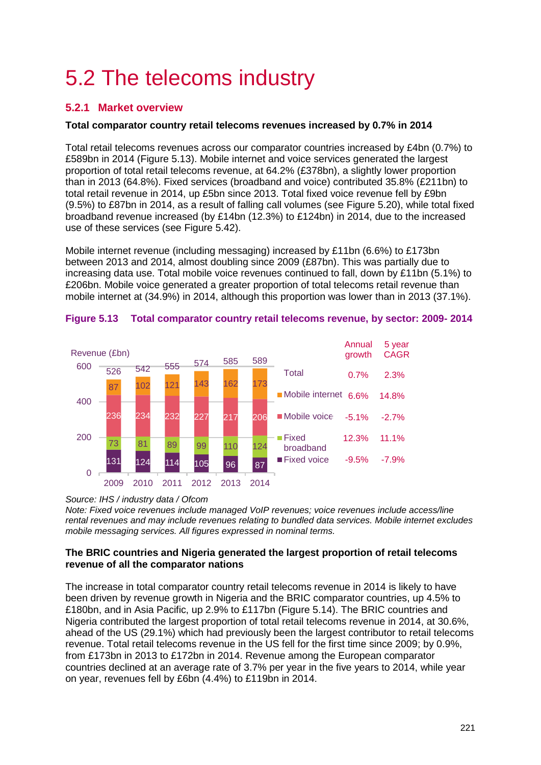# 5.2 The telecoms industry

## 5.2.1 Market overview

**Total comparator country retail telecoms revenues increased by 0.7% in 2014**

Total retail telecoms revenues across our comparator countries increased by £4bn (0.7%) to £589bn in 2014 (Figure 5.13). Mobile internet and voice services generated the largest proportion of total retail telecoms revenue, at 64.2% (£378bn), a slightly lower proportion than in 2013 (64.8%). Fixed services (broadband and voice) contributed 35.8% (£211bn) to total retail revenue in 2014, up £5bn since 2013. Total fixed voice revenue fell by £9bn (9.5%) to £87bn in 2014, as a result of falling call volumes (see Figure 5.20), while total fixed broadband revenue increased (by £14bn (12.3%) to £124bn) in 2014, due to the increased use of these services (see Figure 5.42).

Mobile internet revenue (including messaging) increased by £11bn (6.6%) to £173bn between 2013 and 2014, almost doubling since 2009 (£87bn). This was partially due to increasing data use. Total mobile voice revenues continued to fall, down by £11bn (5.1%) to £206bn. Mobile voice generated a greater proportion of total telecoms retail revenue than mobile internet at (34.9%) in 2014, although this proportion was lower than in 2013 (37.1%).

**Figure 5.13 Total comparator country retail telecoms revenue, by sector: 2009- 2014**

Revenue (£bn)

| | 2009 | 2010 | 2011 | 2012 | 2013 | 2014 | Annual growth | 5 year CAGR |
|---|---|---|---|---|---|---|---|---|
| Total | 526 | 542 | 555 | 574 | 585 | 589 | 0.7% | 2.3% |
| Mobile internet | 87 | 102 | 121 | 143 | 162 | 173 | 6.6% | 14.8% |
| Mobile voice | 236 | 234 | 232 | 227 | 217 | 206 | -5.1% | -2.7% |
| Fixed broadband | 73 | 81 | 89 | 99 | 110 | 124 | 12.3% | 11.1% |
| Fixed voice | 131 | 124 | 114 | 105 | 96 | 87 | -9.5% | -7.9% |

*Source: IHS / industry data / Ofcom*
*Note: Fixed voice revenues include managed VoIP revenues; voice revenues include access/line rental revenues and may include revenues relating to bundled data services. Mobile internet excludes mobile messaging services. All figures expressed in nominal terms.*

**The BRIC countries and Nigeria generated the largest proportion of retail telecoms revenue of all the comparator nations**

The increase in total comparator country retail telecoms revenue in 2014 is likely to have been driven by revenue growth in Nigeria and the BRIC comparator countries, up 4.5% to £180bn, and in Asia Pacific, up 2.9% to £117bn (Figure 5.14). The BRIC countries and Nigeria contributed the largest proportion of total retail telecoms revenue in 2014, at 30.6%, ahead of the US (29.1%) which had previously been the largest contributor to retail telecoms revenue. Total retail telecoms revenue in the US fell for the first time since 2009; by 0.9%, from £173bn in 2013 to £172bn in 2014. Revenue among the European comparator countries declined at an average rate of 3.7% per year in the five years to 2014, while year on year, revenues fell by £6bn (4.4%) to £119bn in 2014.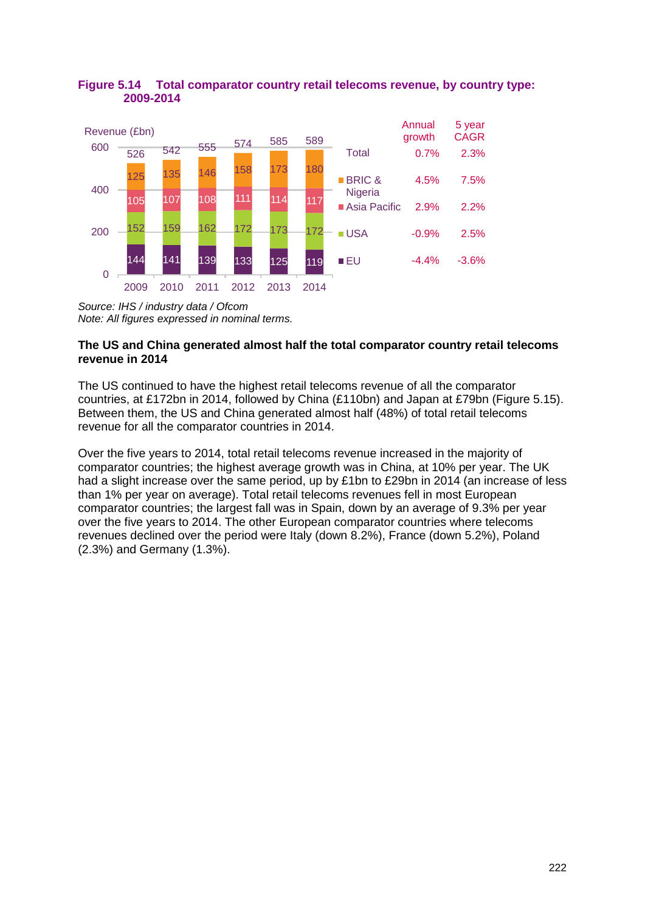**Figure 5.14 Total comparator country retail telecoms revenue, by country type: 2009-2014**

Revenue (£bn)

| | 2009 | 2010 | 2011 | 2012 | 2013 | 2014 | Annual growth | 5 year CAGR |
|---|---|---|---|---|---|---|---|---|
| Total | 526 | 542 | 555 | 574 | 585 | 589 | 0.7% | 2.3% |
| BRIC & Nigeria | 125 | 135 | 146 | 158 | 173 | 180 | 4.5% | 7.5% |
| Asia Pacific | 105 | 107 | 108 | 111 | 114 | 117 | 2.9% | 2.2% |
| USA | 152 | 159 | 162 | 172 | 173 | 172 | -0.9% | 2.5% |
| EU | 144 | 141 | 139 | 133 | 125 | 119 | -4.4% | -3.6% |

*Source: IHS / industry data / Ofcom*
*Note: All figures expressed in nominal terms.*

**The US and China generated almost half the total comparator country retail telecoms revenue in 2014**

The US continued to have the highest retail telecoms revenue of all the comparator countries, at £172bn in 2014, followed by China (£110bn) and Japan at £79bn (Figure 5.15). Between them, the US and China generated almost half (48%) of total retail telecoms revenue for all the comparator countries in 2014.

Over the five years to 2014, total retail telecoms revenue increased in the majority of comparator countries; the highest average growth was in China, at 10% per year. The UK had a slight increase over the same period, up by £1bn to £29bn in 2014 (an increase of less than 1% per year on average). Total retail telecoms revenues fell in most European comparator countries; the largest fall was in Spain, down by an average of 9.3% per year over the five years to 2014. The other European comparator countries where telecoms revenues declined over the period were Italy (down 8.2%), France (down 5.2%), Poland (2.3%) and Germany (1.3%).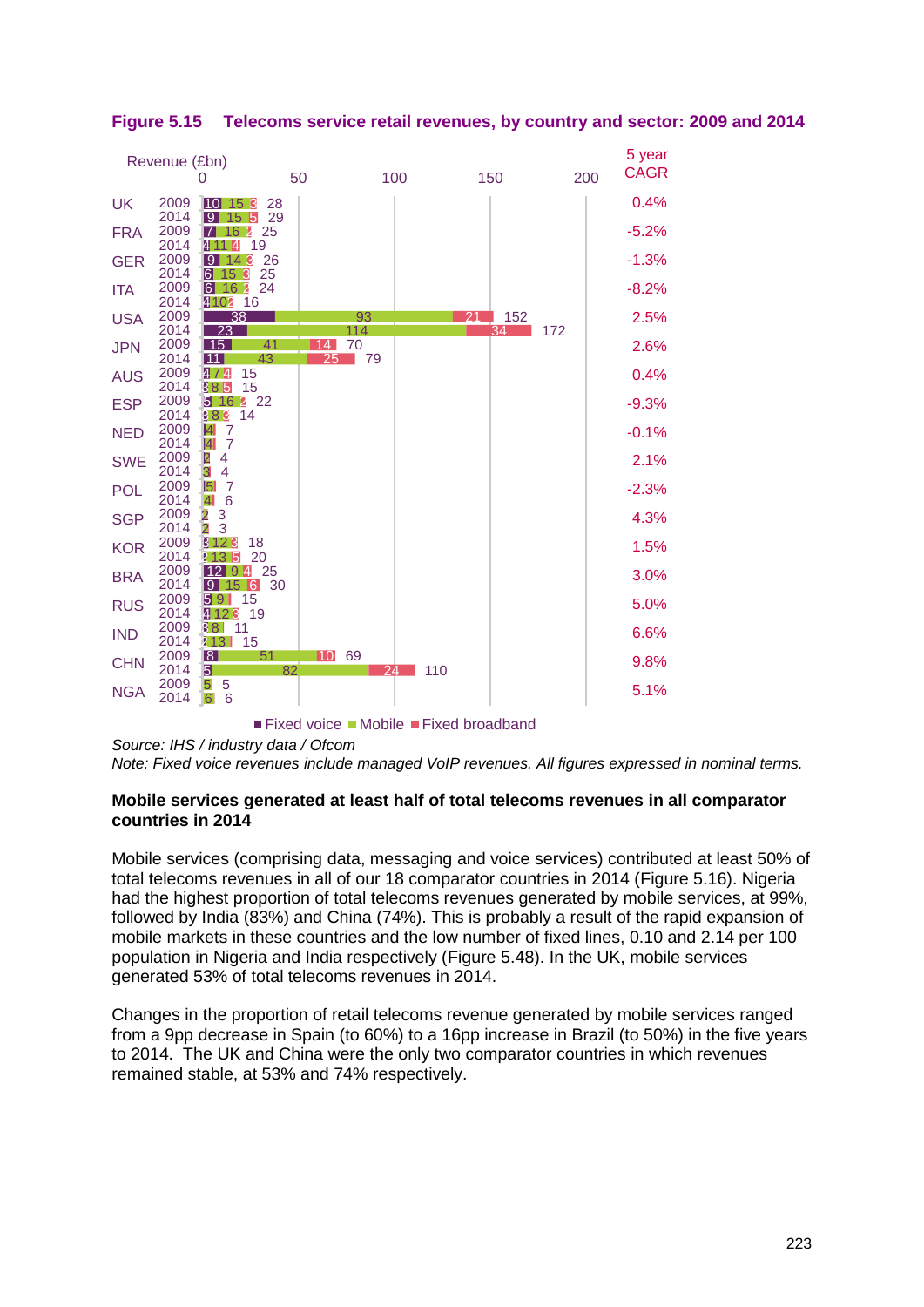**Figure 5.15 Telecoms service retail revenues, by country and sector: 2009 and 2014**

Revenue (£bn)

| Country | Year | Fixed voice | Mobile | Fixed broadband | Total | 5 year CAGR |
|---|---|---|---|---|---|---|
| UK | 2009 | 10 | 15 | 3 | 28 | 0.4% |
| | 2014 | 9 | 15 | 5 | 29 | |
| FRA | 2009 | 7 | 16 | 2 | 25 | -5.2% |
| | 2014 | 4 | 11 | 4 | 19 | |
| GER | 2009 | 9 | 14 | 3 | 26 | -1.3% |
| | 2014 | 6 | 15 | 3 | 25 | |
| ITA | 2009 | 6 | 16 | 2 | 24 | -8.2% |
| | 2014 | 4 | 10 | 2 | 16 | |
| USA | 2009 | 38 | 93 | 21 | 152 | 2.5% |
| | 2014 | 23 | 114 | 34 | 172 | |
| JPN | 2009 | 15 | 41 | 14 | 70 | 2.6% |
| | 2014 | 11 | 43 | 25 | 79 | |
| AUS | 2009 | 4 | 7 | 4 | 15 | 0.4% |
| | 2014 | 3 | 8 | 5 | 15 | |
| ESP | 2009 | 5 | 16 | 2 | 22 | -9.3% |
| | 2014 | 3 | 8 | 3 | 14 | |
| NED | 2009 | | 4 | | 7 | -0.1% |
| | 2014 | | 4 | | 7 | |
| SWE | 2009 | | 2 | | 4 | 2.1% |
| | 2014 | | 3 | | 4 | |
| POL | 2009 | | 5 | | 7 | -2.3% |
| | 2014 | | 4 | | 6 | |
| SGP | 2009 | | 2 | | 3 | 4.3% |
| | 2014 | | 2 | | 3 | |
| KOR | 2009 | 3 | 12 | 3 | 18 | 1.5% |
| | 2014 | 2 | 13 | 5 | 20 | |
| BRA | 2009 | 12 | 9 | 4 | 25 | 3.0% |
| | 2014 | 9 | 15 | 6 | 30 | |
| RUS | 2009 | 5 | 9 | | 15 | 5.0% |
| | 2014 | 4 | 12 | 3 | 19 | |
| IND | 2009 | 3 | 8 | | 11 | 6.6% |
| | 2014 | 2 | 13 | | 15 | |
| CHN | 2009 | 8 | 51 | 10 | 69 | 9.8% |
| | 2014 | 5 | 82 | 24 | 110 | |
| NGA | 2009 | | 5 | | 5 | 5.1% |
| | 2014 | | 6 | | 6 | |

■ Fixed voice ■ Mobile ■ Fixed broadband

*Source: IHS / industry data / Ofcom*
*Note: Fixed voice revenues include managed VoIP revenues. All figures expressed in nominal terms.*

**Mobile services generated at least half of total telecoms revenues in all comparator countries in 2014**

Mobile services (comprising data, messaging and voice services) contributed at least 50% of total telecoms revenues in all of our 18 comparator countries in 2014 (Figure 5.16). Nigeria had the highest proportion of total telecoms revenues generated by mobile services, at 99%, followed by India (83%) and China (74%). This is probably a result of the rapid expansion of mobile markets in these countries and the low number of fixed lines, 0.10 and 2.14 per 100 population in Nigeria and India respectively (Figure 5.48). In the UK, mobile services generated 53% of total telecoms revenues in 2014.

Changes in the proportion of retail telecoms revenue generated by mobile services ranged from a 9pp decrease in Spain (to 60%) to a 16pp increase in Brazil (to 50%) in the five years to 2014. The UK and China were the only two comparator countries in which revenues remained stable, at 53% and 74% respectively.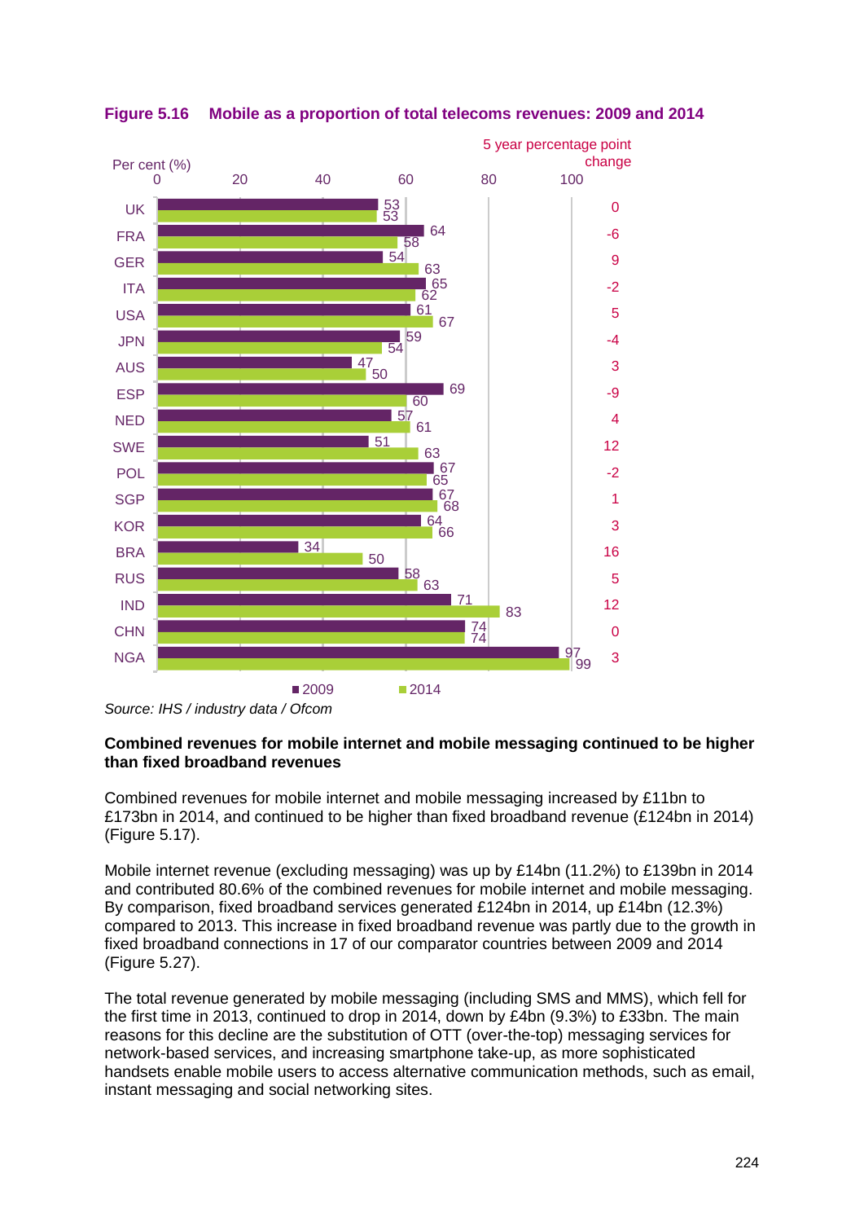**Figure 5.16 Mobile as a proportion of total telecoms revenues: 2009 and 2014**

| Country | 2009 (%) | 2014 (%) | 5 year percentage point change |
|---|---|---|---|
| UK | 53 | 53 | 0 |
| FRA | 64 | 58 | -6 |
| GER | 54 | 63 | 9 |
| ITA | 65 | 62 | -2 |
| USA | 61 | 67 | 5 |
| JPN | 59 | 54 | -4 |
| AUS | 47 | 50 | 3 |
| ESP | 69 | 60 | -9 |
| NED | 57 | 61 | 4 |
| SWE | 51 | 63 | 12 |
| POL | 67 | 65 | -2 |
| SGP | 67 | 68 | 1 |
| KOR | 64 | 66 | 3 |
| BRA | 34 | 50 | 16 |
| RUS | 58 | 63 | 5 |
| IND | 71 | 83 | 12 |
| CHN | 74 | 74 | 0 |
| NGA | 97 | 99 | 3 |

*Source: IHS / industry data / Ofcom*

**Combined revenues for mobile internet and mobile messaging continued to be higher than fixed broadband revenues**

Combined revenues for mobile internet and mobile messaging increased by £11bn to £173bn in 2014, and continued to be higher than fixed broadband revenue (£124bn in 2014) (Figure 5.17).

Mobile internet revenue (excluding messaging) was up by £14bn (11.2%) to £139bn in 2014 and contributed 80.6% of the combined revenues for mobile internet and mobile messaging. By comparison, fixed broadband services generated £124bn in 2014, up £14bn (12.3%) compared to 2013. This increase in fixed broadband revenue was partly due to the growth in fixed broadband connections in 17 of our comparator countries between 2009 and 2014 (Figure 5.27).

The total revenue generated by mobile messaging (including SMS and MMS), which fell for the first time in 2013, continued to drop in 2014, down by £4bn (9.3%) to £33bn. The main reasons for this decline are the substitution of OTT (over-the-top) messaging services for network-based services, and increasing smartphone take-up, as more sophisticated handsets enable mobile users to access alternative communication methods, such as email, instant messaging and social networking sites.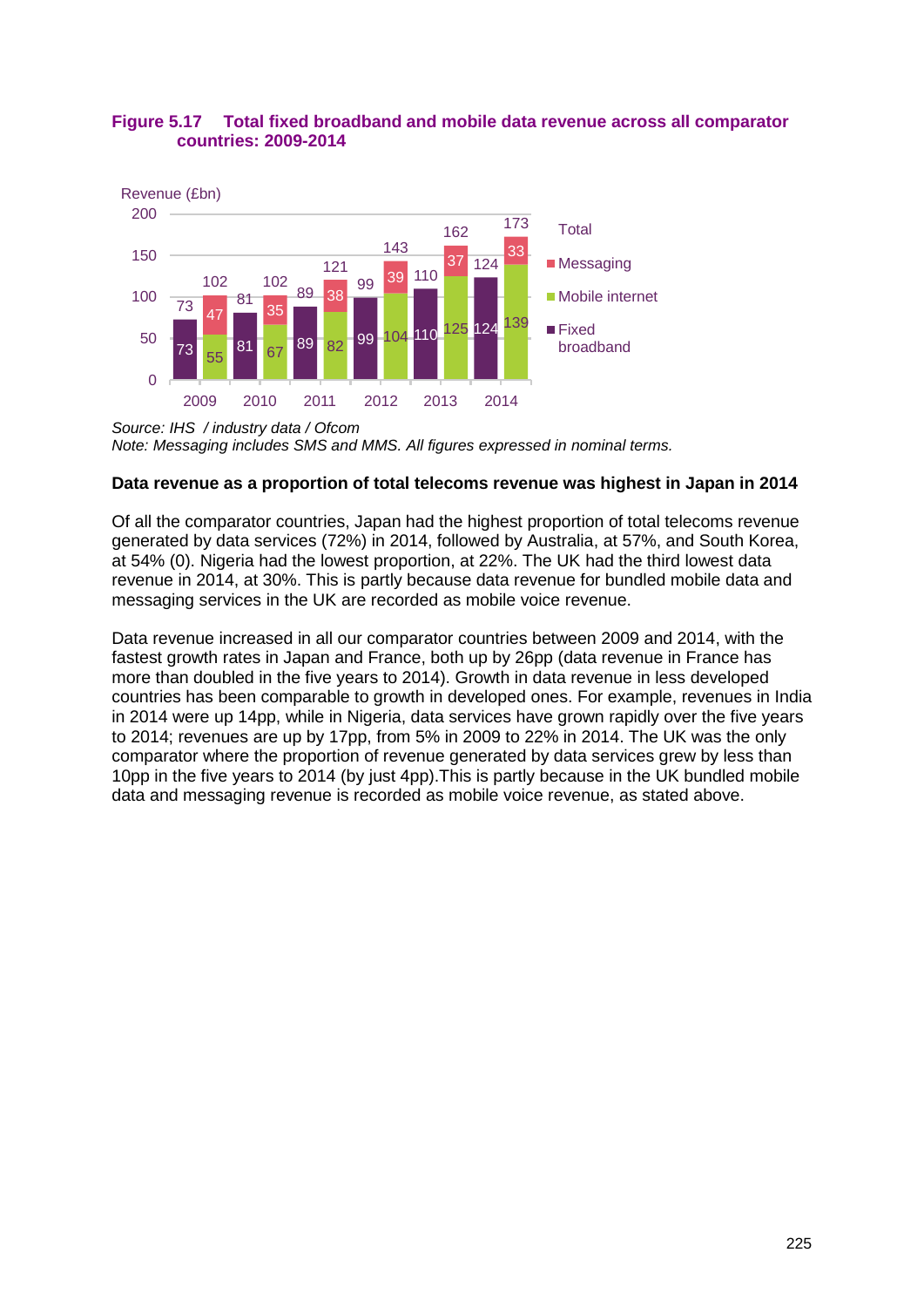**Figure 5.17 Total fixed broadband and mobile data revenue across all comparator countries: 2009-2014**

Revenue (£bn)

| Year | Fixed broadband | Mobile internet | Messaging | Total (mobile internet + messaging) |
|---|---|---|---|---|
| 2009 | 73 | 55 | 47 | 102 |
| 2010 | 81 | 67 | 35 | 102 |
| 2011 | 89 | 82 | 38 | 121 |
| 2012 | 99 | 104 | 39 | 143 |
| 2013 | 110 | 125 | 37 | 162 |
| 2014 | 124 | 139 | 33 | 173 |

*Source: IHS / industry data / Ofcom*
*Note: Messaging includes SMS and MMS. All figures expressed in nominal terms.*

**Data revenue as a proportion of total telecoms revenue was highest in Japan in 2014**

Of all the comparator countries, Japan had the highest proportion of total telecoms revenue generated by data services (72%) in 2014, followed by Australia, at 57%, and South Korea, at 54% (0). Nigeria had the lowest proportion, at 22%. The UK had the third lowest data revenue in 2014, at 30%. This is partly because data revenue for bundled mobile data and messaging services in the UK are recorded as mobile voice revenue.

Data revenue increased in all our comparator countries between 2009 and 2014, with the fastest growth rates in Japan and France, both up by 26pp (data revenue in France has more than doubled in the five years to 2014). Growth in data revenue in less developed countries has been comparable to growth in developed ones. For example, revenues in India in 2014 were up 14pp, while in Nigeria, data services have grown rapidly over the five years to 2014; revenues are up by 17pp, from 5% in 2009 to 22% in 2014. The UK was the only comparator where the proportion of revenue generated by data services grew by less than 10pp in the five years to 2014 (by just 4pp).This is partly because in the UK bundled mobile data and messaging revenue is recorded as mobile voice revenue, as stated above.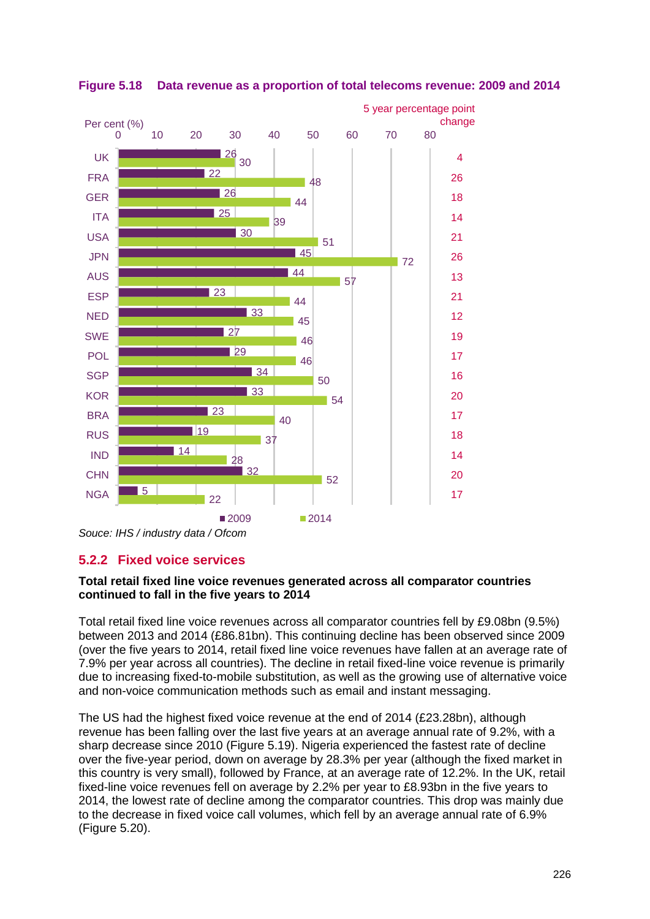**Figure 5.18 Data revenue as a proportion of total telecoms revenue: 2009 and 2014**

| Country | 2009 (%) | 2014 (%) | 5 year percentage point change |
|---|---|---|---|
| UK | 26 | 30 | 4 |
| FRA | 22 | 48 | 26 |
| GER | 26 | 44 | 18 |
| ITA | 25 | 39 | 14 |
| USA | 30 | 51 | 21 |
| JPN | 45 | 72 | 26 |
| AUS | 44 | 57 | 13 |
| ESP | 23 | 44 | 21 |
| NED | 33 | 45 | 12 |
| SWE | 27 | 46 | 19 |
| POL | 29 | 46 | 17 |
| SGP | 34 | 50 | 16 |
| KOR | 33 | 54 | 20 |
| BRA | 23 | 40 | 17 |
| RUS | 19 | 37 | 18 |
| IND | 14 | 28 | 14 |
| CHN | 32 | 52 | 20 |
| NGA | 5 | 22 | 17 |

*Souce: IHS / industry data / Ofcom*

### 5.2.2 Fixed voice services

**Total retail fixed line voice revenues generated across all comparator countries continued to fall in the five years to 2014**

Total retail fixed line voice revenues across all comparator countries fell by £9.08bn (9.5%) between 2013 and 2014 (£86.81bn). This continuing decline has been observed since 2009 (over the five years to 2014, retail fixed line voice revenues have fallen at an average rate of 7.9% per year across all countries). The decline in retail fixed-line voice revenue is primarily due to increasing fixed-to-mobile substitution, as well as the growing use of alternative voice and non-voice communication methods such as email and instant messaging.

The US had the highest fixed voice revenue at the end of 2014 (£23.28bn), although revenue has been falling over the last five years at an average annual rate of 9.2%, with a sharp decrease since 2010 (Figure 5.19). Nigeria experienced the fastest rate of decline over the five-year period, down on average by 28.3% per year (although the fixed market in this country is very small), followed by France, at an average rate of 12.2%. In the UK, retail fixed-line voice revenues fell on average by 2.2% per year to £8.93bn in the five years to 2014, the lowest rate of decline among the comparator countries. This drop was mainly due to the decrease in fixed voice call volumes, which fell by an average annual rate of 6.9% (Figure 5.20).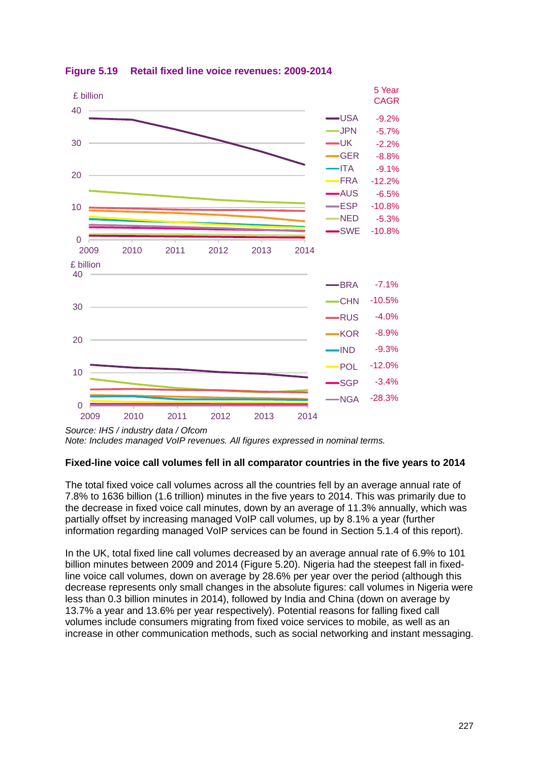**Figure 5.19 Retail fixed line voice revenues: 2009-2014**

| Country | 5 Year CAGR |
|---|---|
| USA | -9.2% |
| JPN | -5.7% |
| UK | -2.2% |
| GER | -8.8% |
| ITA | -9.1% |
| FRA | -12.2% |
| AUS | -6.5% |
| ESP | -10.8% |
| NED | -5.3% |
| SWE | -10.8% |
| BRA | -7.1% |
| CHN | -10.5% |
| RUS | -4.0% |
| KOR | -8.9% |
| IND | -9.3% |
| POL | -12.0% |
| SGP | -3.4% |
| NGA | -28.3% |

*Source: IHS / industry data / Ofcom*
*Note: Includes managed VoIP revenues. All figures expressed in nominal terms.*

**Fixed-line voice call volumes fell in all comparator countries in the five years to 2014**

The total fixed voice call volumes across all the countries fell by an average annual rate of 7.8% to 1636 billion (1.6 trillion) minutes in the five years to 2014. This was primarily due to the decrease in fixed voice call minutes, down by an average of 11.3% annually, which was partially offset by increasing managed VoIP call volumes, up by 8.1% a year (further information regarding managed VoIP services can be found in Section 5.1.4 of this report).

In the UK, total fixed line call volumes decreased by an average annual rate of 6.9% to 101 billion minutes between 2009 and 2014 (Figure 5.20). Nigeria had the steepest fall in fixed-line voice call volumes, down on average by 28.6% per year over the period (although this decrease represents only small changes in the absolute figures: call volumes in Nigeria were less than 0.3 billion minutes in 2014), followed by India and China (down on average by 13.7% a year and 13.6% per year respectively). Potential reasons for falling fixed call volumes include consumers migrating from fixed voice services to mobile, as well as an increase in other communication methods, such as social networking and instant messaging.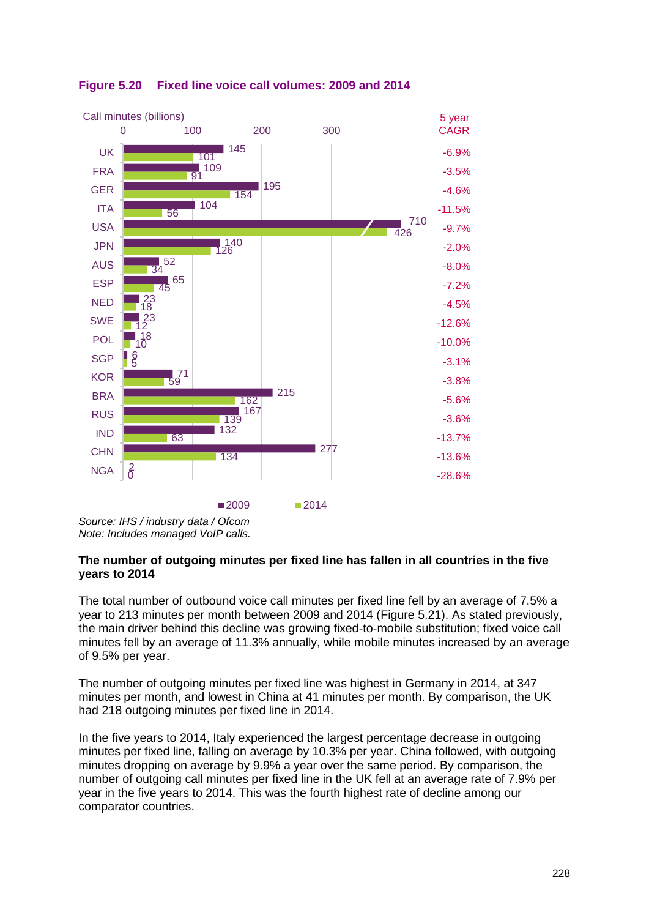**Figure 5.20 Fixed line voice call volumes: 2009 and 2014**

Call minutes (billions)

| Country | 2009 | 2014 | 5 year CAGR |
|---|---|---|---|
| UK | 145 | 101 | -6.9% |
| FRA | 109 | 91 | -3.5% |
| GER | 195 | 154 | -4.6% |
| ITA | 104 | 56 | -11.5% |
| USA | 710 | 426 | -9.7% |
| JPN | 140 | 126 | -2.0% |
| AUS | 52 | 34 | -8.0% |
| ESP | 65 | 45 | -7.2% |
| NED | 23 | 18 | -4.5% |
| SWE | 23 | 12 | -12.6% |
| POL | 18 | 10 | -10.0% |
| SGP | 6 | 5 | -3.1% |
| KOR | 71 | 59 | -3.8% |
| BRA | 215 | 162 | -5.6% |
| RUS | 167 | 139 | -3.6% |
| IND | 132 | 63 | -13.7% |
| CHN | 277 | 134 | -13.6% |
| NGA | 2 | 0 | -28.6% |

*Source: IHS / industry data / Ofcom*
*Note: Includes managed VoIP calls.*

**The number of outgoing minutes per fixed line has fallen in all countries in the five years to 2014**

The total number of outbound voice call minutes per fixed line fell by an average of 7.5% a year to 213 minutes per month between 2009 and 2014 (Figure 5.21). As stated previously, the main driver behind this decline was growing fixed-to-mobile substitution; fixed voice call minutes fell by an average of 11.3% annually, while mobile minutes increased by an average of 9.5% per year.

The number of outgoing minutes per fixed line was highest in Germany in 2014, at 347 minutes per month, and lowest in China at 41 minutes per month. By comparison, the UK had 218 outgoing minutes per fixed line in 2014.

In the five years to 2014, Italy experienced the largest percentage decrease in outgoing minutes per fixed line, falling on average by 10.3% per year. China followed, with outgoing minutes dropping on average by 9.9% a year over the same period. By comparison, the number of outgoing call minutes per fixed line in the UK fell at an average rate of 7.9% per year in the five years to 2014. This was the fourth highest rate of decline among our comparator countries.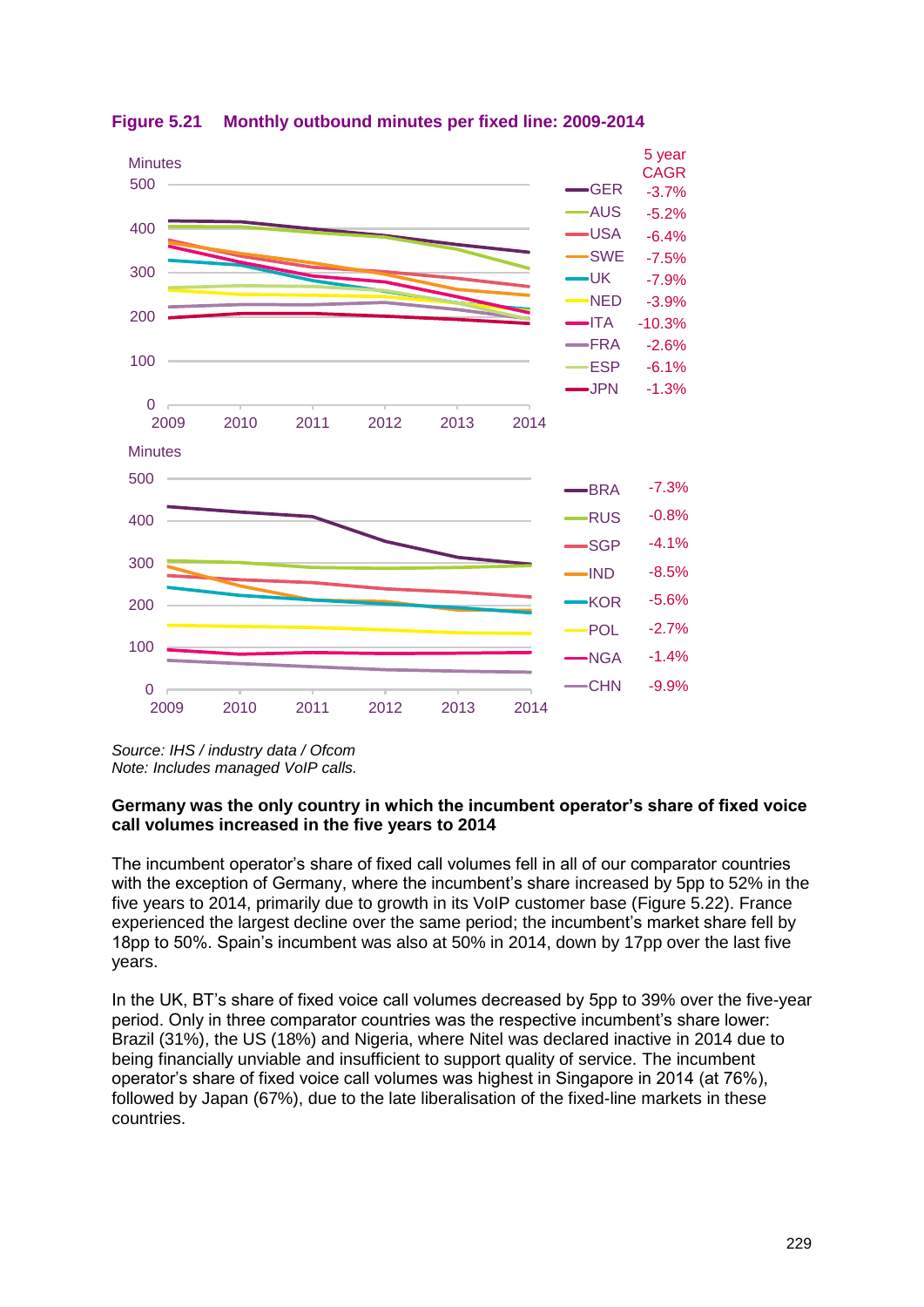**Figure 5.21 Monthly outbound minutes per fixed line: 2009-2014**

| Country | 5 year CAGR |
|---|---|
| GER | -3.7% |
| AUS | -5.2% |
| USA | -6.4% |
| SWE | -7.5% |
| UK | -7.9% |
| NED | -3.9% |
| ITA | -10.3% |
| FRA | -2.6% |
| ESP | -6.1% |
| JPN | -1.3% |
| BRA | -7.3% |
| RUS | -0.8% |
| SGP | -4.1% |
| IND | -8.5% |
| KOR | -5.6% |
| POL | -2.7% |
| NGA | -1.4% |
| CHN | -9.9% |

*Source: IHS / industry data / Ofcom*
*Note: Includes managed VoIP calls.*

**Germany was the only country in which the incumbent operator's share of fixed voice call volumes increased in the five years to 2014**

The incumbent operator's share of fixed call volumes fell in all of our comparator countries with the exception of Germany, where the incumbent's share increased by 5pp to 52% in the five years to 2014, primarily due to growth in its VoIP customer base (Figure 5.22). France experienced the largest decline over the same period; the incumbent's market share fell by 18pp to 50%. Spain's incumbent was also at 50% in 2014, down by 17pp over the last five years.

In the UK, BT's share of fixed voice call volumes decreased by 5pp to 39% over the five-year period. Only in three comparator countries was the respective incumbent's share lower: Brazil (31%), the US (18%) and Nigeria, where Nitel was declared inactive in 2014 due to being financially unviable and insufficient to support quality of service. The incumbent operator's share of fixed voice call volumes was highest in Singapore in 2014 (at 76%), followed by Japan (67%), due to the late liberalisation of the fixed-line markets in these countries.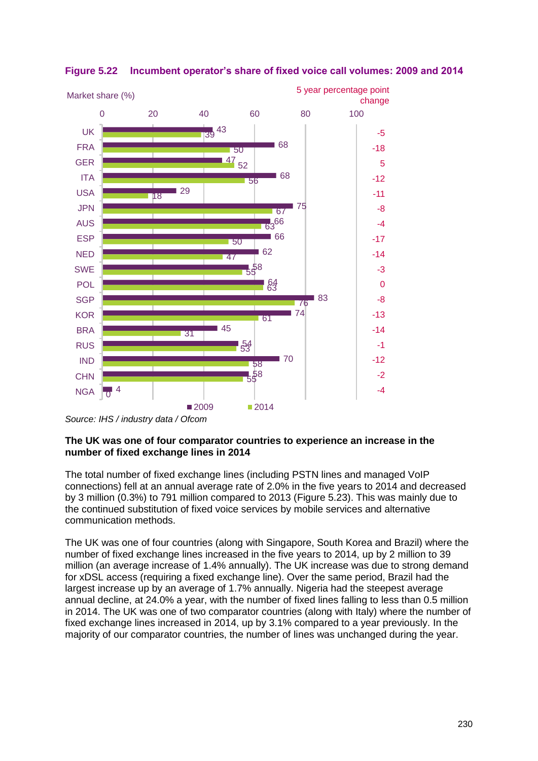**Figure 5.22 Incumbent operator's share of fixed voice call volumes: 2009 and 2014**

| Country | 2009 Market share (%) | 2014 Market share (%) | 5 year percentage point change |
|---|---|---|---|
| UK | 43 | 39 | -5 |
| FRA | 68 | 50 | -18 |
| GER | 47 | 52 | 5 |
| ITA | 68 | 56 | -12 |
| USA | 29 | 18 | -11 |
| JPN | 75 | 67 | -8 |
| AUS | 66 | 63 | -4 |
| ESP | 66 | 50 | -17 |
| NED | 62 | 47 | -14 |
| SWE | 58 | 55 | -3 |
| POL | 64 | 63 | 0 |
| SGP | 83 | 76 | -8 |
| KOR | 74 | 61 | -13 |
| BRA | 45 | 31 | -14 |
| RUS | 54 | 53 | -1 |
| IND | 70 | 58 | -12 |
| CHN | 58 | 55 | -2 |
| NGA | 4 | 0 | -4 |

*Source: IHS / industry data / Ofcom*

**The UK was one of four comparator countries to experience an increase in the number of fixed exchange lines in 2014**

The total number of fixed exchange lines (including PSTN lines and managed VoIP connections) fell at an annual average rate of 2.0% in the five years to 2014 and decreased by 3 million (0.3%) to 791 million compared to 2013 (Figure 5.23). This was mainly due to the continued substitution of fixed voice services by mobile services and alternative communication methods.

The UK was one of four countries (along with Singapore, South Korea and Brazil) where the number of fixed exchange lines increased in the five years to 2014, up by 2 million to 39 million (an average increase of 1.4% annually). The UK increase was due to strong demand for xDSL access (requiring a fixed exchange line). Over the same period, Brazil had the largest increase up by an average of 1.7% annually. Nigeria had the steepest average annual decline, at 24.0% a year, with the number of fixed lines falling to less than 0.5 million in 2014. The UK was one of two comparator countries (along with Italy) where the number of fixed exchange lines increased in 2014, up by 3.1% compared to a year previously. In the majority of our comparator countries, the number of lines was unchanged during the year.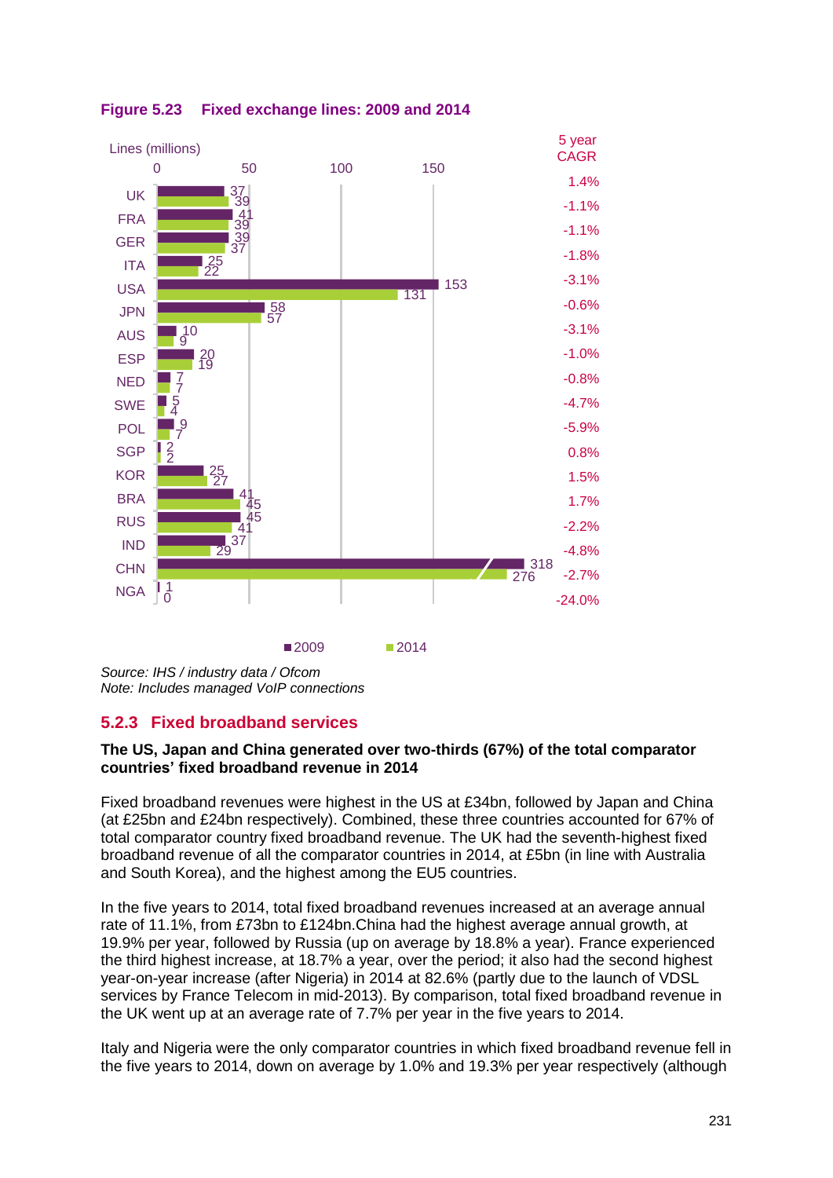**Figure 5.23 Fixed exchange lines: 2009 and 2014**

| Country | 2009 (millions) | 2014 (millions) | 5 year CAGR |
|---|---|---|---|
| UK | 37 | 39 | 1.4% |
| FRA | 41 | 39 | -1.1% |
| GER | 39 | 37 | -1.1% |
| ITA | 25 | 22 | -1.8% |
| USA | 153 | 131 | -3.1% |
| JPN | 58 | 57 | -0.6% |
| AUS | 10 | 9 | -3.1% |
| ESP | 20 | 19 | -1.0% |
| NED | 7 | 7 | -0.8% |
| SWE | 5 | 4 | -4.7% |
| POL | 9 | 7 | -5.9% |
| SGP | 2 | 2 | 0.8% |
| KOR | 25 | 27 | 1.5% |
| BRA | 41 | 45 | 1.7% |
| RUS | 45 | 41 | -2.2% |
| IND | 37 | 29 | -4.8% |
| CHN | 318 | 276 | -2.7% |
| NGA | 1 | 0 | -24.0% |

*Source: IHS / industry data / Ofcom*
*Note: Includes managed VoIP connections*

### 5.2.3 Fixed broadband services

**The US, Japan and China generated over two-thirds (67%) of the total comparator countries' fixed broadband revenue in 2014**

Fixed broadband revenues were highest in the US at £34bn, followed by Japan and China (at £25bn and £24bn respectively). Combined, these three countries accounted for 67% of total comparator country fixed broadband revenue. The UK had the seventh-highest fixed broadband revenue of all the comparator countries in 2014, at £5bn (in line with Australia and South Korea), and the highest among the EU5 countries.

In the five years to 2014, total fixed broadband revenues increased at an average annual rate of 11.1%, from £73bn to £124bn.China had the highest average annual growth, at 19.9% per year, followed by Russia (up on average by 18.8% a year). France experienced the third highest increase, at 18.7% a year, over the period; it also had the second highest year-on-year increase (after Nigeria) in 2014 at 82.6% (partly due to the launch of VDSL services by France Telecom in mid-2013). By comparison, total fixed broadband revenue in the UK went up at an average rate of 7.7% per year in the five years to 2014.

Italy and Nigeria were the only comparator countries in which fixed broadband revenue fell in the five years to 2014, down on average by 1.0% and 19.3% per year respectively (although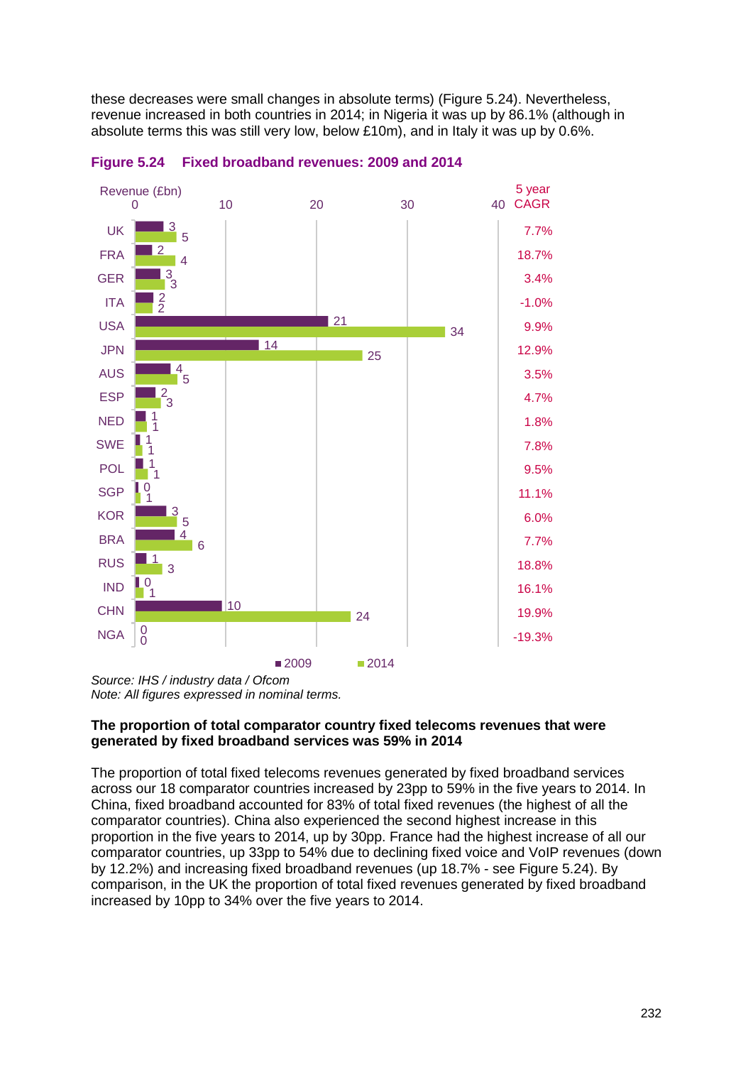these decreases were small changes in absolute terms) (Figure 5.24). Nevertheless, revenue increased in both countries in 2014; in Nigeria it was up by 86.1% (although in absolute terms this was still very low, below £10m), and in Italy it was up by 0.6%.

**Figure 5.24 Fixed broadband revenues: 2009 and 2014**

| Country | 2009 Revenue (£bn) | 2014 Revenue (£bn) | 5 year CAGR |
|---|---|---|---|
| UK | 3 | 5 | 7.7% |
| FRA | 2 | 4 | 18.7% |
| GER | 3 | 3 | 3.4% |
| ITA | 2 | 2 | -1.0% |
| USA | 21 | 34 | 9.9% |
| JPN | 14 | 25 | 12.9% |
| AUS | 4 | 5 | 3.5% |
| ESP | 2 | 3 | 4.7% |
| NED | 1 | 1 | 1.8% |
| SWE | 1 | 1 | 7.8% |
| POL | 1 | 1 | 9.5% |
| SGP | 0 | 1 | 11.1% |
| KOR | 3 | 5 | 6.0% |
| BRA | 4 | 6 | 7.7% |
| RUS | 1 | 3 | 18.8% |
| IND | 0 | 1 | 16.1% |
| CHN | 10 | 24 | 19.9% |
| NGA | 0 | 0 | -19.3% |

*Source: IHS / industry data / Ofcom*
*Note: All figures expressed in nominal terms.*

**The proportion of total comparator country fixed telecoms revenues that were generated by fixed broadband services was 59% in 2014**

The proportion of total fixed telecoms revenues generated by fixed broadband services across our 18 comparator countries increased by 23pp to 59% in the five years to 2014. In China, fixed broadband accounted for 83% of total fixed revenues (the highest of all the comparator countries). China also experienced the second highest increase in this proportion in the five years to 2014, up by 30pp. France had the highest increase of all our comparator countries, up 33pp to 54% due to declining fixed voice and VoIP revenues (down by 12.2%) and increasing fixed broadband revenues (up 18.7% - see Figure 5.24). By comparison, in the UK the proportion of total fixed revenues generated by fixed broadband increased by 10pp to 34% over the five years to 2014.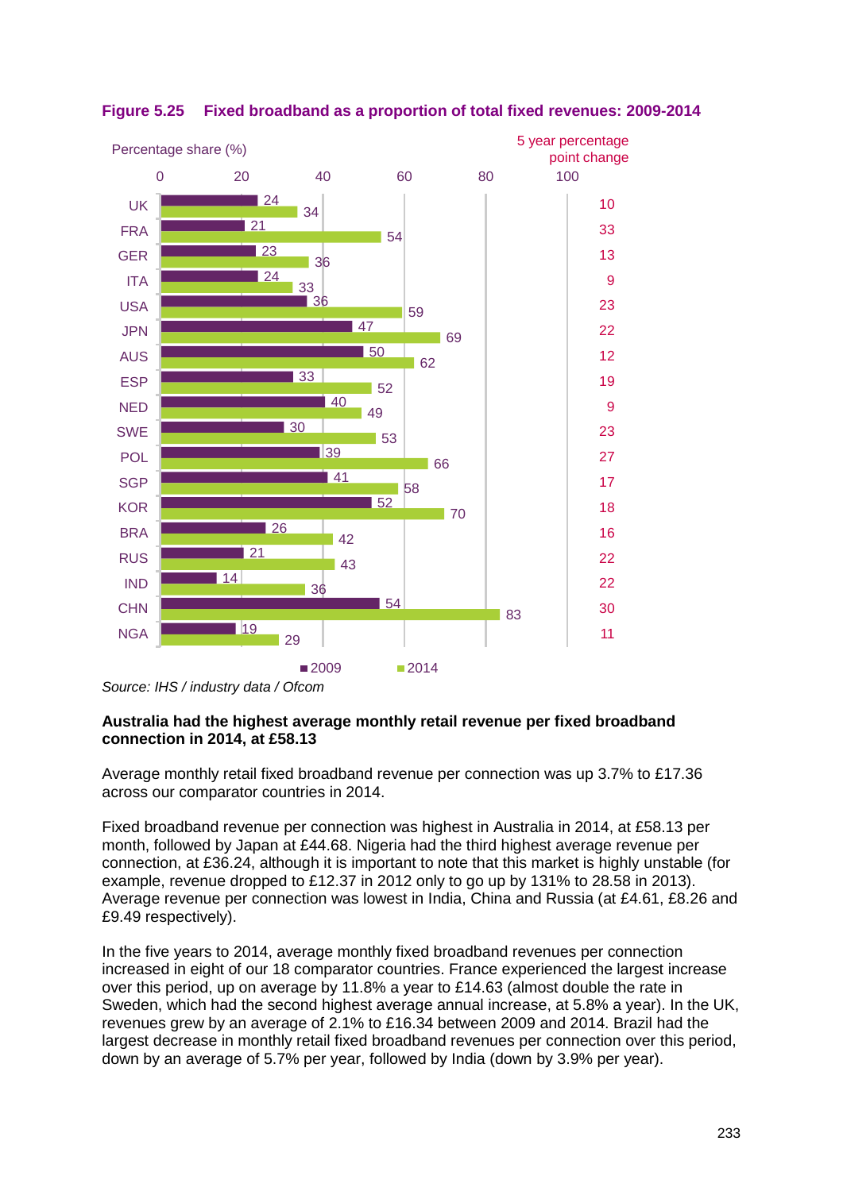**Figure 5.25 Fixed broadband as a proportion of total fixed revenues: 2009-2014**

Percentage share (%)

| Country | 2009 | 2014 | 5 year percentage point change |
|---|---|---|---|
| UK | 24 | 34 | 10 |
| FRA | 21 | 54 | 33 |
| GER | 23 | 36 | 13 |
| ITA | 24 | 33 | 9 |
| USA | 36 | 59 | 23 |
| JPN | 47 | 69 | 22 |
| AUS | 50 | 62 | 12 |
| ESP | 33 | 52 | 19 |
| NED | 40 | 49 | 9 |
| SWE | 30 | 53 | 23 |
| POL | 39 | 66 | 27 |
| SGP | 41 | 58 | 17 |
| KOR | 52 | 70 | 18 |
| BRA | 26 | 42 | 16 |
| RUS | 21 | 43 | 22 |
| IND | 14 | 36 | 22 |
| CHN | 54 | 83 | 30 |
| NGA | 19 | 29 | 11 |

*Source: IHS / industry data / Ofcom*

**Australia had the highest average monthly retail revenue per fixed broadband connection in 2014, at £58.13**

Average monthly retail fixed broadband revenue per connection was up 3.7% to £17.36 across our comparator countries in 2014.

Fixed broadband revenue per connection was highest in Australia in 2014, at £58.13 per month, followed by Japan at £44.68. Nigeria had the third highest average revenue per connection, at £36.24, although it is important to note that this market is highly unstable (for example, revenue dropped to £12.37 in 2012 only to go up by 131% to 28.58 in 2013). Average revenue per connection was lowest in India, China and Russia (at £4.61, £8.26 and £9.49 respectively).

In the five years to 2014, average monthly fixed broadband revenues per connection increased in eight of our 18 comparator countries. France experienced the largest increase over this period, up on average by 11.8% a year to £14.63 (almost double the rate in Sweden, which had the second highest average annual increase, at 5.8% a year). In the UK, revenues grew by an average of 2.1% to £16.34 between 2009 and 2014. Brazil had the largest decrease in monthly retail fixed broadband revenues per connection over this period, down by an average of 5.7% per year, followed by India (down by 3.9% per year).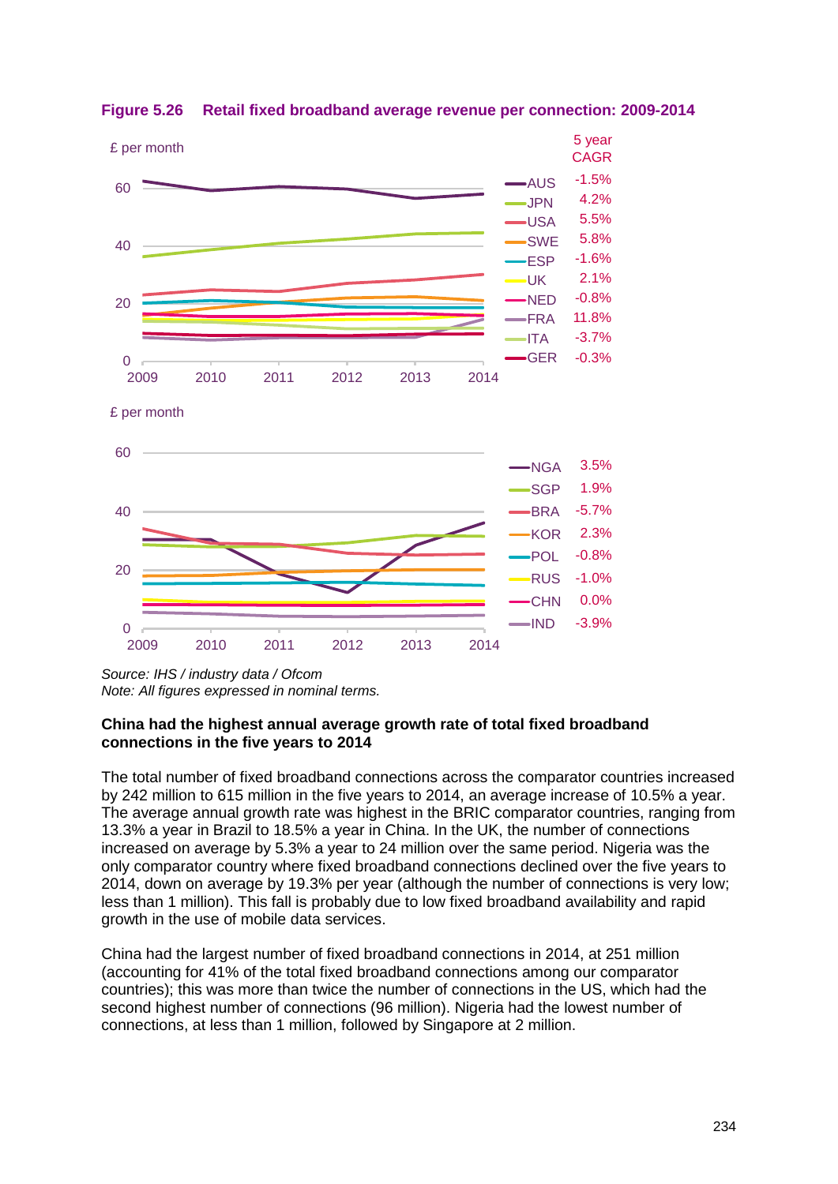**Figure 5.26 Retail fixed broadband average revenue per connection: 2009-2014**

| Country | 5 year CAGR |
|---|---|
| AUS | -1.5% |
| JPN | 4.2% |
| USA | 5.5% |
| SWE | 5.8% |
| ESP | -1.6% |
| UK | 2.1% |
| NED | -0.8% |
| FRA | 11.8% |
| ITA | -3.7% |
| GER | -0.3% |

| Country | 5 year CAGR |
|---|---|
| NGA | 3.5% |
| SGP | 1.9% |
| BRA | -5.7% |
| KOR | 2.3% |
| POL | -0.8% |
| RUS | -1.0% |
| CHN | 0.0% |
| IND | -3.9% |

*Source: IHS / industry data / Ofcom*
*Note: All figures expressed in nominal terms.*

**China had the highest annual average growth rate of total fixed broadband connections in the five years to 2014**

The total number of fixed broadband connections across the comparator countries increased by 242 million to 615 million in the five years to 2014, an average increase of 10.5% a year. The average annual growth rate was highest in the BRIC comparator countries, ranging from 13.3% a year in Brazil to 18.5% a year in China. In the UK, the number of connections increased on average by 5.3% a year to 24 million over the same period. Nigeria was the only comparator country where fixed broadband connections declined over the five years to 2014, down on average by 19.3% per year (although the number of connections is very low; less than 1 million). This fall is probably due to low fixed broadband availability and rapid growth in the use of mobile data services.

China had the largest number of fixed broadband connections in 2014, at 251 million (accounting for 41% of the total fixed broadband connections among our comparator countries); this was more than twice the number of connections in the US, which had the second highest number of connections (96 million). Nigeria had the lowest number of connections, at less than 1 million, followed by Singapore at 2 million.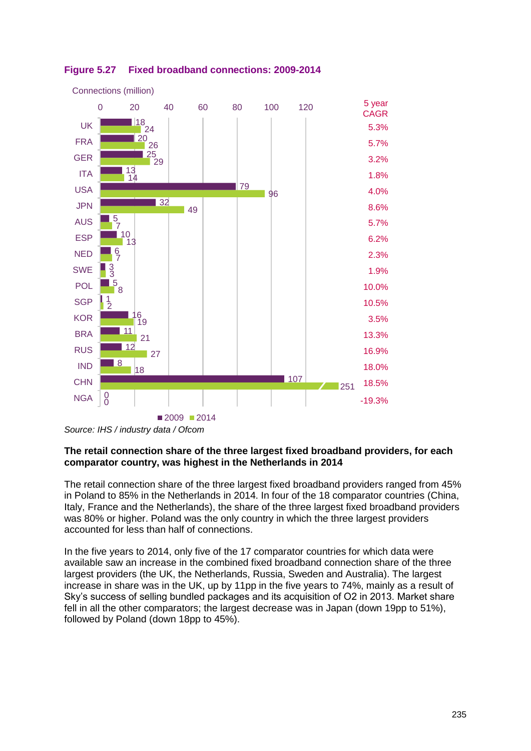**Figure 5.27 Fixed broadband connections: 2009-2014**

Connections (million)

| Country | 2009 | 2014 | 5 year CAGR |
|---|---|---|---|
| UK | 18 | 24 | 5.3% |
| FRA | 20 | 26 | 5.7% |
| GER | 25 | 29 | 3.2% |
| ITA | 13 | 14 | 1.8% |
| USA | 79 | 96 | 4.0% |
| JPN | 32 | 49 | 8.6% |
| AUS | 5 | 7 | 5.7% |
| ESP | 10 | 13 | 6.2% |
| NED | 6 | 7 | 2.3% |
| SWE | 3 | 3 | 1.9% |
| POL | 5 | 8 | 10.0% |
| SGP | 1 | 2 | 10.5% |
| KOR | 16 | 19 | 3.5% |
| BRA | 11 | 21 | 13.3% |
| RUS | 12 | 27 | 16.9% |
| IND | 8 | 18 | 18.0% |
| CHN | 107 | 251 | 18.5% |
| NGA | 0 | 0 | -19.3% |

*Source: IHS / industry data / Ofcom*

**The retail connection share of the three largest fixed broadband providers, for each comparator country, was highest in the Netherlands in 2014**

The retail connection share of the three largest fixed broadband providers ranged from 45% in Poland to 85% in the Netherlands in 2014. In four of the 18 comparator countries (China, Italy, France and the Netherlands), the share of the three largest fixed broadband providers was 80% or higher. Poland was the only country in which the three largest providers accounted for less than half of connections.

In the five years to 2014, only five of the 17 comparator countries for which data were available saw an increase in the combined fixed broadband connection share of the three largest providers (the UK, the Netherlands, Russia, Sweden and Australia). The largest increase in share was in the UK, up by 11pp in the five years to 74%, mainly as a result of Sky's success of selling bundled packages and its acquisition of O2 in 2013. Market share fell in all the other comparators; the largest decrease was in Japan (down 19pp to 51%), followed by Poland (down 18pp to 45%).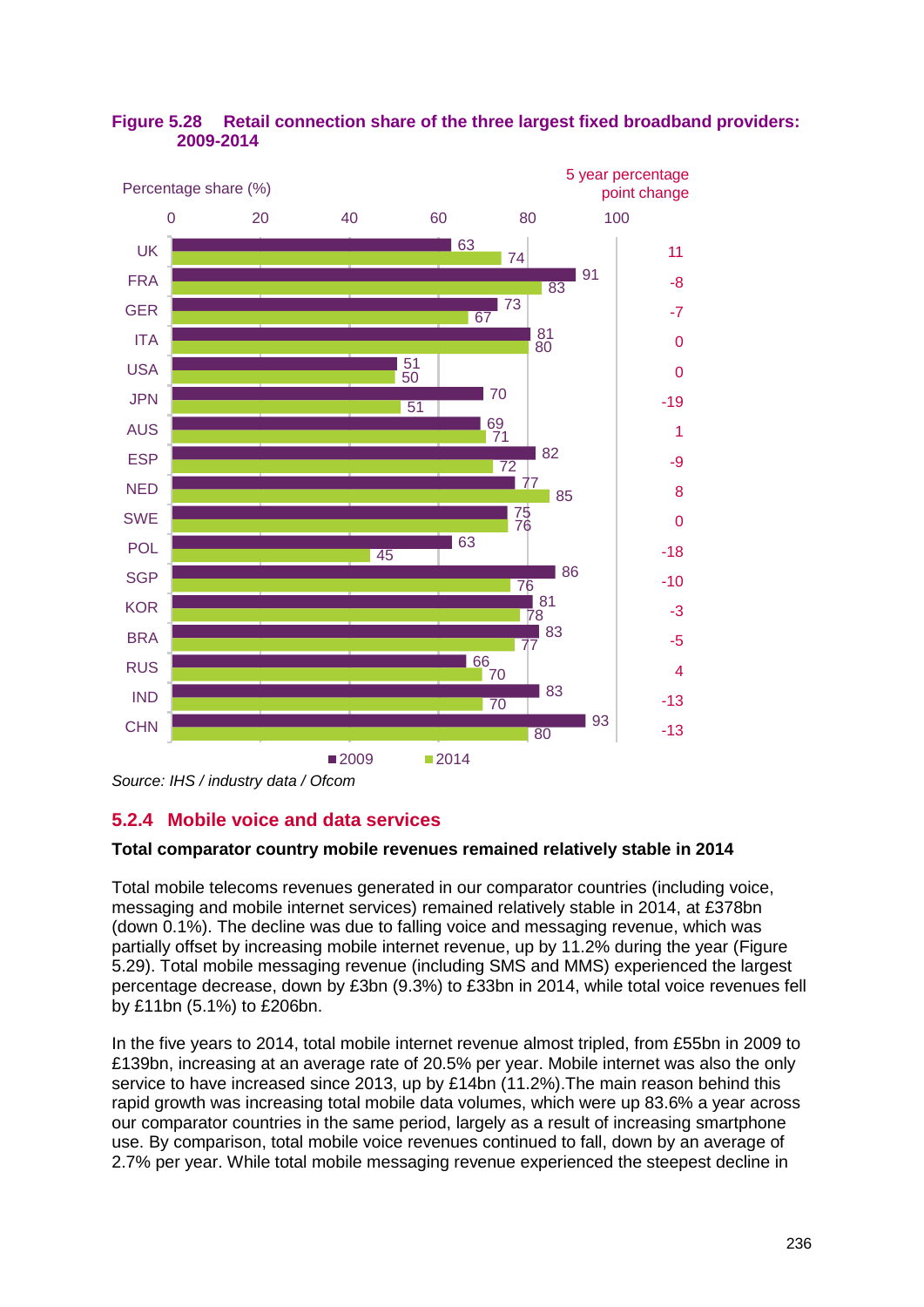**Figure 5.28 Retail connection share of the three largest fixed broadband providers: 2009-2014**

| Country | 2009 (%) | 2014 (%) | 5 year percentage point change |
|---|---|---|---|
| UK | 63 | 74 | 11 |
| FRA | 91 | 83 | -8 |
| GER | 73 | 67 | -7 |
| ITA | 81 | 80 | 0 |
| USA | 51 | 50 | 0 |
| JPN | 70 | 51 | -19 |
| AUS | 69 | 71 | 1 |
| ESP | 82 | 72 | -9 |
| NED | 77 | 85 | 8 |
| SWE | 75 | 76 | 0 |
| POL | 63 | 45 | -18 |
| SGP | 86 | 76 | -10 |
| KOR | 81 | 78 | -3 |
| BRA | 83 | 77 | -5 |
| RUS | 66 | 70 | 4 |
| IND | 83 | 70 | -13 |
| CHN | 93 | 80 | -13 |

*Source: IHS / industry data / Ofcom*

### 5.2.4 Mobile voice and data services

**Total comparator country mobile revenues remained relatively stable in 2014**

Total mobile telecoms revenues generated in our comparator countries (including voice, messaging and mobile internet services) remained relatively stable in 2014, at £378bn (down 0.1%). The decline was due to falling voice and messaging revenue, which was partially offset by increasing mobile internet revenue, up by 11.2% during the year (Figure 5.29). Total mobile messaging revenue (including SMS and MMS) experienced the largest percentage decrease, down by £3bn (9.3%) to £33bn in 2014, while total voice revenues fell by £11bn (5.1%) to £206bn.

In the five years to 2014, total mobile internet revenue almost tripled, from £55bn in 2009 to £139bn, increasing at an average rate of 20.5% per year. Mobile internet was also the only service to have increased since 2013, up by £14bn (11.2%).The main reason behind this rapid growth was increasing total mobile data volumes, which were up 83.6% a year across our comparator countries in the same period, largely as a result of increasing smartphone use. By comparison, total mobile voice revenues continued to fall, down by an average of 2.7% per year. While total mobile messaging revenue experienced the steepest decline in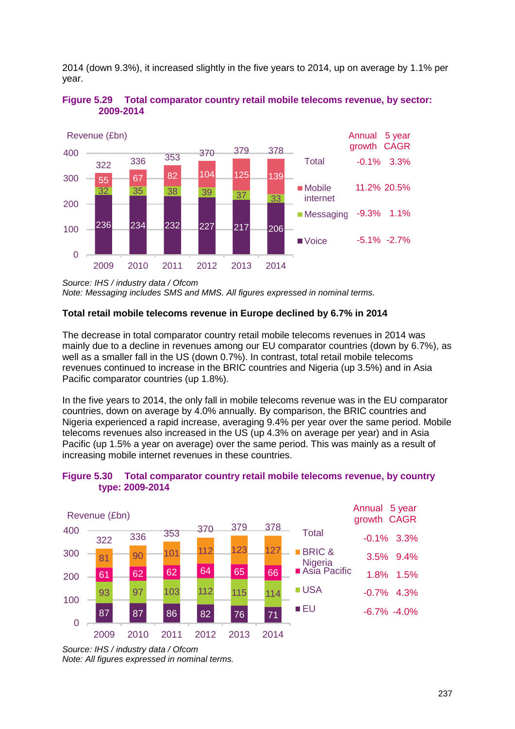2014 (down 9.3%), it increased slightly in the five years to 2014, up on average by 1.1% per year.

**Figure 5.29 Total comparator country retail mobile telecoms revenue, by sector: 2009-2014**

Revenue (£bn)

| | 2009 | 2010 | 2011 | 2012 | 2013 | 2014 | Annual growth | 5 year CAGR |
|---|---|---|---|---|---|---|---|---|
| Total | 322 | 336 | 353 | 370 | 379 | 378 | -0.1% | 3.3% |
| Mobile internet | 55 | 67 | 82 | 104 | 125 | 139 | 11.2% | 20.5% |
| Messaging | 32 | 35 | 38 | 39 | 37 | 33 | -9.3% | 1.1% |
| Voice | 236 | 234 | 232 | 227 | 217 | 206 | -5.1% | -2.7% |

*Source: IHS / industry data / Ofcom*
*Note: Messaging includes SMS and MMS. All figures expressed in nominal terms.*

**Total retail mobile telecoms revenue in Europe declined by 6.7% in 2014**

The decrease in total comparator country retail mobile telecoms revenues in 2014 was mainly due to a decline in revenues among our EU comparator countries (down by 6.7%), as well as a smaller fall in the US (down 0.7%). In contrast, total retail mobile telecoms revenues continued to increase in the BRIC countries and Nigeria (up 3.5%) and in Asia Pacific comparator countries (up 1.8%).

In the five years to 2014, the only fall in mobile telecoms revenue was in the EU comparator countries, down on average by 4.0% annually. By comparison, the BRIC countries and Nigeria experienced a rapid increase, averaging 9.4% per year over the same period. Mobile telecoms revenues also increased in the US (up 4.3% on average per year) and in Asia Pacific (up 1.5% a year on average) over the same period. This was mainly as a result of increasing mobile internet revenues in these countries.

**Figure 5.30 Total comparator country retail mobile telecoms revenue, by country type: 2009-2014**

Revenue (£bn)

| | 2009 | 2010 | 2011 | 2012 | 2013 | 2014 | Annual growth | 5 year CAGR |
|---|---|---|---|---|---|---|---|---|
| Total | 322 | 336 | 353 | 370 | 379 | 378 | -0.1% | 3.3% |
| BRIC & Nigeria | 81 | 90 | 101 | 112 | 123 | 127 | 3.5% | 9.4% |
| Asia Pacific | 61 | 62 | 62 | 64 | 65 | 66 | 1.8% | 1.5% |
| USA | 93 | 97 | 103 | 112 | 115 | 114 | -0.7% | 4.3% |
| EU | 87 | 87 | 86 | 82 | 76 | 71 | -6.7% | -4.0% |

*Source: IHS / industry data / Ofcom*
*Note: All figures expressed in nominal terms.*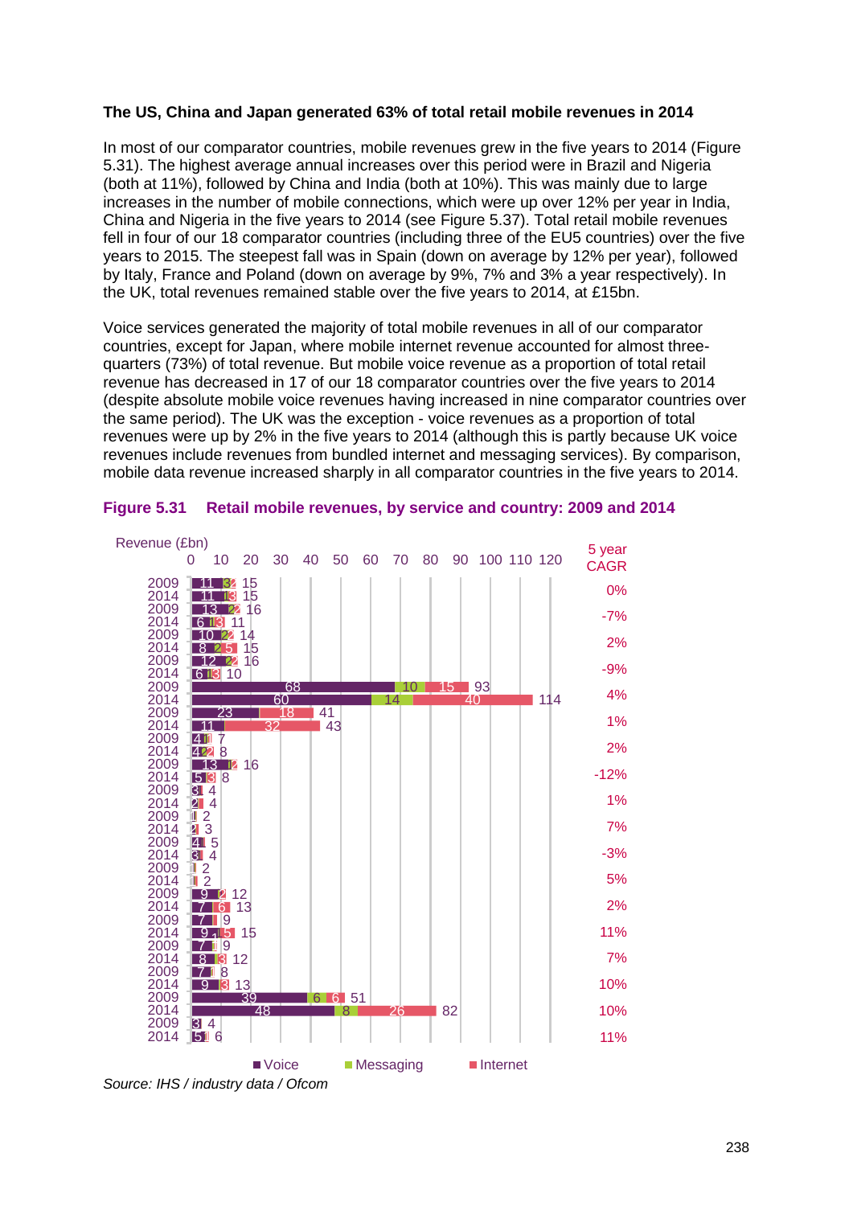**The US, China and Japan generated 63% of total retail mobile revenues in 2014**

In most of our comparator countries, mobile revenues grew in the five years to 2014 (Figure 5.31). The highest average annual increases over this period were in Brazil and Nigeria (both at 11%), followed by China and India (both at 10%). This was mainly due to large increases in the number of mobile connections, which were up over 12% per year in India, China and Nigeria in the five years to 2014 (see Figure 5.37). Total retail mobile revenues fell in four of our 18 comparator countries (including three of the EU5 countries) over the five years to 2015. The steepest fall was in Spain (down on average by 12% per year), followed by Italy, France and Poland (down on average by 9%, 7% and 3% a year respectively). In the UK, total revenues remained stable over the five years to 2014, at £15bn.

Voice services generated the majority of total mobile revenues in all of our comparator countries, except for Japan, where mobile internet revenue accounted for almost three-quarters (73%) of total revenue. But mobile voice revenue as a proportion of total retail revenue has decreased in 17 of our 18 comparator countries over the five years to 2014 (despite absolute mobile voice revenues having increased in nine comparator countries over the same period). The UK was the exception - voice revenues as a proportion of total revenues were up by 2% in the five years to 2014 (although this is partly because UK voice revenues include revenues from bundled internet and messaging services). By comparison, mobile data revenue increased sharply in all comparator countries in the five years to 2014.

**Figure 5.31 Retail mobile revenues, by service and country: 2009 and 2014**

| Year | Voice | Messaging | Internet | Total (£bn) | 5 year CAGR |
|---|---|---|---|---|---|
| 2009 | 11 | 3 | 2 | 15 | 0% |
| 2014 | 11 | 1 | 3 | 15 | |
| 2009 | 13 | 2 | 2 | 16 | -7% |
| 2014 | 6 | 1 | 3 | 11 | |
| 2009 | 10 | 2 | 2 | 14 | 2% |
| 2014 | 8 | 2 | 5 | 15 | |
| 2009 | 12 | 2 | 2 | 16 | -9% |
| 2014 | 6 | 1 | 3 | 10 | |
| 2009 | 68 | 10 | 15 | 93 | 4% |
| 2014 | 60 | 14 | 40 | 114 | |
| 2009 | 23 | | 18 | 41 | 1% |
| 2014 | 11 | | 32 | 43 | |
| 2009 | 4 | 1 | 1 | 7 | 2% |
| 2014 | 4 | 2 | 2 | 8 | |
| 2009 | 13 | 1 | 2 | 16 | -12% |
| 2014 | 5 | | 3 | 8 | |
| 2009 | 3 | 1 | | 4 | 1% |
| 2014 | 2 | | 1 | 4 | |
| 2009 | 1 | | | 2 | 7% |
| 2014 | 2 | | 1 | 3 | |
| 2009 | 4 | 1 | | 5 | -3% |
| 2014 | 3 | 1 | | 4 | |
| 2009 | 1 | | | 2 | 5% |
| 2014 | 1 | | | 2 | |
| 2009 | 9 | | 2 | 12 | 2% |
| 2014 | 7 | | 6 | 13 | |
| 2009 | 7 | | 1 | 9 | 11% |
| 2014 | 9 | 1 | 5 | 15 | |
| 2009 | 7 | 1 | | 9 | 7% |
| 2014 | 8 | 1 | 3 | 12 | |
| 2009 | 7 | 1 | | 8 | 10% |
| 2014 | 9 | | 3 | 13 | |
| 2009 | 39 | 6 | 6 | 51 | 10% |
| 2014 | 48 | 8 | 26 | 82 | |
| 2009 | 3 | | | 4 | 11% |
| 2014 | 5 | | 1 | 6 | |

Source: IHS / industry data / Ofcom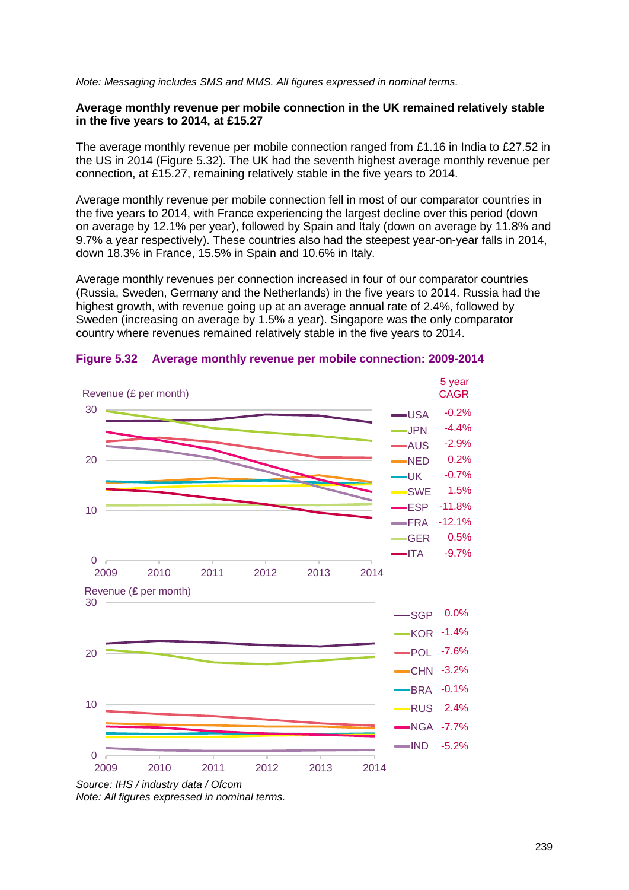*Note: Messaging includes SMS and MMS. All figures expressed in nominal terms.*

**Average monthly revenue per mobile connection in the UK remained relatively stable in the five years to 2014, at £15.27**

The average monthly revenue per mobile connection ranged from £1.16 in India to £27.52 in the US in 2014 (Figure 5.32). The UK had the seventh highest average monthly revenue per connection, at £15.27, remaining relatively stable in the five years to 2014.

Average monthly revenue per mobile connection fell in most of our comparator countries in the five years to 2014, with France experiencing the largest decline over this period (down on average by 12.1% per year), followed by Spain and Italy (down on average by 11.8% and 9.7% a year respectively). These countries also had the steepest year-on-year falls in 2014, down 18.3% in France, 15.5% in Spain and 10.6% in Italy.

Average monthly revenues per connection increased in four of our comparator countries (Russia, Sweden, Germany and the Netherlands) in the five years to 2014. Russia had the highest growth, with revenue going up at an average annual rate of 2.4%, followed by Sweden (increasing on average by 1.5% a year). Singapore was the only comparator country where revenues remained relatively stable in the five years to 2014.

**Figure 5.32 Average monthly revenue per mobile connection: 2009-2014**

| Country | 5 year CAGR |
|---|---|
| USA | -0.2% |
| JPN | -4.4% |
| AUS | -2.9% |
| NED | 0.2% |
| UK | -0.7% |
| SWE | 1.5% |
| ESP | -11.8% |
| FRA | -12.1% |
| GER | 0.5% |
| ITA | -9.7% |
| SGP | 0.0% |
| KOR | -1.4% |
| POL | -7.6% |
| CHN | -3.2% |
| BRA | -0.1% |
| RUS | 2.4% |
| NGA | -7.7% |
| IND | -5.2% |

*Source: IHS / industry data / Ofcom*
*Note: All figures expressed in nominal terms.*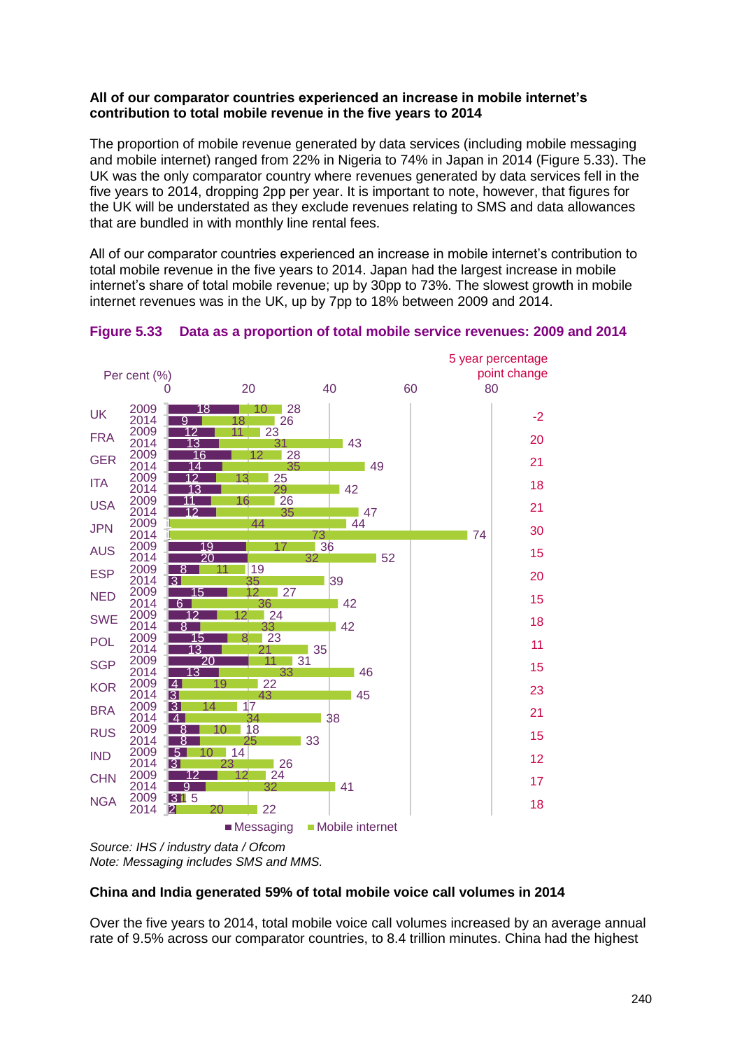**All of our comparator countries experienced an increase in mobile internet's contribution to total mobile revenue in the five years to 2014**

The proportion of mobile revenue generated by data services (including mobile messaging and mobile internet) ranged from 22% in Nigeria to 74% in Japan in 2014 (Figure 5.33). The UK was the only comparator country where revenues generated by data services fell in the five years to 2014, dropping 2pp per year. It is important to note, however, that figures for the UK will be understated as they exclude revenues relating to SMS and data allowances that are bundled in with monthly line rental fees.

All of our comparator countries experienced an increase in mobile internet's contribution to total mobile revenue in the five years to 2014. Japan had the largest increase in mobile internet's share of total mobile revenue; up by 30pp to 73%. The slowest growth in mobile internet revenues was in the UK, up by 7pp to 18% between 2009 and 2014.

**Figure 5.33 Data as a proportion of total mobile service revenues: 2009 and 2014**

| Country | Year | Messaging (%) | Mobile internet (%) | Total (%) | 5 year percentage point change |
|---|---|---|---|---|---|
| UK | 2009 | 18 | 10 | 28 | -2 |
| | 2014 | 9 | 18 | 26 | |
| FRA | 2009 | 12 | 11 | 23 | 20 |
| | 2014 | 13 | 31 | 43 | |
| GER | 2009 | 16 | 12 | 28 | 21 |
| | 2014 | 14 | 35 | 49 | |
| ITA | 2009 | 12 | 13 | 25 | 18 |
| | 2014 | 13 | 29 | 42 | |
| USA | 2009 | 11 | 16 | 26 | 21 |
| | 2014 | 12 | 35 | 47 | |
| JPN | 2009 | 1 | 44 | 44 | 30 |
| | 2014 | 1 | 73 | 74 | |
| AUS | 2009 | 19 | 17 | 36 | 15 |
| | 2014 | 20 | 32 | 52 | |
| ESP | 2009 | 8 | 11 | 19 | 20 |
| | 2014 | 3 | 35 | 39 | |
| NED | 2009 | 15 | 12 | 27 | 15 |
| | 2014 | 6 | 36 | 42 | |
| SWE | 2009 | 12 | 12 | 24 | 18 |
| | 2014 | 8 | 33 | 42 | |
| POL | 2009 | 15 | 8 | 23 | 11 |
| | 2014 | 13 | 21 | 35 | |
| SGP | 2009 | 20 | 11 | 31 | 15 |
| | 2014 | 13 | 33 | 46 | |
| KOR | 2009 | 4 | 19 | 22 | 23 |
| | 2014 | 3 | 43 | 45 | |
| BRA | 2009 | 3 | 14 | 17 | 21 |
| | 2014 | 4 | 34 | 38 | |
| RUS | 2009 | 8 | 10 | 18 | 15 |
| | 2014 | 8 | 25 | 33 | |
| IND | 2009 | 5 | 10 | 14 | 12 |
| | 2014 | 3 | 23 | 26 | |
| CHN | 2009 | 12 | 12 | 24 | 17 |
| | 2014 | 9 | 32 | 41 | |
| NGA | 2009 | 3 | 1 | 5 | 18 |
| | 2014 | 2 | 20 | 22 | |

*Source: IHS / industry data / Ofcom*
*Note: Messaging includes SMS and MMS.*

**China and India generated 59% of total mobile voice call volumes in 2014**

Over the five years to 2014, total mobile voice call volumes increased by an average annual rate of 9.5% across our comparator countries, to 8.4 trillion minutes. China had the highest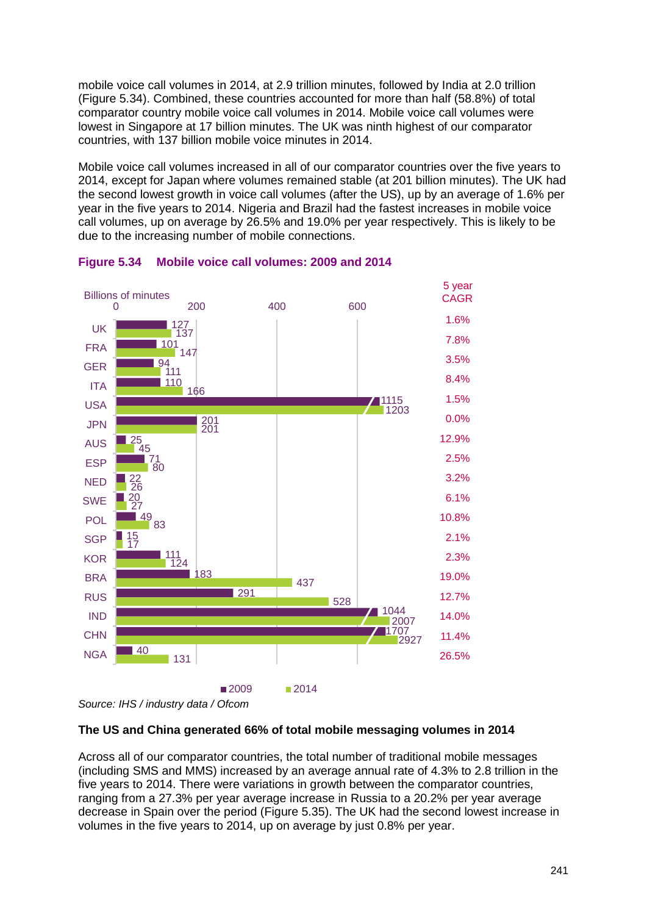mobile voice call volumes in 2014, at 2.9 trillion minutes, followed by India at 2.0 trillion (Figure 5.34). Combined, these countries accounted for more than half (58.8%) of total comparator country mobile voice call volumes in 2014. Mobile voice call volumes were lowest in Singapore at 17 billion minutes. The UK was ninth highest of our comparator countries, with 137 billion mobile voice minutes in 2014.

Mobile voice call volumes increased in all of our comparator countries over the five years to 2014, except for Japan where volumes remained stable (at 201 billion minutes). The UK had the second lowest growth in voice call volumes (after the US), up by an average of 1.6% per year in the five years to 2014. Nigeria and Brazil had the fastest increases in mobile voice call volumes, up on average by 26.5% and 19.0% per year respectively. This is likely to be due to the increasing number of mobile connections.

**Figure 5.34 Mobile voice call volumes: 2009 and 2014**

Billions of minutes

| | 2009 | 2014 | 5 year CAGR |
|---|---|---|---|
| UK | 127 | 137 | 1.6% |
| FRA | 101 | 147 | 7.8% |
| GER | 94 | 111 | 3.5% |
| ITA | 110 | 166 | 8.4% |
| USA | 1115 | 1203 | 1.5% |
| JPN | 201 | 201 | 0.0% |
| AUS | 25 | 45 | 12.9% |
| ESP | 71 | 80 | 2.5% |
| NED | 22 | 26 | 3.2% |
| SWE | 20 | 27 | 6.1% |
| POL | 49 | 83 | 10.8% |
| SGP | 15 | 17 | 2.1% |
| KOR | 111 | 124 | 2.3% |
| BRA | 183 | 437 | 19.0% |
| RUS | 291 | 528 | 12.7% |
| IND | 1044 | 2007 | 14.0% |
| CHN | 1707 | 2927 | 11.4% |
| NGA | 40 | 131 | 26.5% |

*Source: IHS / industry data / Ofcom*

**The US and China generated 66% of total mobile messaging volumes in 2014**

Across all of our comparator countries, the total number of traditional mobile messages (including SMS and MMS) increased by an average annual rate of 4.3% to 2.8 trillion in the five years to 2014. There were variations in growth between the comparator countries, ranging from a 27.3% per year average increase in Russia to a 20.2% per year average decrease in Spain over the period (Figure 5.35). The UK had the second lowest increase in volumes in the five years to 2014, up on average by just 0.8% per year.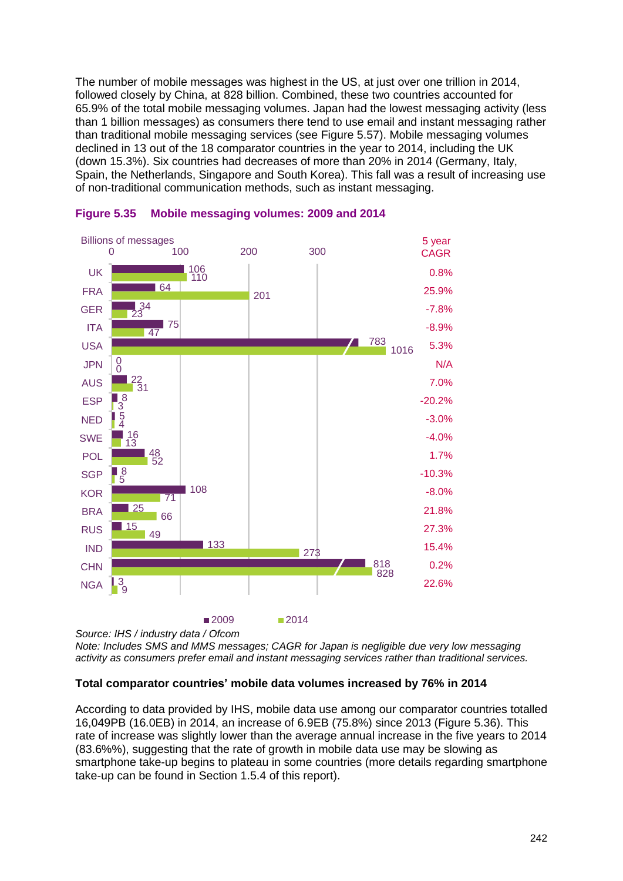The number of mobile messages was highest in the US, at just over one trillion in 2014, followed closely by China, at 828 billion. Combined, these two countries accounted for 65.9% of the total mobile messaging volumes. Japan had the lowest messaging activity (less than 1 billion messages) as consumers there tend to use email and instant messaging rather than traditional mobile messaging services (see Figure 5.57). Mobile messaging volumes declined in 13 out of the 18 comparator countries in the year to 2014, including the UK (down 15.3%). Six countries had decreases of more than 20% in 2014 (Germany, Italy, Spain, the Netherlands, Singapore and South Korea). This fall was a result of increasing use of non-traditional communication methods, such as instant messaging.

**Figure 5.35 Mobile messaging volumes: 2009 and 2014**

Billions of messages

| Country | 2009 | 2014 | 5 year CAGR |
|---|---|---|---|
| UK | 106 | 110 | 0.8% |
| FRA | 64 | 201 | 25.9% |
| GER | 34 | 23 | -7.8% |
| ITA | 75 | 47 | -8.9% |
| USA | 783 | 1016 | 5.3% |
| JPN | 0 | 0 | N/A |
| AUS | 22 | 31 | 7.0% |
| ESP | 8 | 3 | -20.2% |
| NED | 5 | 4 | -3.0% |
| SWE | 16 | 13 | -4.0% |
| POL | 48 | 52 | 1.7% |
| SGP | 8 | 5 | -10.3% |
| KOR | 108 | 71 | -8.0% |
| BRA | 25 | 66 | 21.8% |
| RUS | 15 | 49 | 27.3% |
| IND | 133 | 273 | 15.4% |
| CHN | 818 | 828 | 0.2% |
| NGA | 3 | 9 | 22.6% |

*Source: IHS / industry data / Ofcom*
*Note: Includes SMS and MMS messages; CAGR for Japan is negligible due very low messaging activity as consumers prefer email and instant messaging services rather than traditional services.*

**Total comparator countries' mobile data volumes increased by 76% in 2014**

According to data provided by IHS, mobile data use among our comparator countries totalled 16,049PB (16.0EB) in 2014, an increase of 6.9EB (75.8%) since 2013 (Figure 5.36). This rate of increase was slightly lower than the average annual increase in the five years to 2014 (83.6%%), suggesting that the rate of growth in mobile data use may be slowing as smartphone take-up begins to plateau in some countries (more details regarding smartphone take-up can be found in Section 1.5.4 of this report).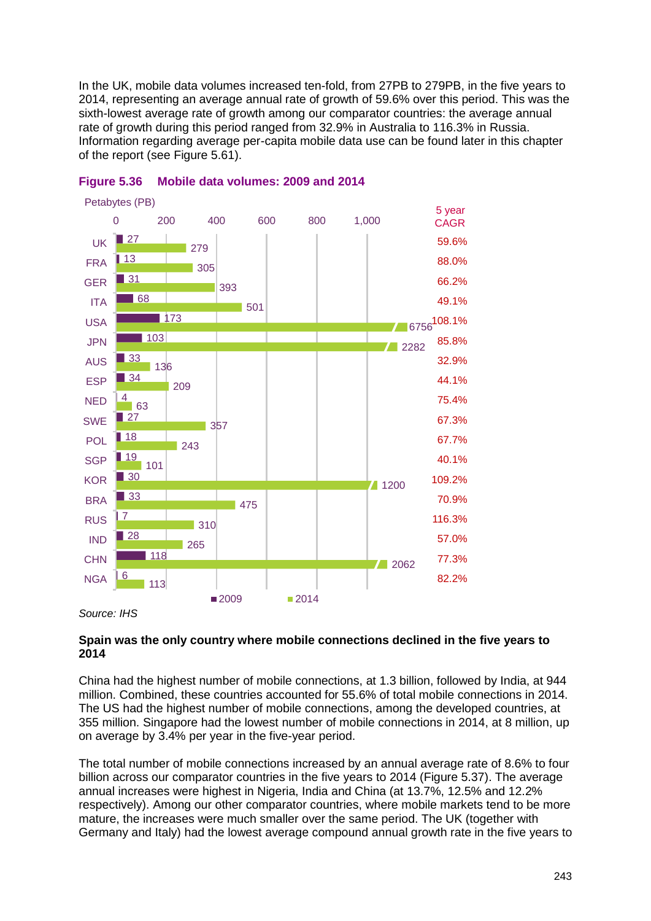In the UK, mobile data volumes increased ten-fold, from 27PB to 279PB, in the five years to 2014, representing an average annual rate of growth of 59.6% over this period. This was the sixth-lowest average rate of growth among our comparator countries: the average annual rate of growth during this period ranged from 32.9% in Australia to 116.3% in Russia. Information regarding average per-capita mobile data use can be found later in this chapter of the report (see Figure 5.61).

**Figure 5.36 Mobile data volumes: 2009 and 2014**

Petabytes (PB)

| Country | 2009 | 2014 | 5 year CAGR |
|---|---|---|---|
| UK | 27 | 279 | 59.6% |
| FRA | 13 | 305 | 88.0% |
| GER | 31 | 393 | 66.2% |
| ITA | 68 | 501 | 49.1% |
| USA | 173 | 6756 | 108.1% |
| JPN | 103 | 2282 | 85.8% |
| AUS | 33 | 136 | 32.9% |
| ESP | 34 | 209 | 44.1% |
| NED | 4 | 63 | 75.4% |
| SWE | 27 | 357 | 67.3% |
| POL | 18 | 243 | 67.7% |
| SGP | 19 | 101 | 40.1% |
| KOR | 30 | 1200 | 109.2% |
| BRA | 33 | 475 | 70.9% |
| RUS | 7 | 310 | 116.3% |
| IND | 28 | 265 | 57.0% |
| CHN | 118 | 2062 | 77.3% |
| NGA | 6 | 113 | 82.2% |

*Source: IHS*

**Spain was the only country where mobile connections declined in the five years to 2014**

China had the highest number of mobile connections, at 1.3 billion, followed by India, at 944 million. Combined, these countries accounted for 55.6% of total mobile connections in 2014. The US had the highest number of mobile connections, among the developed countries, at 355 million. Singapore had the lowest number of mobile connections in 2014, at 8 million, up on average by 3.4% per year in the five-year period.

The total number of mobile connections increased by an annual average rate of 8.6% to four billion across our comparator countries in the five years to 2014 (Figure 5.37). The average annual increases were highest in Nigeria, India and China (at 13.7%, 12.5% and 12.2% respectively). Among our other comparator countries, where mobile markets tend to be more mature, the increases were much smaller over the same period. The UK (together with Germany and Italy) had the lowest average compound annual growth rate in the five years to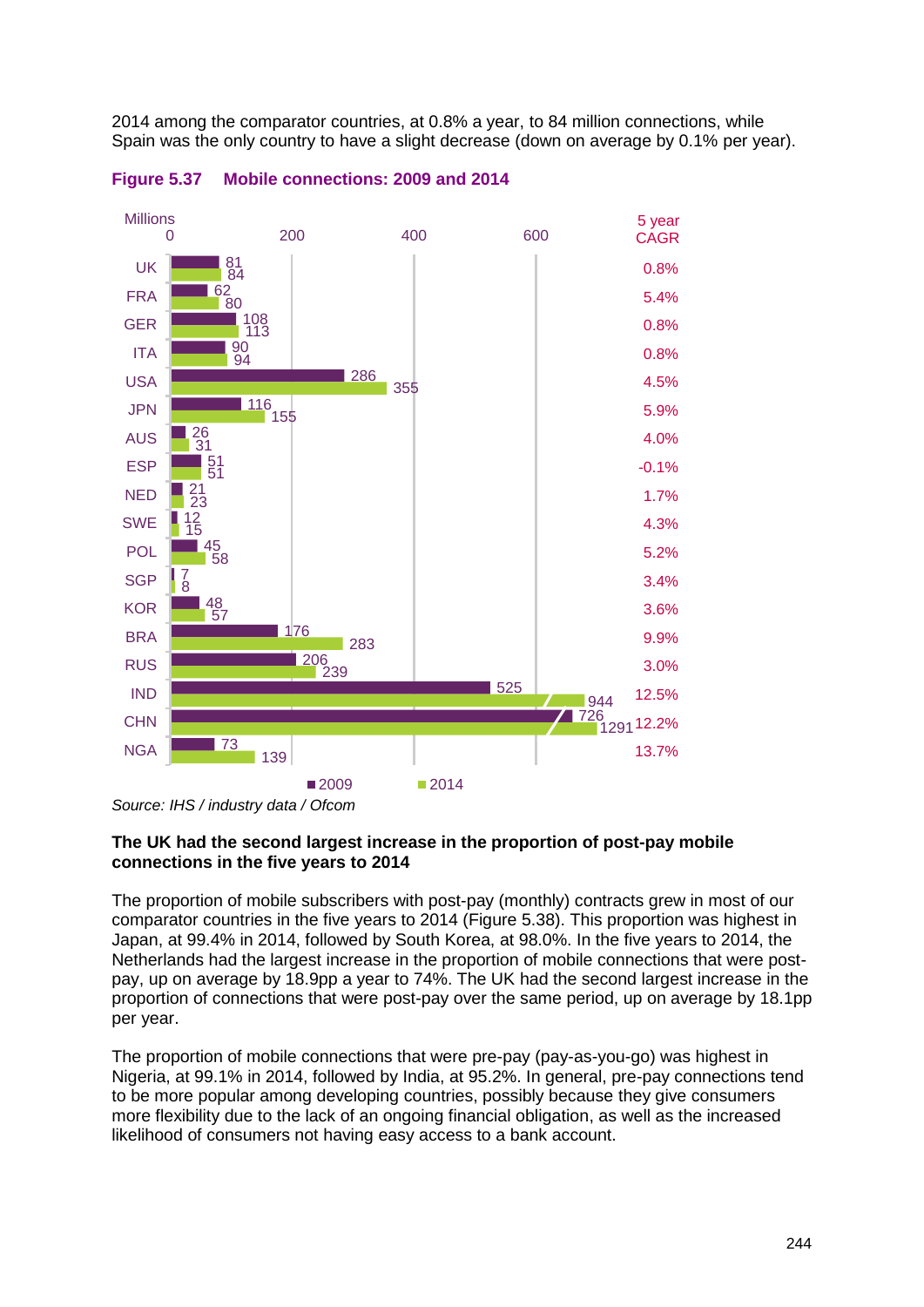2014 among the comparator countries, at 0.8% a year, to 84 million connections, while Spain was the only country to have a slight decrease (down on average by 0.1% per year).

**Figure 5.37 Mobile connections: 2009 and 2014**

| Millions | 2009 | 2014 | 5 year CAGR |
|---|---|---|---|
| UK | 81 | 84 | 0.8% |
| FRA | 62 | 80 | 5.4% |
| GER | 108 | 113 | 0.8% |
| ITA | 90 | 94 | 0.8% |
| USA | 286 | 355 | 4.5% |
| JPN | 116 | 155 | 5.9% |
| AUS | 26 | 31 | 4.0% |
| ESP | 51 | 51 | -0.1% |
| NED | 21 | 23 | 1.7% |
| SWE | 12 | 15 | 4.3% |
| POL | 45 | 58 | 5.2% |
| SGP | 7 | 8 | 3.4% |
| KOR | 48 | 57 | 3.6% |
| BRA | 176 | 283 | 9.9% |
| RUS | 206 | 239 | 3.0% |
| IND | 525 | 944 | 12.5% |
| CHN | 726 | 1291 | 12.2% |
| NGA | 73 | 139 | 13.7% |

*Source: IHS / industry data / Ofcom*

**The UK had the second largest increase in the proportion of post-pay mobile connections in the five years to 2014**

The proportion of mobile subscribers with post-pay (monthly) contracts grew in most of our comparator countries in the five years to 2014 (Figure 5.38). This proportion was highest in Japan, at 99.4% in 2014, followed by South Korea, at 98.0%. In the five years to 2014, the Netherlands had the largest increase in the proportion of mobile connections that were post-pay, up on average by 18.9pp a year to 74%. The UK had the second largest increase in the proportion of connections that were post-pay over the same period, up on average by 18.1pp per year.

The proportion of mobile connections that were pre-pay (pay-as-you-go) was highest in Nigeria, at 99.1% in 2014, followed by India, at 95.2%. In general, pre-pay connections tend to be more popular among developing countries, possibly because they give consumers more flexibility due to the lack of an ongoing financial obligation, as well as the increased likelihood of consumers not having easy access to a bank account.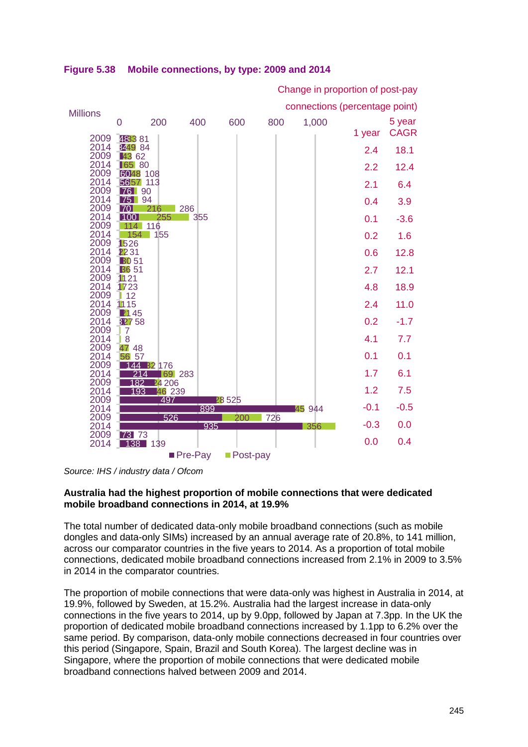**Figure 5.38 Mobile connections, by type: 2009 and 2014**

| Year | Pre-Pay | Post-pay | Total (millions) | Change in proportion of post-pay connections (percentage point): 1 year | 5 year CAGR |
|---|---|---|---|---|---|
| 2009 | 48 | 33 | 81 | 2.4 | 18.1 |
| 2014 | 34 | 49 | 84 | 2.2 | 12.4 |
| 2009 | 19 | 43 | 62 | 2.1 | 6.4 |
| 2014 | 15 | 65 | 80 | 0.4 | 3.9 |
| 2009 | 60 | 48 | 108 | 0.1 | -3.6 |
| 2014 | 56 | 57 | 113 | 0.2 | 1.6 |
| 2009 | 76 | 14 | 90 | 0.6 | 12.8 |
| 2014 | 75 | 19 | 94 | 2.7 | 12.1 |
| 2009 | 70 | 216 | 286 | 4.8 | 18.9 |
| 2014 | 100 | 255 | 355 | 2.4 | 11.0 |
| 2009 | 2 | 114 | 116 | 0.2 | -1.7 |
| 2014 | 1 | 154 | 155 | 4.1 | 7.7 |
| 2009 | 11 | 15 | 26 | 0.1 | 0.1 |
| 2014 | 9 | 22 | 31 | 1.7 | 6.1 |
| 2009 | 21 | 30 | 51 | 1.2 | 7.5 |
| 2014 | 15 | 36 | 51 | -0.1 | -0.5 |
| 2009 | 10 | 11 | 21 | -0.3 | 0.0 |
| 2014 | 6 | 17 | 23 | 0.0 | 0.4 |
| 2009 | 0 | 12 | 12 | | |
| 2014 | 4 | 11 | 15 | | |
| 2009 | 24 | 21 | 45 | | |
| 2014 | 31 | 27 | 58 | | |
| 2009 | 0 | 7 | 7 | | |
| 2014 | 0 | 8 | 8 | | |
| 2009 | 1 | 47 | 48 | | |
| 2014 | 1 | 56 | 57 | | |
| 2009 | 144 | 32 | 176 | | |
| 2014 | 214 | 69 | 283 | | |
| 2009 | 182 | 24 | 206 | | |
| 2014 | 193 | 46 | 239 | | |
| 2009 | 497 | 28 | 525 | | |
| 2014 | 899 | 45 | 944 | | |
| 2009 | 526 | 200 | 726 | | |
| 2014 | 935 | 356 | | | |
| 2009 | 73 | | 73 | | |
| 2014 | 138 | | 139 | | |

*Source: IHS / industry data / Ofcom*

**Australia had the highest proportion of mobile connections that were dedicated mobile broadband connections in 2014, at 19.9%**

The total number of dedicated data-only mobile broadband connections (such as mobile dongles and data-only SIMs) increased by an annual average rate of 20.8%, to 141 million, across our comparator countries in the five years to 2014. As a proportion of total mobile connections, dedicated mobile broadband connections increased from 2.1% in 2009 to 3.5% in 2014 in the comparator countries.

The proportion of mobile connections that were data-only was highest in Australia in 2014, at 19.9%, followed by Sweden, at 15.2%. Australia had the largest increase in data-only connections in the five years to 2014, up by 9.0pp, followed by Japan at 7.3pp. In the UK the proportion of dedicated mobile broadband connections increased by 1.1pp to 6.2% over the same period. By comparison, data-only mobile connections decreased in four countries over this period (Singapore, Spain, Brazil and South Korea). The largest decline was in Singapore, where the proportion of mobile connections that were dedicated mobile broadband connections halved between 2009 and 2014.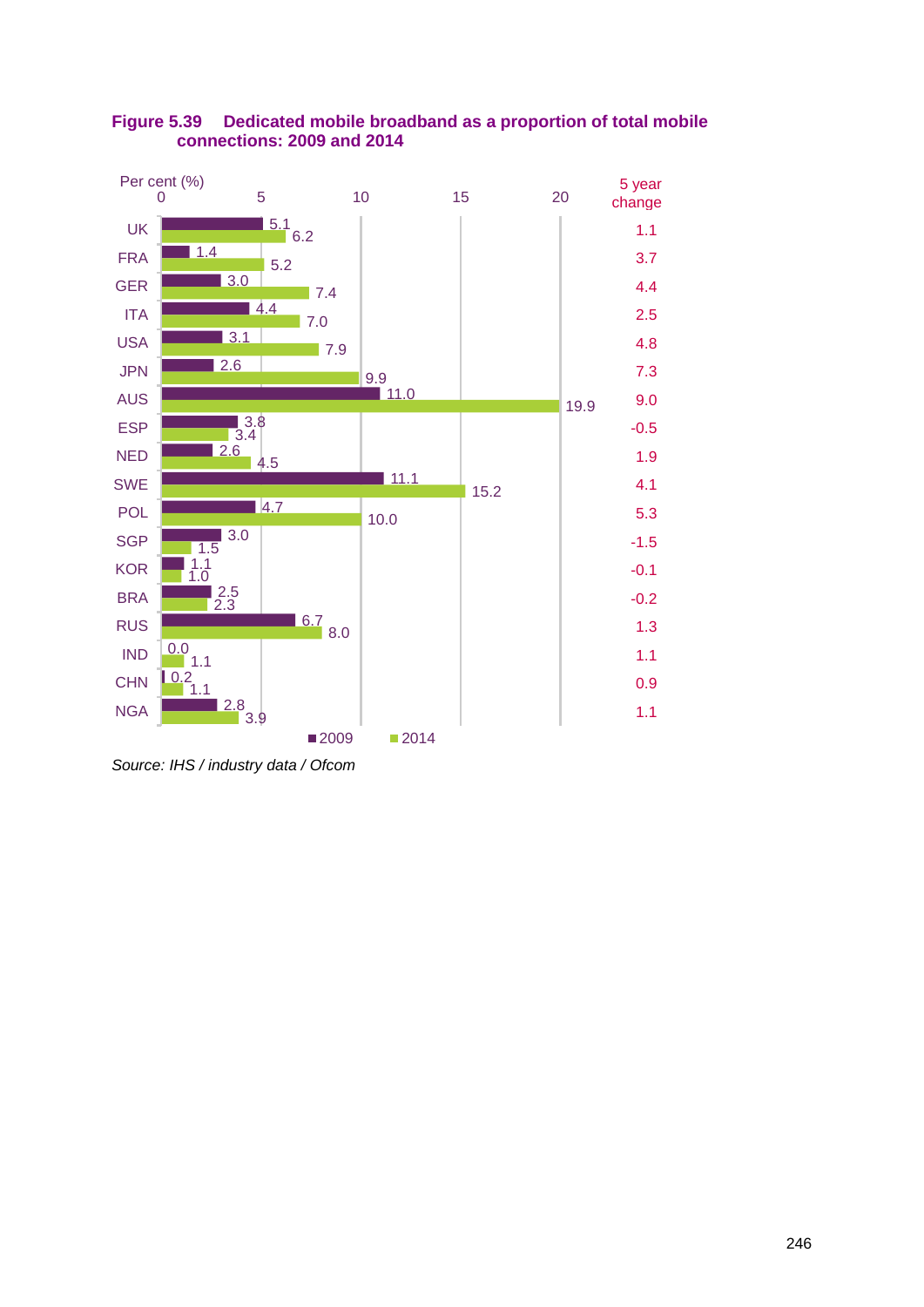**Figure 5.39 Dedicated mobile broadband as a proportion of total mobile connections: 2009 and 2014**

Per cent (%)

| Country | 2009 | 2014 | 5 year change |
|---|---|---|---|
| UK | 5.1 | 6.2 | 1.1 |
| FRA | 1.4 | 5.2 | 3.7 |
| GER | 3.0 | 7.4 | 4.4 |
| ITA | 4.4 | 7.0 | 2.5 |
| USA | 3.1 | 7.9 | 4.8 |
| JPN | 2.6 | 9.9 | 7.3 |
| AUS | 11.0 | 19.9 | 9.0 |
| ESP | 3.8 | 3.4 | -0.5 |
| NED | 2.6 | 4.5 | 1.9 |
| SWE | 11.1 | 15.2 | 4.1 |
| POL | 4.7 | 10.0 | 5.3 |
| SGP | 3.0 | 1.5 | -1.5 |
| KOR | 1.1 | 1.0 | -0.1 |
| BRA | 2.5 | 2.3 | -0.2 |
| RUS | 6.7 | 8.0 | 1.3 |
| IND | 0.0 | 1.1 | 1.1 |
| CHN | 0.2 | 1.1 | 0.9 |
| NGA | 2.8 | 3.9 | 1.1 |

*Source: IHS / industry data / Ofcom*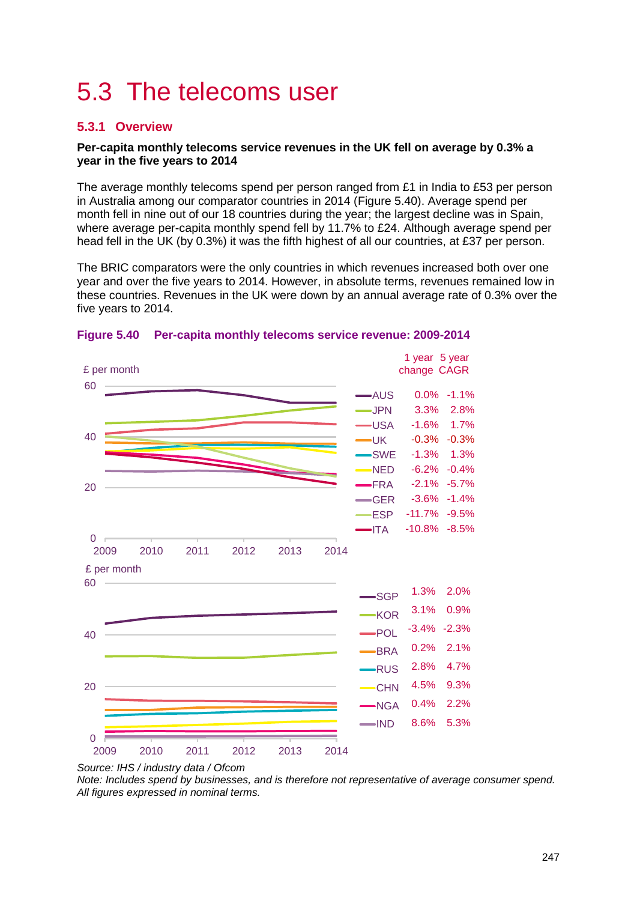# 5.3 The telecoms user

## 5.3.1 Overview

**Per-capita monthly telecoms service revenues in the UK fell on average by 0.3% a year in the five years to 2014**

The average monthly telecoms spend per person ranged from £1 in India to £53 per person in Australia among our comparator countries in 2014 (Figure 5.40). Average spend per month fell in nine out of our 18 countries during the year; the largest decline was in Spain, where average per-capita monthly spend fell by 11.7% to £24. Although average spend per head fell in the UK (by 0.3%) it was the fifth highest of all our countries, at £37 per person.

The BRIC comparators were the only countries in which revenues increased both over one year and over the five years to 2014. However, in absolute terms, revenues remained low in these countries. Revenues in the UK were down by an annual average rate of 0.3% over the five years to 2014.

**Figure 5.40 Per-capita monthly telecoms service revenue: 2009-2014**

| Country | 1 year change | 5 year CAGR |
|---|---|---|
| AUS | 0.0% | -1.1% |
| JPN | 3.3% | 2.8% |
| USA | -1.6% | 1.7% |
| UK | -0.3% | -0.3% |
| SWE | -1.3% | 1.3% |
| NED | -6.2% | -0.4% |
| FRA | -2.1% | -5.7% |
| GER | -3.6% | -1.4% |
| ESP | -11.7% | -9.5% |
| ITA | -10.8% | -8.5% |
| SGP | 1.3% | 2.0% |
| KOR | 3.1% | 0.9% |
| POL | -3.4% | -2.3% |
| BRA | 0.2% | 2.1% |
| RUS | 2.8% | 4.7% |
| CHN | 4.5% | 9.3% |
| NGA | 0.4% | 2.2% |
| IND | 8.6% | 5.3% |

*Source: IHS / industry data / Ofcom*
*Note: Includes spend by businesses, and is therefore not representative of average consumer spend. All figures expressed in nominal terms.*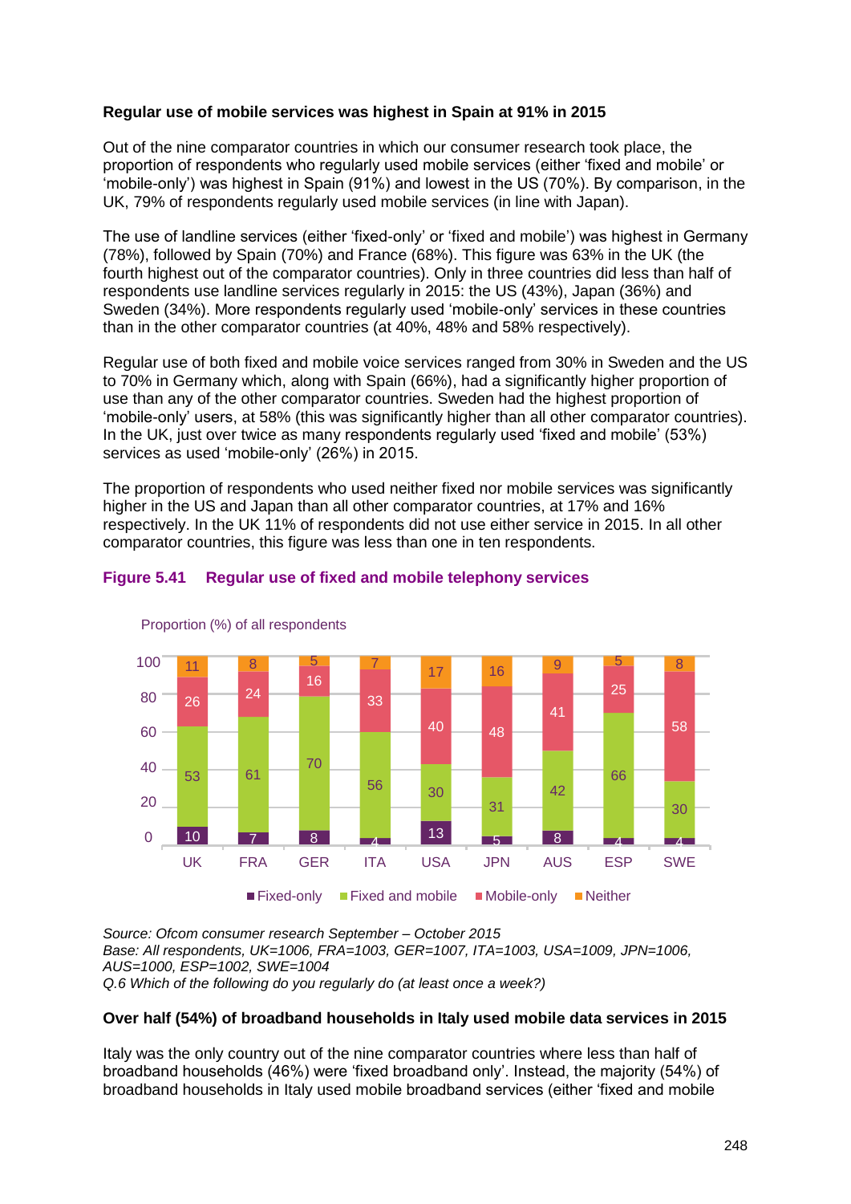**Regular use of mobile services was highest in Spain at 91% in 2015**

Out of the nine comparator countries in which our consumer research took place, the proportion of respondents who regularly used mobile services (either 'fixed and mobile' or 'mobile-only') was highest in Spain (91%) and lowest in the US (70%). By comparison, in the UK, 79% of respondents regularly used mobile services (in line with Japan).

The use of landline services (either 'fixed-only' or 'fixed and mobile') was highest in Germany (78%), followed by Spain (70%) and France (68%). This figure was 63% in the UK (the fourth highest out of the comparator countries). Only in three countries did less than half of respondents use landline services regularly in 2015: the US (43%), Japan (36%) and Sweden (34%). More respondents regularly used 'mobile-only' services in these countries than in the other comparator countries (at 40%, 48% and 58% respectively).

Regular use of both fixed and mobile voice services ranged from 30% in Sweden and the US to 70% in Germany which, along with Spain (66%), had a significantly higher proportion of use than any of the other comparator countries. Sweden had the highest proportion of 'mobile-only' users, at 58% (this was significantly higher than all other comparator countries). In the UK, just over twice as many respondents regularly used 'fixed and mobile' (53%) services as used 'mobile-only' (26%) in 2015.

The proportion of respondents who used neither fixed nor mobile services was significantly higher in the US and Japan than all other comparator countries, at 17% and 16% respectively. In the UK 11% of respondents did not use either service in 2015. In all other comparator countries, this figure was less than one in ten respondents.

**Figure 5.41 Regular use of fixed and mobile telephony services**

Proportion (%) of all respondents

| | UK | FRA | GER | ITA | USA | JPN | AUS | ESP | SWE |
|---|---|---|---|---|---|---|---|---|---|
| Neither | 11 | 8 | 5 | 7 | 17 | 16 | 9 | 5 | 8 |
| Mobile-only | 26 | 24 | 16 | 33 | 40 | 48 | 41 | 25 | 58 |
| Fixed and mobile | 53 | 61 | 70 | 56 | 30 | 31 | 42 | 66 | 30 |
| Fixed-only | 10 | 7 | 8 | 4 | 13 | 5 | 8 | 4 | 4 |

*Source: Ofcom consumer research September – October 2015*
*Base: All respondents, UK=1006, FRA=1003, GER=1007, ITA=1003, USA=1009, JPN=1006, AUS=1000, ESP=1002, SWE=1004*
*Q.6 Which of the following do you regularly do (at least once a week?)*

**Over half (54%) of broadband households in Italy used mobile data services in 2015**

Italy was the only country out of the nine comparator countries where less than half of broadband households (46%) were 'fixed broadband only'. Instead, the majority (54%) of broadband households in Italy used mobile broadband services (either 'fixed and mobile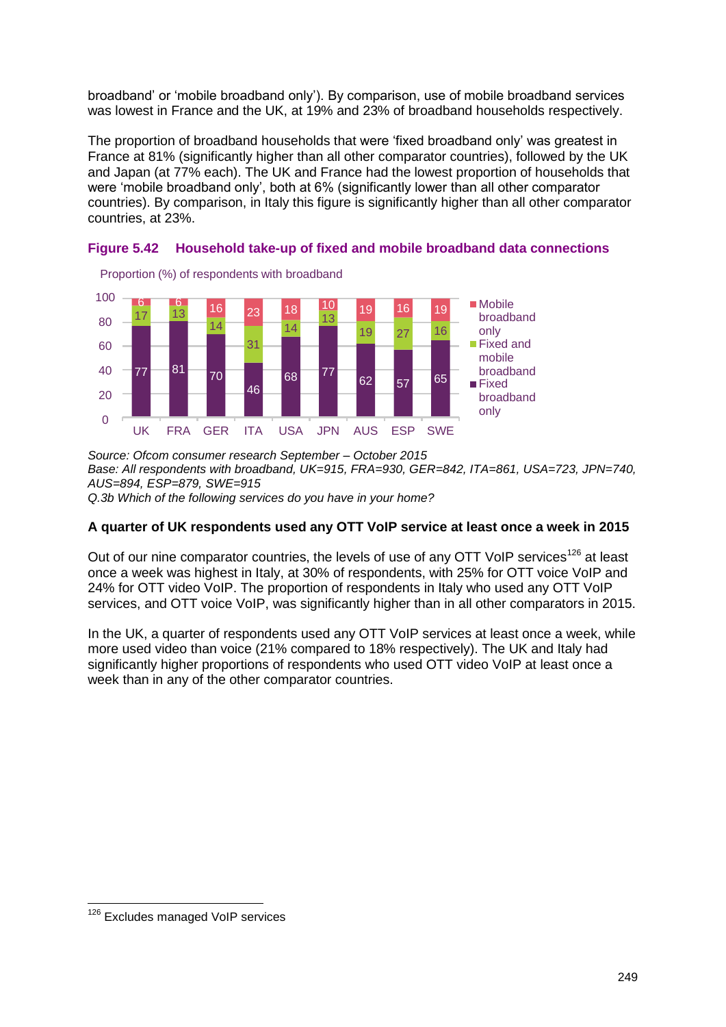broadband' or 'mobile broadband only'). By comparison, use of mobile broadband services was lowest in France and the UK, at 19% and 23% of broadband households respectively.

The proportion of broadband households that were 'fixed broadband only' was greatest in France at 81% (significantly higher than all other comparator countries), followed by the UK and Japan (at 77% each). The UK and France had the lowest proportion of households that were 'mobile broadband only', both at 6% (significantly lower than all other comparator countries). By comparison, in Italy this figure is significantly higher than all other comparator countries, at 23%.

**Figure 5.42 Household take-up of fixed and mobile broadband data connections**

Proportion (%) of respondents with broadband

| | UK | FRA | GER | ITA | USA | JPN | AUS | ESP | SWE |
|---|---|---|---|---|---|---|---|---|---|
| Mobile broadband only | 6 | 6 | 16 | 23 | 18 | 10 | 19 | 16 | 19 |
| Fixed and mobile broadband | 17 | 13 | 14 | 31 | 14 | 13 | 19 | 27 | 16 |
| Fixed broadband only | 77 | 81 | 70 | 46 | 68 | 77 | 62 | 57 | 65 |

*Source: Ofcom consumer research September – October 2015*
*Base: All respondents with broadband, UK=915, FRA=930, GER=842, ITA=861, USA=723, JPN=740, AUS=894, ESP=879, SWE=915*
*Q.3b Which of the following services do you have in your home?*

### A quarter of UK respondents used any OTT VoIP service at least once a week in 2015

Out of our nine comparator countries, the levels of use of any OTT VoIP services[126] at least once a week was highest in Italy, at 30% of respondents, with 25% for OTT voice VoIP and 24% for OTT video VoIP. The proportion of respondents in Italy who used any OTT VoIP services, and OTT voice VoIP, was significantly higher than in all other comparators in 2015.

In the UK, a quarter of respondents used any OTT VoIP services at least once a week, while more used video than voice (21% compared to 18% respectively). The UK and Italy had significantly higher proportions of respondents who used OTT video VoIP at least once a week than in any of the other comparator countries.

---

[126] Excludes managed VoIP services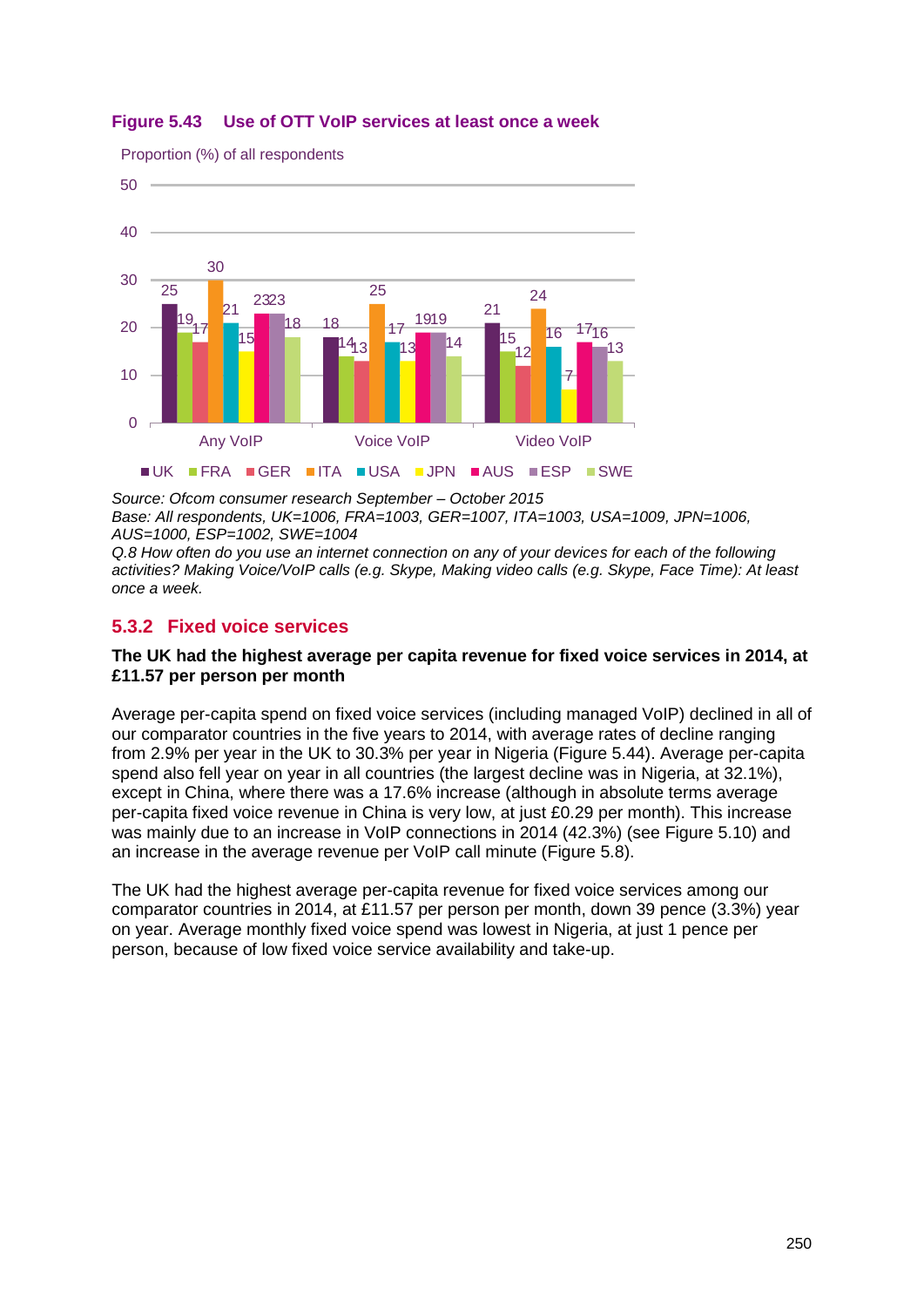**Figure 5.43 Use of OTT VoIP services at least once a week**

Proportion (%) of all respondents

| | UK | FRA | GER | ITA | USA | JPN | AUS | ESP | SWE |
|---|---|---|---|---|---|---|---|---|---|
| Any VoIP | 25 | 19 | 17 | 30 | 21 | 15 | 23 | 23 | 18 |
| Voice VoIP | 18 | 14 | 13 | 25 | 17 | 13 | 19 | 19 | 14 |
| Video VoIP | 21 | 15 | 12 | 24 | 16 | 7 | 17 | 16 | 13 |

*Source: Ofcom consumer research September – October 2015*
*Base: All respondents, UK=1006, FRA=1003, GER=1007, ITA=1003, USA=1009, JPN=1006, AUS=1000, ESP=1002, SWE=1004*
*Q.8 How often do you use an internet connection on any of your devices for each of the following activities? Making Voice/VoIP calls (e.g. Skype, Making video calls (e.g. Skype, Face Time): At least once a week.*

## 5.3.2 Fixed voice services

**The UK had the highest average per capita revenue for fixed voice services in 2014, at £11.57 per person per month**

Average per-capita spend on fixed voice services (including managed VoIP) declined in all of our comparator countries in the five years to 2014, with average rates of decline ranging from 2.9% per year in the UK to 30.3% per year in Nigeria (Figure 5.44). Average per-capita spend also fell year on year in all countries (the largest decline was in Nigeria, at 32.1%), except in China, where there was a 17.6% increase (although in absolute terms average per-capita fixed voice revenue in China is very low, at just £0.29 per month). This increase was mainly due to an increase in VoIP connections in 2014 (42.3%) (see Figure 5.10) and an increase in the average revenue per VoIP call minute (Figure 5.8).

The UK had the highest average per-capita revenue for fixed voice services among our comparator countries in 2014, at £11.57 per person per month, down 39 pence (3.3%) year on year. Average monthly fixed voice spend was lowest in Nigeria, at just 1 pence per person, because of low fixed voice service availability and take-up.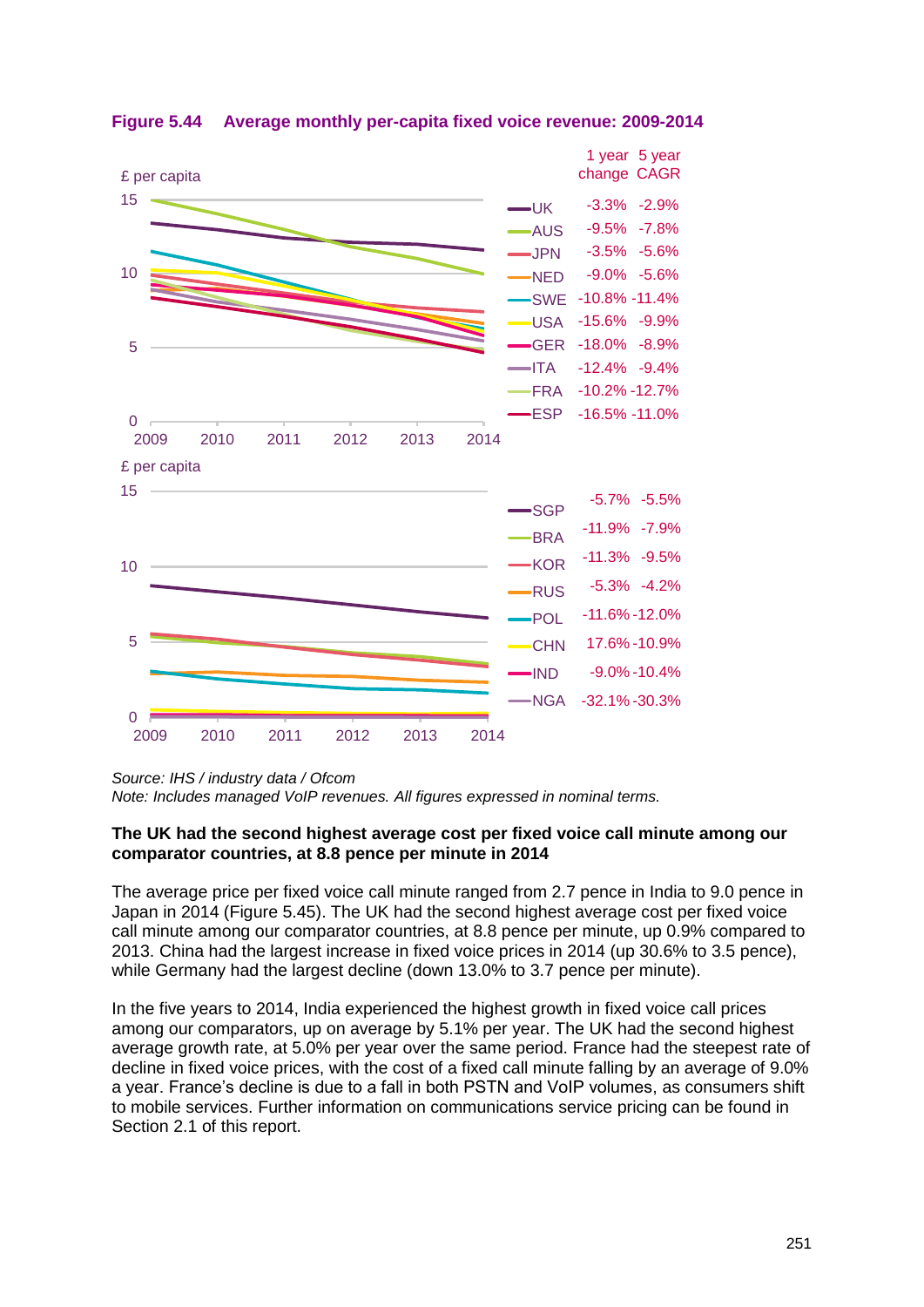**Figure 5.44 Average monthly per-capita fixed voice revenue: 2009-2014**

| Country | 1 year change | 5 year CAGR |
| --- | --- | --- |
| UK | -3.3% | -2.9% |
| AUS | -9.5% | -7.8% |
| JPN | -3.5% | -5.6% |
| NED | -9.0% | -5.6% |
| SWE | -10.8% | -11.4% |
| USA | -15.6% | -9.9% |
| GER | -18.0% | -8.9% |
| ITA | -12.4% | -9.4% |
| FRA | -10.2% | -12.7% |
| ESP | -16.5% | -11.0% |

| Country | 1 year change | 5 year CAGR |
| --- | --- | --- |
| SGP | -5.7% | -5.5% |
| BRA | -11.9% | -7.9% |
| KOR | -11.3% | -9.5% |
| RUS | -5.3% | -4.2% |
| POL | -11.6% | -12.0% |
| CHN | 17.6% | -10.9% |
| IND | -9.0% | -10.4% |
| NGA | -32.1% | -30.3% |

*Source: IHS / industry data / Ofcom*
*Note: Includes managed VoIP revenues. All figures expressed in nominal terms.*

**The UK had the second highest average cost per fixed voice call minute among our comparator countries, at 8.8 pence per minute in 2014**

The average price per fixed voice call minute ranged from 2.7 pence in India to 9.0 pence in Japan in 2014 (Figure 5.45). The UK had the second highest average cost per fixed voice call minute among our comparator countries, at 8.8 pence per minute, up 0.9% compared to 2013. China had the largest increase in fixed voice prices in 2014 (up 30.6% to 3.5 pence), while Germany had the largest decline (down 13.0% to 3.7 pence per minute).

In the five years to 2014, India experienced the highest growth in fixed voice call prices among our comparators, up on average by 5.1% per year. The UK had the second highest average growth rate, at 5.0% per year over the same period. France had the steepest rate of decline in fixed voice prices, with the cost of a fixed call minute falling by an average of 9.0% a year. France's decline is due to a fall in both PSTN and VoIP volumes, as consumers shift to mobile services. Further information on communications service pricing can be found in Section 2.1 of this report.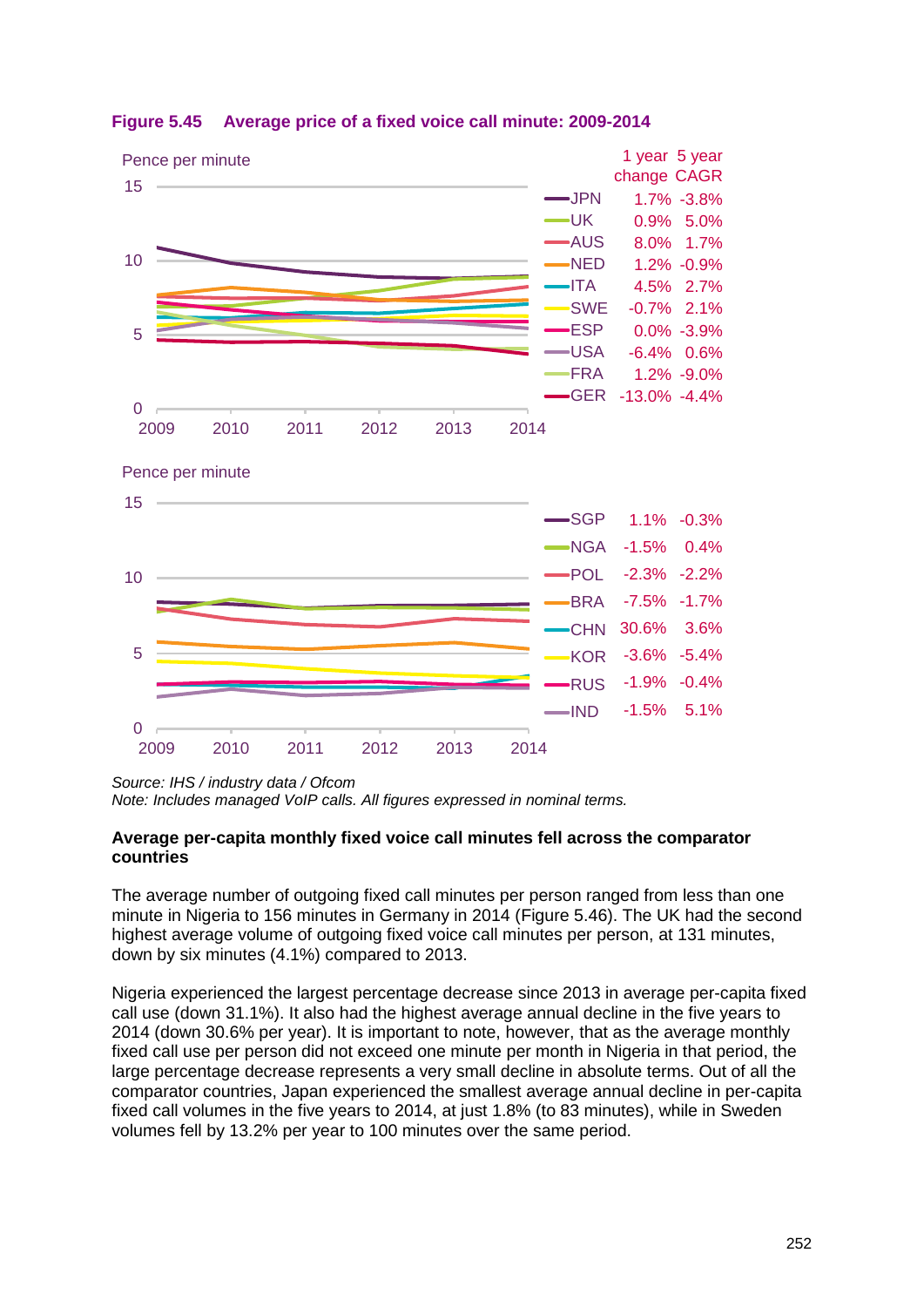**Figure 5.45 Average price of a fixed voice call minute: 2009-2014**

| Country | 1 year change | 5 year CAGR |
| --- | --- | --- |
| JPN | 1.7% | -3.8% |
| UK | 0.9% | 5.0% |
| AUS | 8.0% | 1.7% |
| NED | 1.2% | -0.9% |
| ITA | 4.5% | 2.7% |
| SWE | -0.7% | 2.1% |
| ESP | 0.0% | -3.9% |
| USA | -6.4% | 0.6% |
| FRA | 1.2% | -9.0% |
| GER | -13.0% | -4.4% |
| SGP | 1.1% | -0.3% |
| NGA | -1.5% | 0.4% |
| POL | -2.3% | -2.2% |
| BRA | -7.5% | -1.7% |
| CHN | 30.6% | 3.6% |
| KOR | -3.6% | -5.4% |
| RUS | -1.9% | -0.4% |
| IND | -1.5% | 5.1% |

*Source: IHS / industry data / Ofcom*
*Note: Includes managed VoIP calls. All figures expressed in nominal terms.*

**Average per-capita monthly fixed voice call minutes fell across the comparator countries**

The average number of outgoing fixed call minutes per person ranged from less than one minute in Nigeria to 156 minutes in Germany in 2014 (Figure 5.46). The UK had the second highest average volume of outgoing fixed voice call minutes per person, at 131 minutes, down by six minutes (4.1%) compared to 2013.

Nigeria experienced the largest percentage decrease since 2013 in average per-capita fixed call use (down 31.1%). It also had the highest average annual decline in the five years to 2014 (down 30.6% per year). It is important to note, however, that as the average monthly fixed call use per person did not exceed one minute per month in Nigeria in that period, the large percentage decrease represents a very small decline in absolute terms. Out of all the comparator countries, Japan experienced the smallest average annual decline in per-capita fixed call volumes in the five years to 2014, at just 1.8% (to 83 minutes), while in Sweden volumes fell by 13.2% per year to 100 minutes over the same period.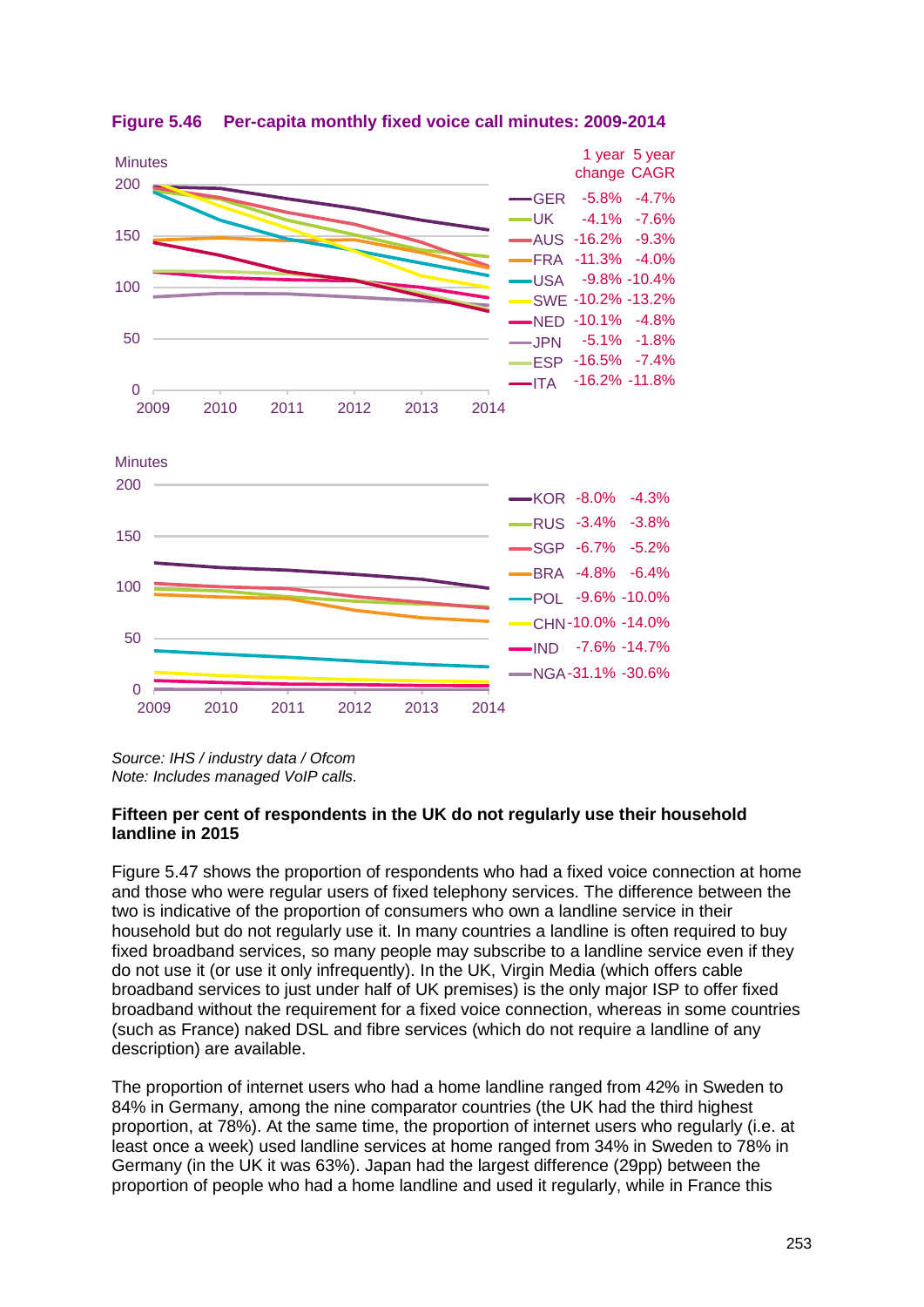**Figure 5.46 Per-capita monthly fixed voice call minutes: 2009-2014**

| Country | 1 year change | 5 year CAGR |
|---|---|---|
| GER | -5.8% | -4.7% |
| UK | -4.1% | -7.6% |
| AUS | -16.2% | -9.3% |
| FRA | -11.3% | -4.0% |
| USA | -9.8% | -10.4% |
| SWE | -10.2% | -13.2% |
| NED | -10.1% | -4.8% |
| JPN | -5.1% | -1.8% |
| ESP | -16.5% | -7.4% |
| ITA | -16.2% | -11.8% |

| Country | 1 year change | 5 year CAGR |
|---|---|---|
| KOR | -8.0% | -4.3% |
| RUS | -3.4% | -3.8% |
| SGP | -6.7% | -5.2% |
| BRA | -4.8% | -6.4% |
| POL | -9.6% | -10.0% |
| CHN | -10.0% | -14.0% |
| IND | -7.6% | -14.7% |
| NGA | -31.1% | -30.6% |

*Source: IHS / industry data / Ofcom*
*Note: Includes managed VoIP calls.*

**Fifteen per cent of respondents in the UK do not regularly use their household landline in 2015**

Figure 5.47 shows the proportion of respondents who had a fixed voice connection at home and those who were regular users of fixed telephony services. The difference between the two is indicative of the proportion of consumers who own a landline service in their household but do not regularly use it. In many countries a landline is often required to buy fixed broadband services, so many people may subscribe to a landline service even if they do not use it (or use it only infrequently). In the UK, Virgin Media (which offers cable broadband services to just under half of UK premises) is the only major ISP to offer fixed broadband without the requirement for a fixed voice connection, whereas in some countries (such as France) naked DSL and fibre services (which do not require a landline of any description) are available.

The proportion of internet users who had a home landline ranged from 42% in Sweden to 84% in Germany, among the nine comparator countries (the UK had the third highest proportion, at 78%). At the same time, the proportion of internet users who regularly (i.e. at least once a week) used landline services at home ranged from 34% in Sweden to 78% in Germany (in the UK it was 63%). Japan had the largest difference (29pp) between the proportion of people who had a home landline and used it regularly, while in France this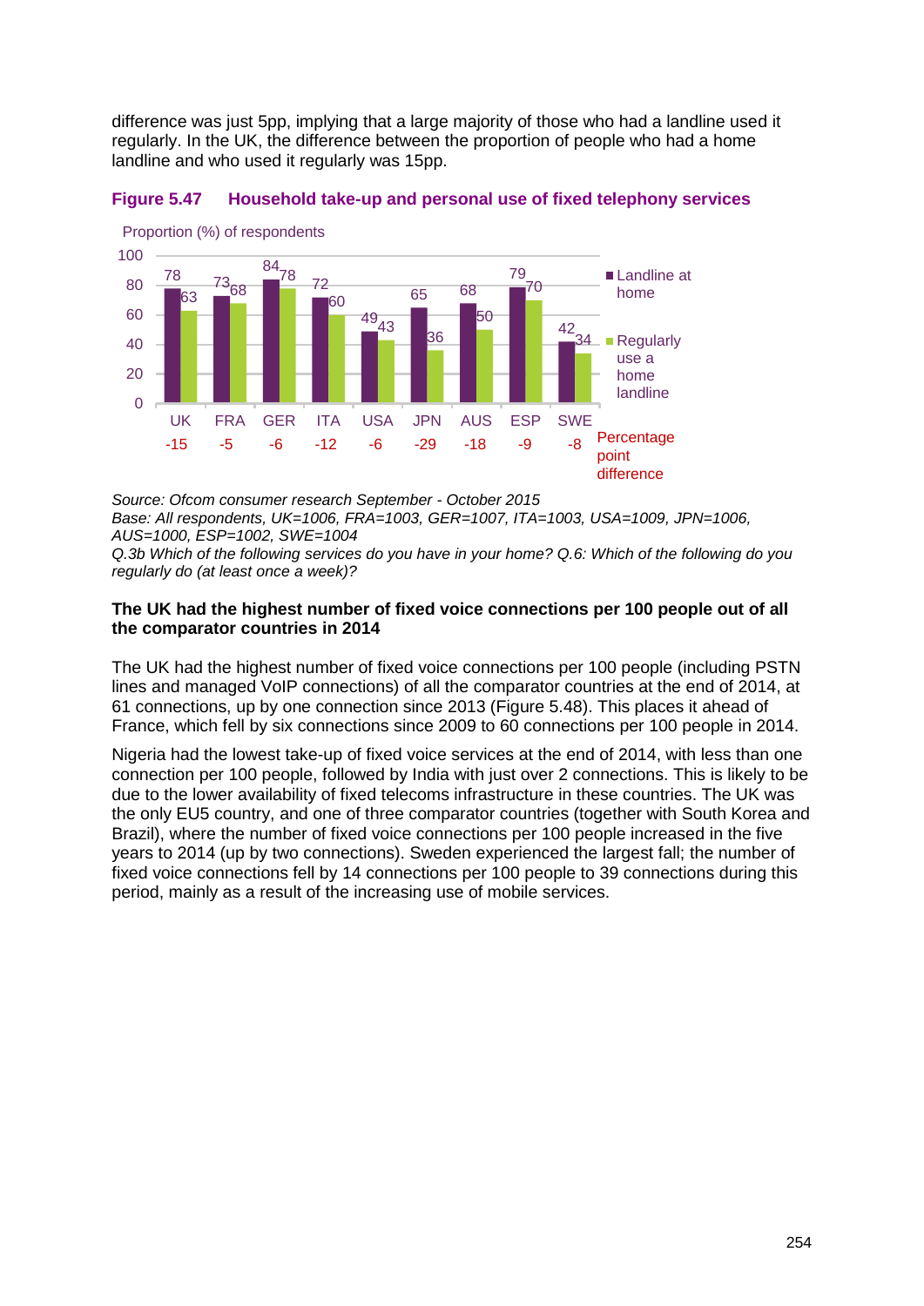difference was just 5pp, implying that a large majority of those who had a landline used it regularly. In the UK, the difference between the proportion of people who had a home landline and who used it regularly was 15pp.

**Figure 5.47 Household take-up and personal use of fixed telephony services**

Proportion (%) of respondents

| | UK | FRA | GER | ITA | USA | JPN | AUS | ESP | SWE |
|---|---|---|---|---|---|---|---|---|---|
| Landline at home | 78 | 73 | 84 | 72 | 49 | 65 | 68 | 79 | 42 |
| Regularly use a home landline | 63 | 68 | 78 | 60 | 43 | 36 | 50 | 70 | 34 |
| Percentage point difference | -15 | -5 | -6 | -12 | -6 | -29 | -18 | -9 | -8 |

*Source: Ofcom consumer research September - October 2015*
*Base: All respondents, UK=1006, FRA=1003, GER=1007, ITA=1003, USA=1009, JPN=1006, AUS=1000, ESP=1002, SWE=1004*
*Q.3b Which of the following services do you have in your home? Q.6: Which of the following do you regularly do (at least once a week)?*

**The UK had the highest number of fixed voice connections per 100 people out of all the comparator countries in 2014**

The UK had the highest number of fixed voice connections per 100 people (including PSTN lines and managed VoIP connections) of all the comparator countries at the end of 2014, at 61 connections, up by one connection since 2013 (Figure 5.48). This places it ahead of France, which fell by six connections since 2009 to 60 connections per 100 people in 2014.

Nigeria had the lowest take-up of fixed voice services at the end of 2014, with less than one connection per 100 people, followed by India with just over 2 connections. This is likely to be due to the lower availability of fixed telecoms infrastructure in these countries. The UK was the only EU5 country, and one of three comparator countries (together with South Korea and Brazil), where the number of fixed voice connections per 100 people increased in the five years to 2014 (up by two connections). Sweden experienced the largest fall; the number of fixed voice connections fell by 14 connections per 100 people to 39 connections during this period, mainly as a result of the increasing use of mobile services.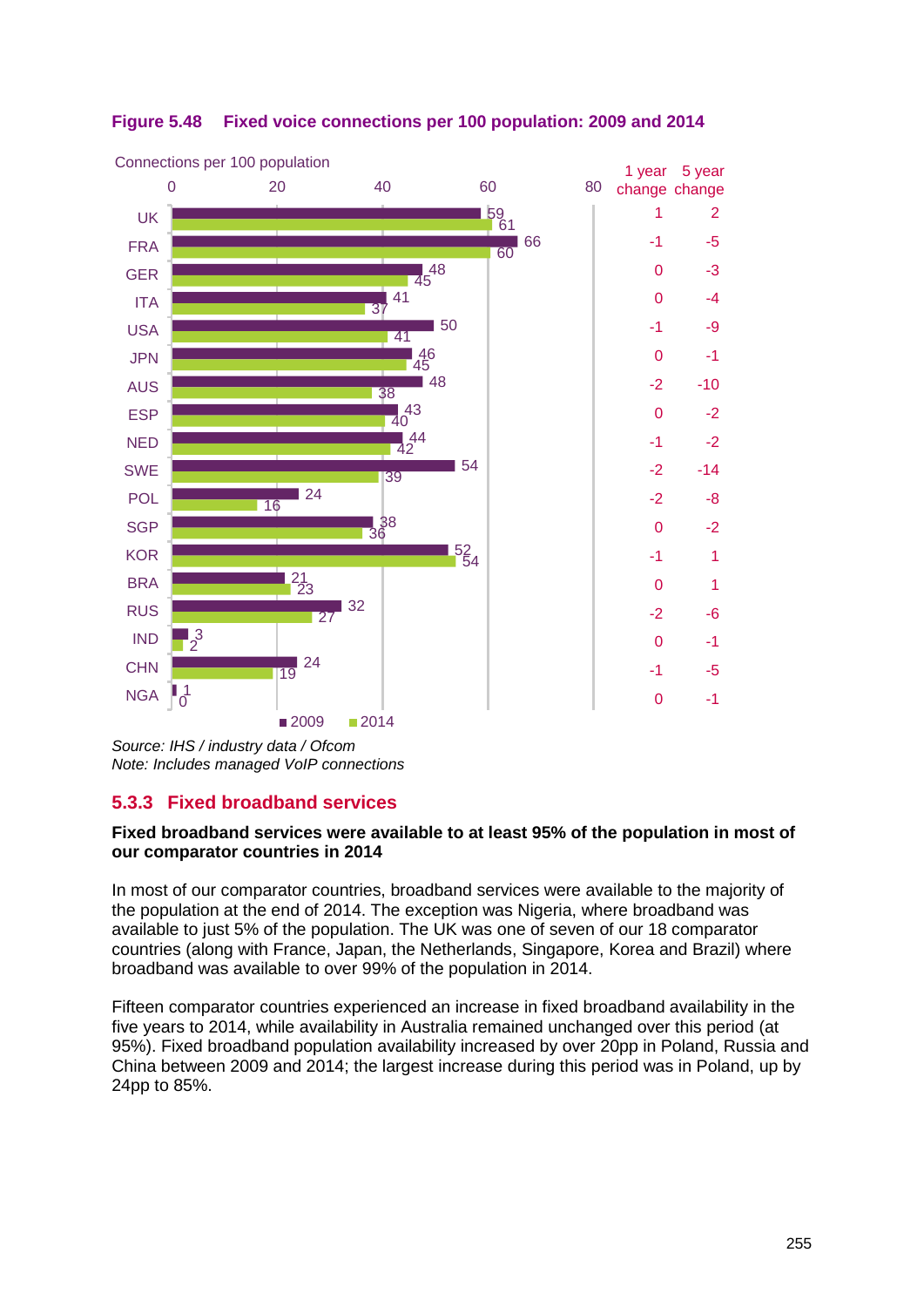**Figure 5.48 Fixed voice connections per 100 population: 2009 and 2014**

Connections per 100 population

| Country | 2009 | 2014 | 1 year change | 5 year change |
|---|---|---|---|---|
| UK | 59 | 61 | 1 | 2 |
| FRA | 66 | 60 | -1 | -5 |
| GER | 48 | 45 | 0 | -3 |
| ITA | 41 | 37 | 0 | -4 |
| USA | 50 | 41 | -1 | -9 |
| JPN | 46 | 45 | 0 | -1 |
| AUS | 48 | 38 | -2 | -10 |
| ESP | 43 | 40 | 0 | -2 |
| NED | 44 | 42 | -1 | -2 |
| SWE | 54 | 39 | -2 | -14 |
| POL | 24 | 16 | -2 | -8 |
| SGP | 38 | 36 | 0 | -2 |
| KOR | 52 | 54 | -1 | 1 |
| BRA | 21 | 23 | 0 | 1 |
| RUS | 32 | 27 | -2 | -6 |
| IND | 3 | 2 | 0 | -1 |
| CHN | 24 | 19 | -1 | -5 |
| NGA | 1 | 0 | 0 | -1 |

*Source: IHS / industry data / Ofcom*
*Note: Includes managed VoIP connections*

### 5.3.3 Fixed broadband services

**Fixed broadband services were available to at least 95% of the population in most of our comparator countries in 2014**

In most of our comparator countries, broadband services were available to the majority of the population at the end of 2014. The exception was Nigeria, where broadband was available to just 5% of the population. The UK was one of seven of our 18 comparator countries (along with France, Japan, the Netherlands, Singapore, Korea and Brazil) where broadband was available to over 99% of the population in 2014.

Fifteen comparator countries experienced an increase in fixed broadband availability in the five years to 2014, while availability in Australia remained unchanged over this period (at 95%). Fixed broadband population availability increased by over 20pp in Poland, Russia and China between 2009 and 2014; the largest increase during this period was in Poland, up by 24pp to 85%.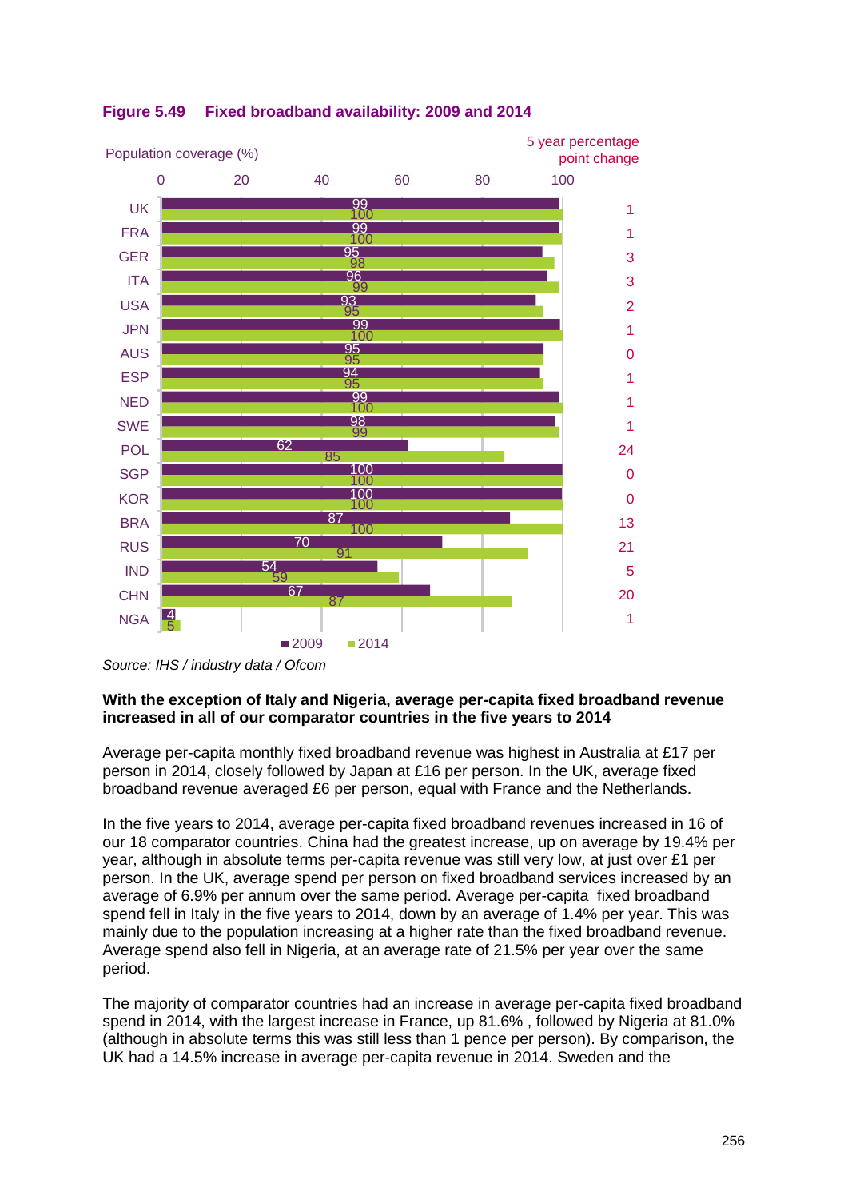**Figure 5.49 Fixed broadband availability: 2009 and 2014**

Population coverage (%)

| Country | 2009 | 2014 | 5 year percentage point change |
|---|---|---|---|
| UK | 99 | 100 | 1 |
| FRA | 99 | 100 | 1 |
| GER | 95 | 98 | 3 |
| ITA | 96 | 99 | 3 |
| USA | 93 | 95 | 2 |
| JPN | 99 | 100 | 1 |
| AUS | 95 | 95 | 0 |
| ESP | 94 | 95 | 1 |
| NED | 99 | 100 | 1 |
| SWE | 98 | 99 | 1 |
| POL | 62 | 85 | 24 |
| SGP | 100 | 100 | 0 |
| KOR | 100 | 100 | 0 |
| BRA | 87 | 100 | 13 |
| RUS | 70 | 91 | 21 |
| IND | 54 | 59 | 5 |
| CHN | 67 | 87 | 20 |
| NGA | 4 | 5 | 1 |

*Source: IHS / industry data / Ofcom*

**With the exception of Italy and Nigeria, average per-capita fixed broadband revenue increased in all of our comparator countries in the five years to 2014**

Average per-capita monthly fixed broadband revenue was highest in Australia at £17 per person in 2014, closely followed by Japan at £16 per person. In the UK, average fixed broadband revenue averaged £6 per person, equal with France and the Netherlands.

In the five years to 2014, average per-capita fixed broadband revenues increased in 16 of our 18 comparator countries. China had the greatest increase, up on average by 19.4% per year, although in absolute terms per-capita revenue was still very low, at just over £1 per person. In the UK, average spend per person on fixed broadband services increased by an average of 6.9% per annum over the same period. Average per-capita fixed broadband spend fell in Italy in the five years to 2014, down by an average of 1.4% per year. This was mainly due to the population increasing at a higher rate than the fixed broadband revenue. Average spend also fell in Nigeria, at an average rate of 21.5% per year over the same period.

The majority of comparator countries had an increase in average per-capita fixed broadband spend in 2014, with the largest increase in France, up 81.6% , followed by Nigeria at 81.0% (although in absolute terms this was still less than 1 pence per person). By comparison, the UK had a 14.5% increase in average per-capita revenue in 2014. Sweden and the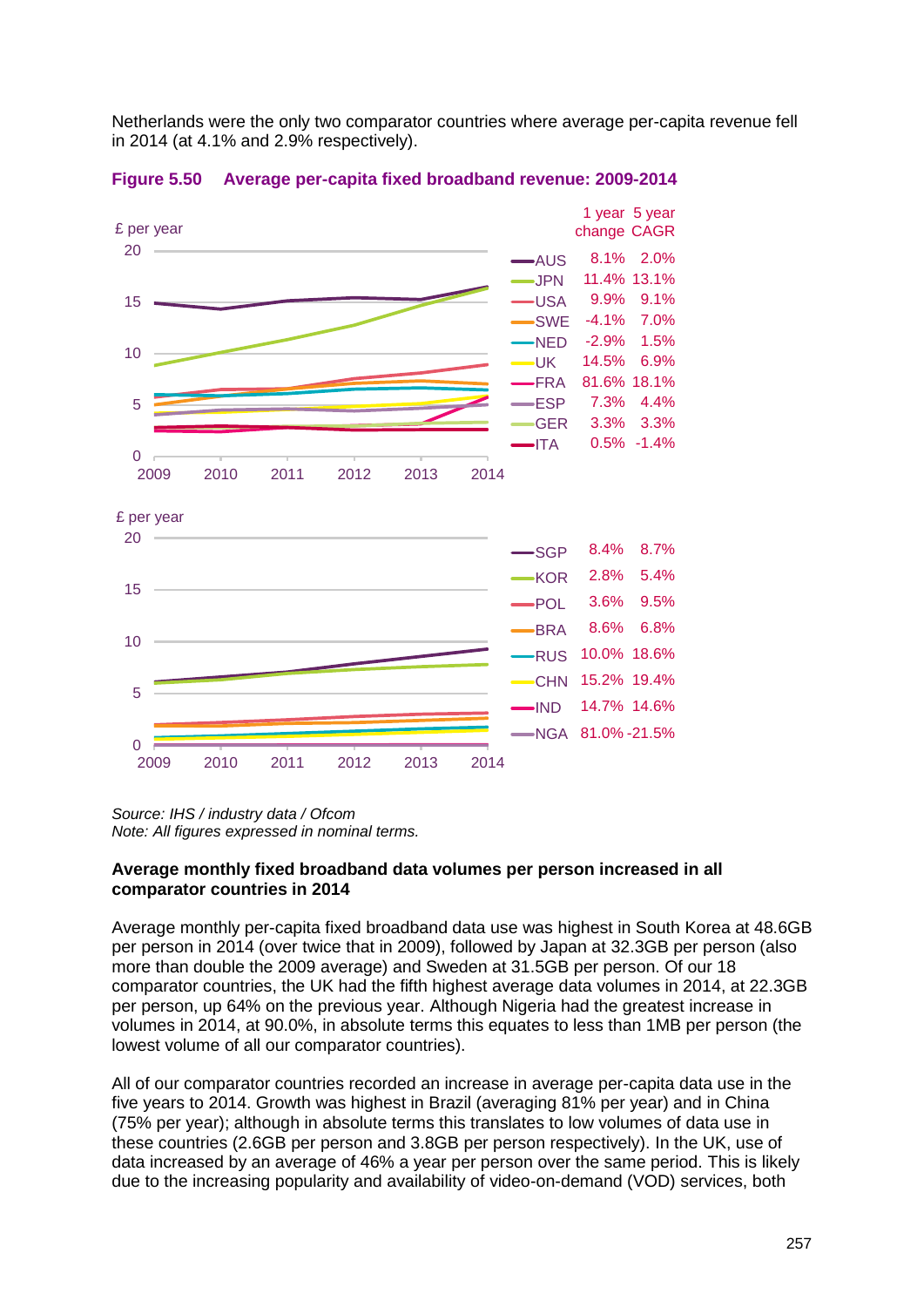Netherlands were the only two comparator countries where average per-capita revenue fell in 2014 (at 4.1% and 2.9% respectively).

**Figure 5.50 Average per-capita fixed broadband revenue: 2009-2014**

| | 1 year change | 5 year CAGR |
|---|---|---|
| AUS | 8.1% | 2.0% |
| JPN | 11.4% | 13.1% |
| USA | 9.9% | 9.1% |
| SWE | -4.1% | 7.0% |
| NED | -2.9% | 1.5% |
| UK | 14.5% | 6.9% |
| FRA | 81.6% | 18.1% |
| ESP | 7.3% | 4.4% |
| GER | 3.3% | 3.3% |
| ITA | 0.5% | -1.4% |
| SGP | 8.4% | 8.7% |
| KOR | 2.8% | 5.4% |
| POL | 3.6% | 9.5% |
| BRA | 8.6% | 6.8% |
| RUS | 10.0% | 18.6% |
| CHN | 15.2% | 19.4% |
| IND | 14.7% | 14.6% |
| NGA | 81.0% | -21.5% |

*Source: IHS / industry data / Ofcom*
*Note: All figures expressed in nominal terms.*

**Average monthly fixed broadband data volumes per person increased in all comparator countries in 2014**

Average monthly per-capita fixed broadband data use was highest in South Korea at 48.6GB per person in 2014 (over twice that in 2009), followed by Japan at 32.3GB per person (also more than double the 2009 average) and Sweden at 31.5GB per person. Of our 18 comparator countries, the UK had the fifth highest average data volumes in 2014, at 22.3GB per person, up 64% on the previous year. Although Nigeria had the greatest increase in volumes in 2014, at 90.0%, in absolute terms this equates to less than 1MB per person (the lowest volume of all our comparator countries).

All of our comparator countries recorded an increase in average per-capita data use in the five years to 2014. Growth was highest in Brazil (averaging 81% per year) and in China (75% per year); although in absolute terms this translates to low volumes of data use in these countries (2.6GB per person and 3.8GB per person respectively). In the UK, use of data increased by an average of 46% a year per person over the same period. This is likely due to the increasing popularity and availability of video-on-demand (VOD) services, both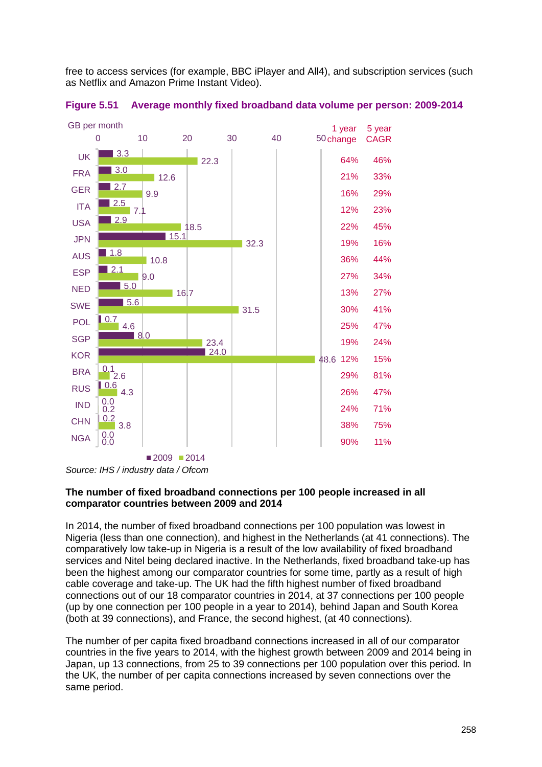free to access services (for example, BBC iPlayer and All4), and subscription services (such as Netflix and Amazon Prime Instant Video).

**Figure 5.51 Average monthly fixed broadband data volume per person: 2009-2014**

GB per month

| Country | 2009 | 2014 | 1 year change | 5 year CAGR |
|---|---|---|---|---|
| UK | 3.3 | 22.3 | 64% | 46% |
| FRA | 3.0 | 12.6 | 21% | 33% |
| GER | 2.7 | 9.9 | 16% | 29% |
| ITA | 2.5 | 7.1 | 12% | 23% |
| USA | 2.9 | 18.5 | 22% | 45% |
| JPN | 15.1 | 32.3 | 19% | 16% |
| AUS | 1.8 | 10.8 | 36% | 44% |
| ESP | 2.1 | 9.0 | 27% | 34% |
| NED | 5.0 | 16.7 | 13% | 27% |
| SWE | 5.6 | 31.5 | 30% | 41% |
| POL | 0.7 | 4.6 | 25% | 47% |
| SGP | 8.0 | 23.4 | 19% | 24% |
| KOR | 24.0 | 48.6 | 12% | 15% |
| BRA | 0.1 | 2.6 | 29% | 81% |
| RUS | 0.6 | 4.3 | 26% | 47% |
| IND | 0.0 | 0.2 | 24% | 71% |
| CHN | 0.2 | 3.8 | 38% | 75% |
| NGA | 0.0 | 0.0 | 90% | 11% |

*Source: IHS / industry data / Ofcom*

**The number of fixed broadband connections per 100 people increased in all comparator countries between 2009 and 2014**

In 2014, the number of fixed broadband connections per 100 population was lowest in Nigeria (less than one connection), and highest in the Netherlands (at 41 connections). The comparatively low take-up in Nigeria is a result of the low availability of fixed broadband services and Nitel being declared inactive. In the Netherlands, fixed broadband take-up has been the highest among our comparator countries for some time, partly as a result of high cable coverage and take-up. The UK had the fifth highest number of fixed broadband connections out of our 18 comparator countries in 2014, at 37 connections per 100 people (up by one connection per 100 people in a year to 2014), behind Japan and South Korea (both at 39 connections), and France, the second highest, (at 40 connections).

The number of per capita fixed broadband connections increased in all of our comparator countries in the five years to 2014, with the highest growth between 2009 and 2014 being in Japan, up 13 connections, from 25 to 39 connections per 100 population over this period. In the UK, the number of per capita connections increased by seven connections over the same period.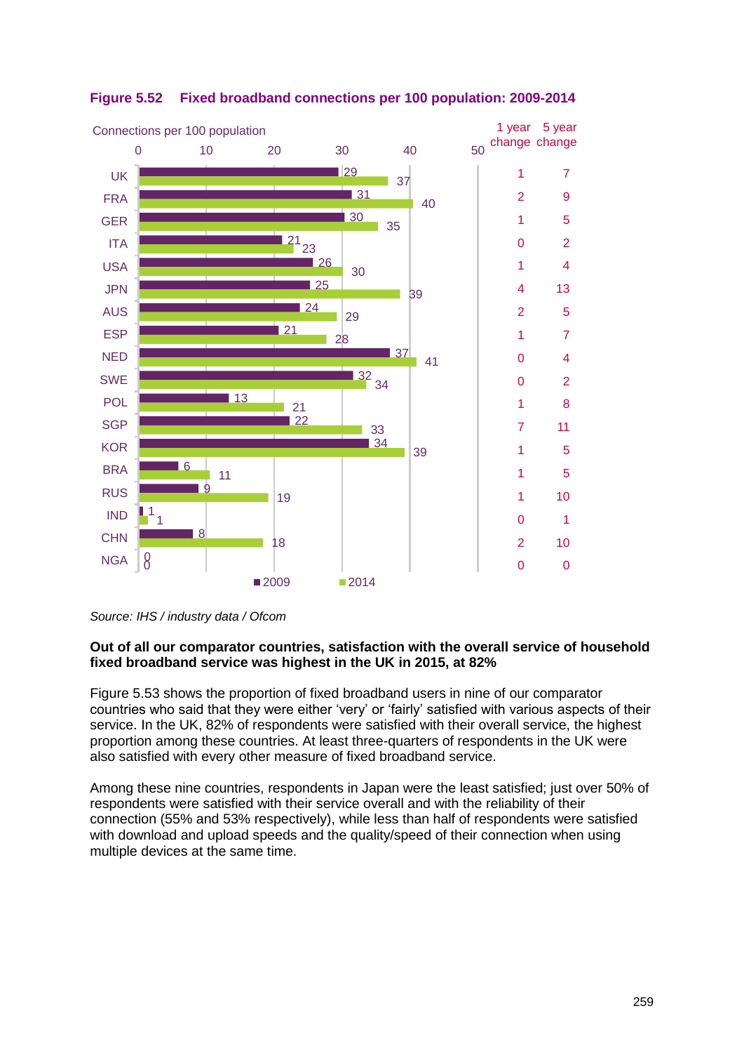**Figure 5.52 Fixed broadband connections per 100 population: 2009-2014**

| Country | 2009 | 2014 | 1 year change | 5 year change |
|---|---|---|---|---|
| UK | 29 | 37 | 1 | 7 |
| FRA | 31 | 40 | 2 | 9 |
| GER | 30 | 35 | 1 | 5 |
| ITA | 21 | 23 | 0 | 2 |
| USA | 26 | 30 | 1 | 4 |
| JPN | 25 | 39 | 4 | 13 |
| AUS | 24 | 29 | 2 | 5 |
| ESP | 21 | 28 | 1 | 7 |
| NED | 37 | 41 | 0 | 4 |
| SWE | 32 | 34 | 0 | 2 |
| POL | 13 | 21 | 1 | 8 |
| SGP | 22 | 33 | 7 | 11 |
| KOR | 34 | 39 | 1 | 5 |
| BRA | 6 | 11 | 1 | 5 |
| RUS | 9 | 19 | 1 | 10 |
| IND | 1 | 1 | 0 | 1 |
| CHN | 8 | 18 | 2 | 10 |
| NGA | 0 | 0 | 0 | 0 |

*Source: IHS / industry data / Ofcom*

**Out of all our comparator countries, satisfaction with the overall service of household fixed broadband service was highest in the UK in 2015, at 82%**

Figure 5.53 shows the proportion of fixed broadband users in nine of our comparator countries who said that they were either 'very' or 'fairly' satisfied with various aspects of their service. In the UK, 82% of respondents were satisfied with their overall service, the highest proportion among these countries. At least three-quarters of respondents in the UK were also satisfied with every other measure of fixed broadband service.

Among these nine countries, respondents in Japan were the least satisfied; just over 50% of respondents were satisfied with their service overall and with the reliability of their connection (55% and 53% respectively), while less than half of respondents were satisfied with download and upload speeds and the quality/speed of their connection when using multiple devices at the same time.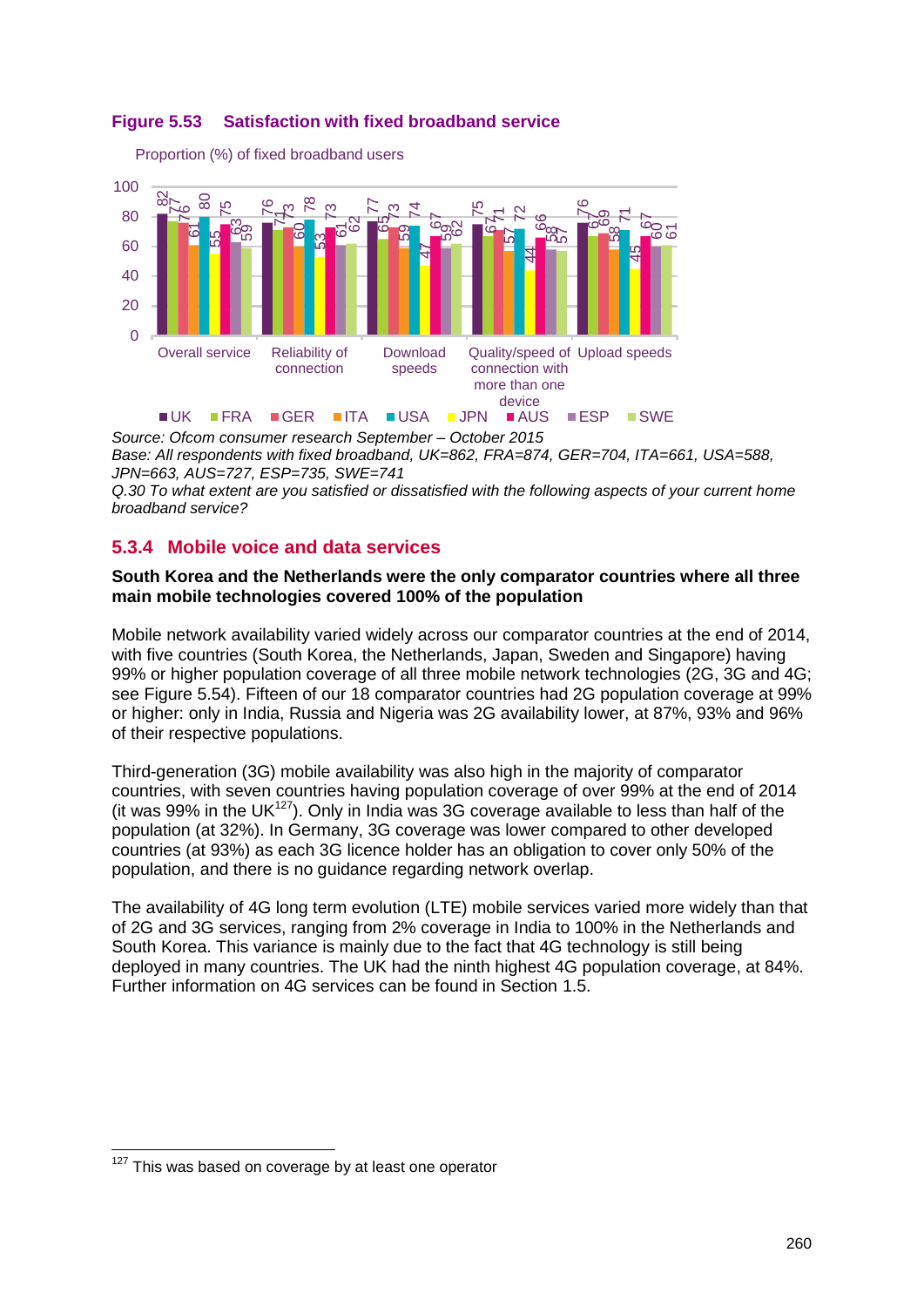**Figure 5.53 Satisfaction with fixed broadband service**

Proportion (%) of fixed broadband users

| | UK | FRA | GER | ITA | USA | JPN | AUS | ESP | SWE |
|---|---|---|---|---|---|---|---|---|---|
| Overall service | 82 | 77 | 76 | 61 | 80 | 55 | 75 | 63 | 59 |
| Reliability of connection | 76 | 71 | 73 | 60 | 78 | 53 | 73 | 61 | 62 |
| Download speeds | 77 | 65 | 73 | 59 | 74 | 47 | 67 | 59 | 62 |
| Quality/speed of connection with more than one device | 75 | 67 | 71 | 57 | 72 | 44 | 66 | 58 | 57 |
| Upload speeds | 76 | 67 | 69 | 58 | 71 | 45 | 67 | 60 | 61 |

*Source: Ofcom consumer research September – October 2015*
*Base: All respondents with fixed broadband, UK=862, FRA=874, GER=704, ITA=661, USA=588, JPN=663, AUS=727, ESP=735, SWE=741*
*Q.30 To what extent are you satisfied or dissatisfied with the following aspects of your current home broadband service?*

### 5.3.4 Mobile voice and data services

**South Korea and the Netherlands were the only comparator countries where all three main mobile technologies covered 100% of the population**

Mobile network availability varied widely across our comparator countries at the end of 2014, with five countries (South Korea, the Netherlands, Japan, Sweden and Singapore) having 99% or higher population coverage of all three mobile network technologies (2G, 3G and 4G; see Figure 5.54). Fifteen of our 18 comparator countries had 2G population coverage at 99% or higher: only in India, Russia and Nigeria was 2G availability lower, at 87%, 93% and 96% of their respective populations.

Third-generation (3G) mobile availability was also high in the majority of comparator countries, with seven countries having population coverage of over 99% at the end of 2014 (it was 99% in the UK[127]). Only in India was 3G coverage available to less than half of the population (at 32%). In Germany, 3G coverage was lower compared to other developed countries (at 93%) as each 3G licence holder has an obligation to cover only 50% of the population, and there is no guidance regarding network overlap.

The availability of 4G long term evolution (LTE) mobile services varied more widely than that of 2G and 3G services, ranging from 2% coverage in India to 100% in the Netherlands and South Korea. This variance is mainly due to the fact that 4G technology is still being deployed in many countries. The UK had the ninth highest 4G population coverage, at 84%. Further information on 4G services can be found in Section 1.5.

[127] This was based on coverage by at least one operator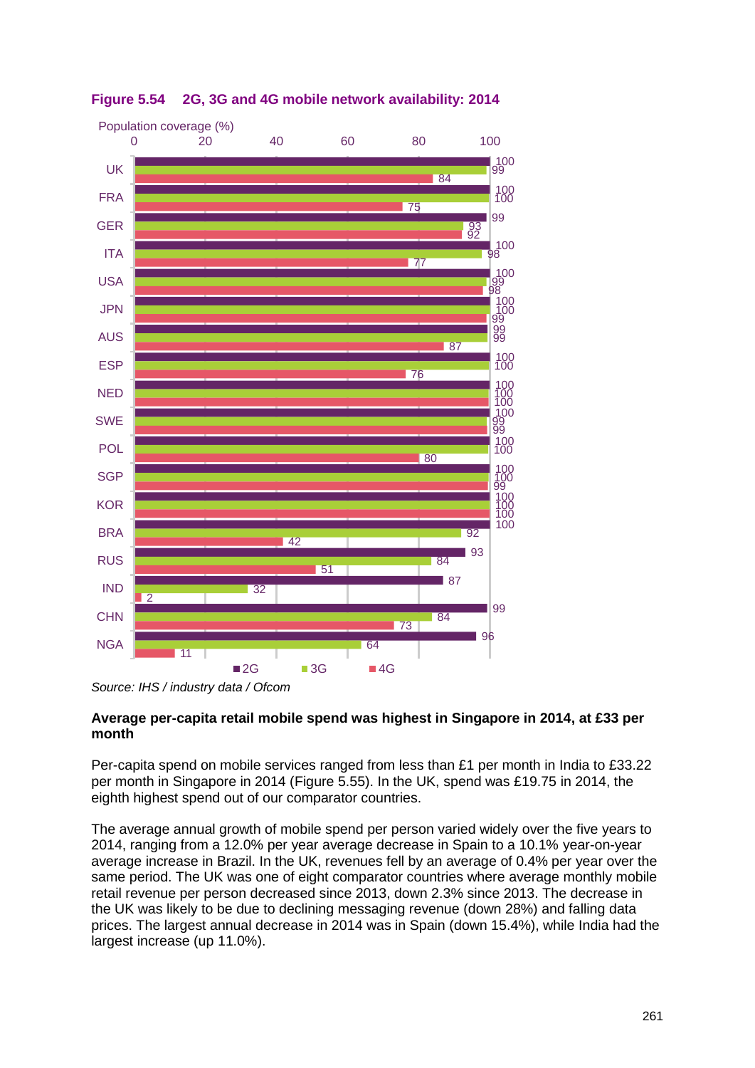**Figure 5.54 2G, 3G and 4G mobile network availability: 2014**

Population coverage (%)

| Country | 2G | 3G | 4G |
|---|---|---|---|
| UK | 100 | 99 | 84 |
| FRA | 100 | 100 | 75 |
| GER | 99 | 93 | 92 |
| ITA | 100 | 98 | 77 |
| USA | 100 | 99 | 98 |
| JPN | 100 | 100 | 99 |
| AUS | 99 | 99 | 87 |
| ESP | 100 | 100 | 76 |
| NED | 100 | 100 | 100 |
| SWE | 100 | 99 | 99 |
| POL | 100 | 100 | 80 |
| SGP | 100 | 100 | 99 |
| KOR | 100 | 100 | 100 |
| BRA | 100 | 92 | 42 |
| RUS | 93 | 84 | 51 |
| IND | 87 | 32 | 2 |
| CHN | 99 | 84 | 73 |
| NGA | 96 | 64 | 11 |

*Source: IHS / industry data / Ofcom*

**Average per-capita retail mobile spend was highest in Singapore in 2014, at £33 per month**

Per-capita spend on mobile services ranged from less than £1 per month in India to £33.22 per month in Singapore in 2014 (Figure 5.55). In the UK, spend was £19.75 in 2014, the eighth highest spend out of our comparator countries.

The average annual growth of mobile spend per person varied widely over the five years to 2014, ranging from a 12.0% per year average decrease in Spain to a 10.1% year-on-year average increase in Brazil. In the UK, revenues fell by an average of 0.4% per year over the same period. The UK was one of eight comparator countries where average monthly mobile retail revenue per person decreased since 2013, down 2.3% since 2013. The decrease in the UK was likely to be due to declining messaging revenue (down 28%) and falling data prices. The largest annual decrease in 2014 was in Spain (down 15.4%), while India had the largest increase (up 11.0%).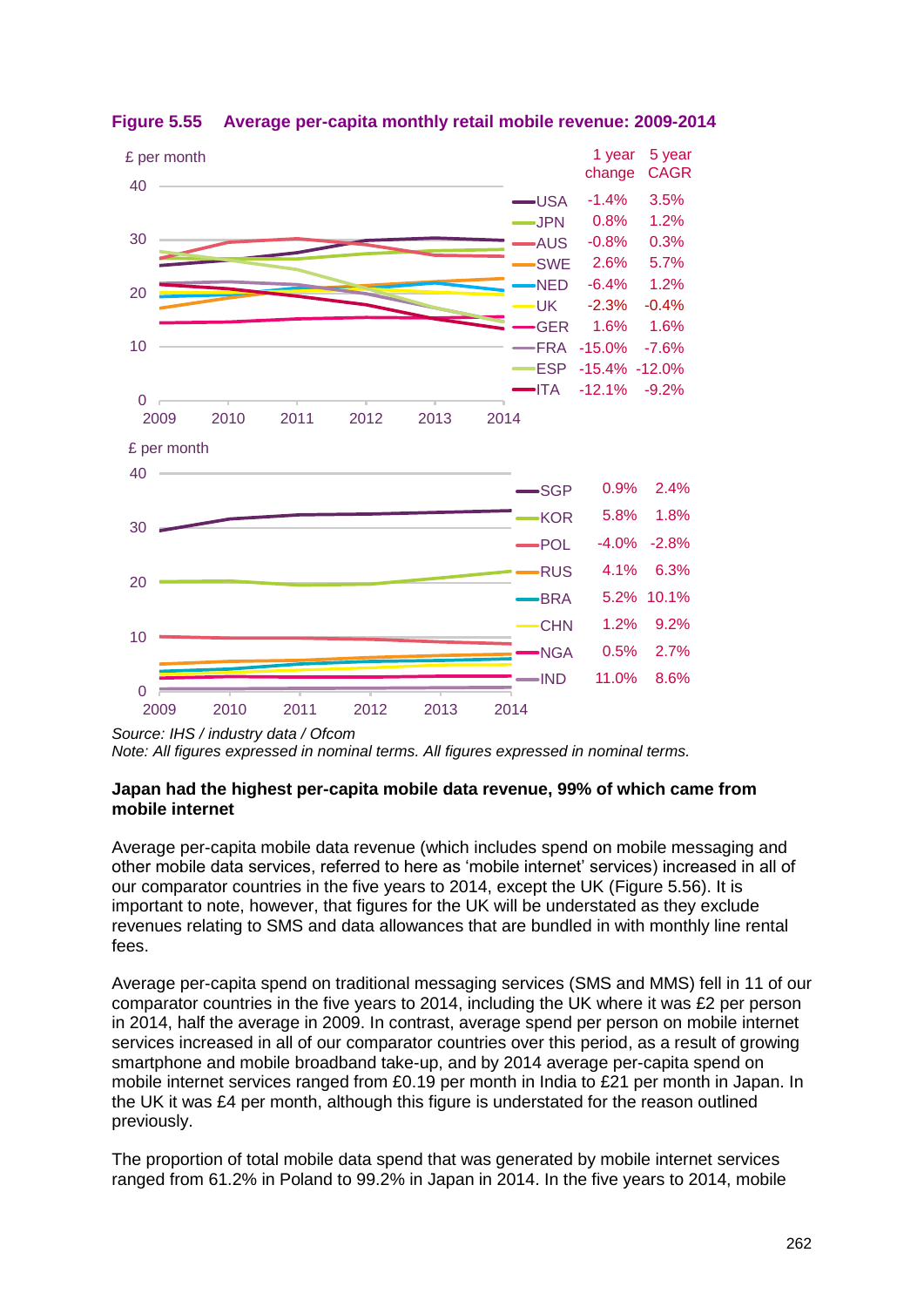**Figure 5.55 Average per-capita monthly retail mobile revenue: 2009-2014**

| Country | 1 year change | 5 year CAGR |
|---|---|---|
| USA | -1.4% | 3.5% |
| JPN | 0.8% | 1.2% |
| AUS | -0.8% | 0.3% |
| SWE | 2.6% | 5.7% |
| NED | -6.4% | 1.2% |
| UK | -2.3% | -0.4% |
| GER | 1.6% | 1.6% |
| FRA | -15.0% | -7.6% |
| ESP | -15.4% | -12.0% |
| ITA | -12.1% | -9.2% |

| Country | 1 year change | 5 year CAGR |
|---|---|---|
| SGP | 0.9% | 2.4% |
| KOR | 5.8% | 1.8% |
| POL | -4.0% | -2.8% |
| RUS | 4.1% | 6.3% |
| BRA | 5.2% | 10.1% |
| CHN | 1.2% | 9.2% |
| NGA | 0.5% | 2.7% |
| IND | 11.0% | 8.6% |

*Source: IHS / industry data / Ofcom*
*Note: All figures expressed in nominal terms. All figures expressed in nominal terms.*

**Japan had the highest per-capita mobile data revenue, 99% of which came from mobile internet**

Average per-capita mobile data revenue (which includes spend on mobile messaging and other mobile data services, referred to here as 'mobile internet' services) increased in all of our comparator countries in the five years to 2014, except the UK (Figure 5.56). It is important to note, however, that figures for the UK will be understated as they exclude revenues relating to SMS and data allowances that are bundled in with monthly line rental fees.

Average per-capita spend on traditional messaging services (SMS and MMS) fell in 11 of our comparator countries in the five years to 2014, including the UK where it was £2 per person in 2014, half the average in 2009. In contrast, average spend per person on mobile internet services increased in all of our comparator countries over this period, as a result of growing smartphone and mobile broadband take-up, and by 2014 average per-capita spend on mobile internet services ranged from £0.19 per month in India to £21 per month in Japan. In the UK it was £4 per month, although this figure is understated for the reason outlined previously.

The proportion of total mobile data spend that was generated by mobile internet services ranged from 61.2% in Poland to 99.2% in Japan in 2014. In the five years to 2014, mobile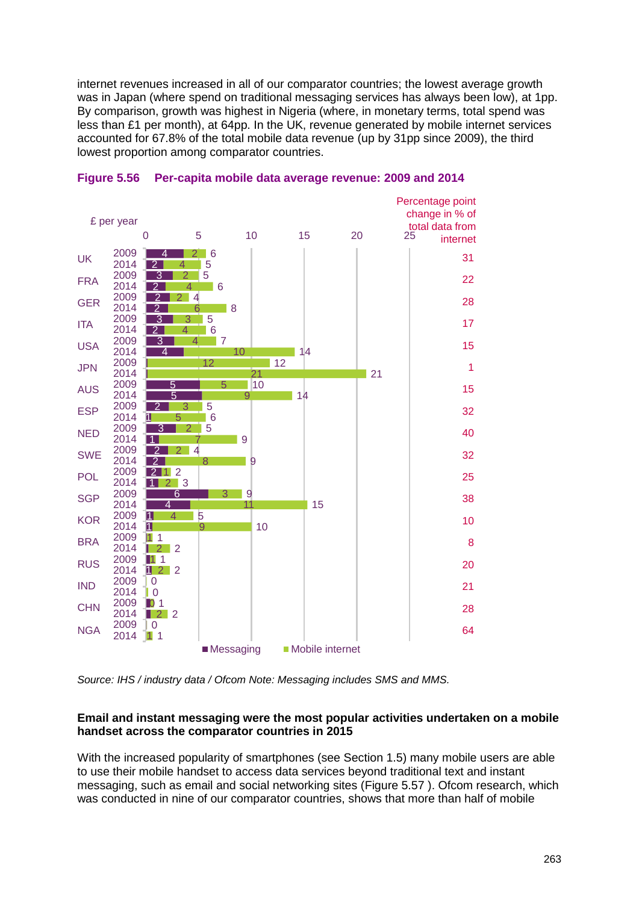internet revenues increased in all of our comparator countries; the lowest average growth was in Japan (where spend on traditional messaging services has always been low), at 1pp. By comparison, growth was highest in Nigeria (where, in monetary terms, total spend was less than £1 per month), at 64pp. In the UK, revenue generated by mobile internet services accounted for 67.8% of the total mobile data revenue (up by 31pp since 2009), the third lowest proportion among comparator countries.

**Figure 5.56 Per-capita mobile data average revenue: 2009 and 2014**

| Country | Year | Messaging (£ per year) | Mobile internet (£ per year) | Total (£ per year) | Percentage point change in % of total data from internet |
|---|---|---|---|---|---|
| UK | 2009 | 4 | 2 | 6 | 31 |
| | 2014 | 2 | 4 | 5 | |
| FRA | 2009 | 3 | 2 | 5 | 22 |
| | 2014 | 2 | 4 | 6 | |
| GER | 2009 | 2 | 2 | 4 | 28 |
| | 2014 | 2 | 6 | 8 | |
| ITA | 2009 | 3 | 3 | 5 | 17 |
| | 2014 | 2 | 4 | 6 | |
| USA | 2009 | 3 | 4 | 7 | 15 |
| | 2014 | 4 | 10 | 14 | |
| JPN | 2009 | | 12 | 12 | 1 |
| | 2014 | | 21 | 21 | |
| AUS | 2009 | 5 | 5 | 10 | 15 |
| | 2014 | 5 | 9 | 14 | |
| ESP | 2009 | 2 | 3 | 5 | 32 |
| | 2014 | 1 | 5 | 6 | |
| NED | 2009 | 3 | 2 | 5 | 40 |
| | 2014 | 1 | 7 | 9 | |
| SWE | 2009 | 2 | 2 | 4 | 32 |
| | 2014 | 2 | 8 | 9 | |
| POL | 2009 | 2 | 1 | 2 | 25 |
| | 2014 | 1 | 2 | 3 | |
| SGP | 2009 | 6 | 3 | 9 | 38 |
| | 2014 | 4 | 11 | 15 | |
| KOR | 2009 | 1 | 4 | 5 | 10 |
| | 2014 | 1 | 9 | 10 | |
| BRA | 2009 | | 1 | 1 | 8 |
| | 2014 | | 2 | 2 | |
| RUS | 2009 | | 1 | 1 | 20 |
| | 2014 | 1 | 2 | 2 | |
| IND | 2009 | | | 0 | 21 |
| | 2014 | | | 0 | |
| CHN | 2009 | | 0 | 1 | 28 |
| | 2014 | | 2 | 2 | |
| NGA | 2009 | | | 0 | 64 |
| | 2014 | | 1 | 1 | |

*Source: IHS / industry data / Ofcom Note: Messaging includes SMS and MMS.*

**Email and instant messaging were the most popular activities undertaken on a mobile handset across the comparator countries in 2015**

With the increased popularity of smartphones (see Section 1.5) many mobile users are able to use their mobile handset to access data services beyond traditional text and instant messaging, such as email and social networking sites (Figure 5.57 ). Ofcom research, which was conducted in nine of our comparator countries, shows that more than half of mobile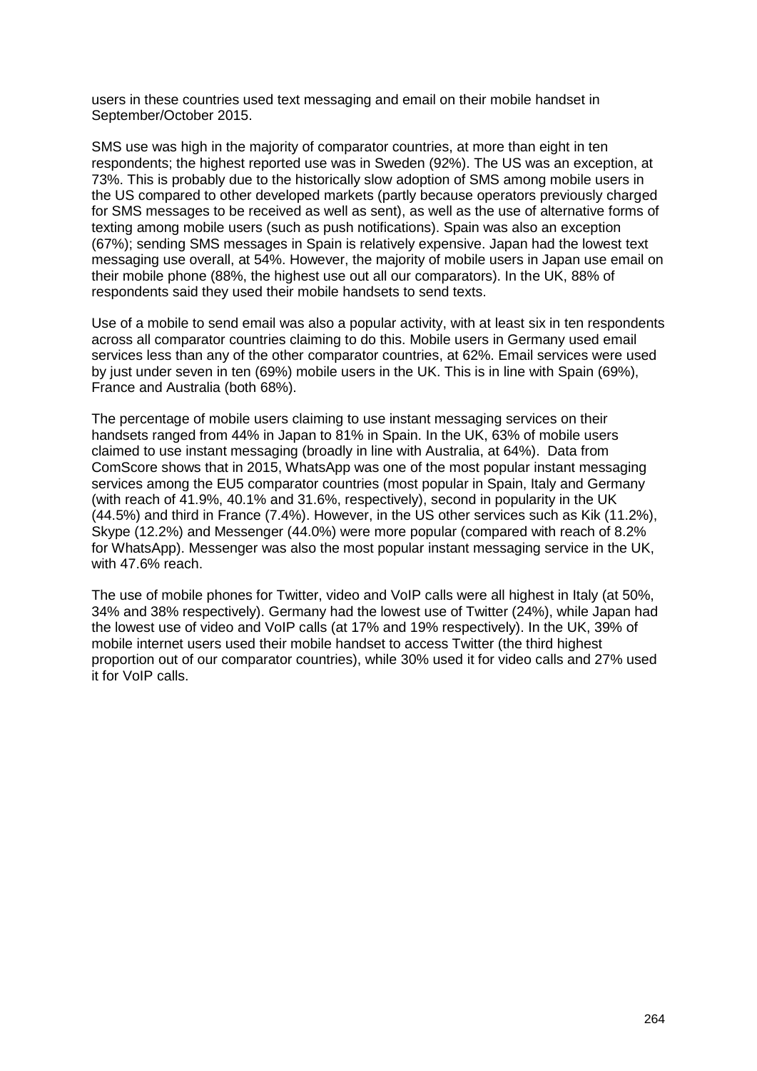users in these countries used text messaging and email on their mobile handset in September/October 2015.

SMS use was high in the majority of comparator countries, at more than eight in ten respondents; the highest reported use was in Sweden (92%). The US was an exception, at 73%. This is probably due to the historically slow adoption of SMS among mobile users in the US compared to other developed markets (partly because operators previously charged for SMS messages to be received as well as sent), as well as the use of alternative forms of texting among mobile users (such as push notifications). Spain was also an exception (67%); sending SMS messages in Spain is relatively expensive. Japan had the lowest text messaging use overall, at 54%. However, the majority of mobile users in Japan use email on their mobile phone (88%, the highest use out all our comparators). In the UK, 88% of respondents said they used their mobile handsets to send texts.

Use of a mobile to send email was also a popular activity, with at least six in ten respondents across all comparator countries claiming to do this. Mobile users in Germany used email services less than any of the other comparator countries, at 62%. Email services were used by just under seven in ten (69%) mobile users in the UK. This is in line with Spain (69%), France and Australia (both 68%).

The percentage of mobile users claiming to use instant messaging services on their handsets ranged from 44% in Japan to 81% in Spain. In the UK, 63% of mobile users claimed to use instant messaging (broadly in line with Australia, at 64%). Data from ComScore shows that in 2015, WhatsApp was one of the most popular instant messaging services among the EU5 comparator countries (most popular in Spain, Italy and Germany (with reach of 41.9%, 40.1% and 31.6%, respectively), second in popularity in the UK (44.5%) and third in France (7.4%). However, in the US other services such as Kik (11.2%), Skype (12.2%) and Messenger (44.0%) were more popular (compared with reach of 8.2% for WhatsApp). Messenger was also the most popular instant messaging service in the UK, with 47.6% reach.

The use of mobile phones for Twitter, video and VoIP calls were all highest in Italy (at 50%, 34% and 38% respectively). Germany had the lowest use of Twitter (24%), while Japan had the lowest use of video and VoIP calls (at 17% and 19% respectively). In the UK, 39% of mobile internet users used their mobile handset to access Twitter (the third highest proportion out of our comparator countries), while 30% used it for video calls and 27% used it for VoIP calls.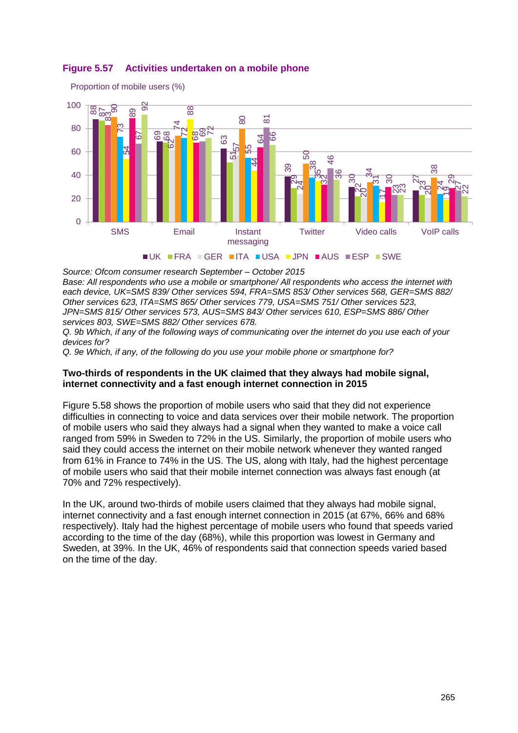**Figure 5.57 Activities undertaken on a mobile phone**

Proportion of mobile users (%)

| | UK | FRA | GER | ITA | USA | JPN | AUS | ESP | SWE |
|---|---|---|---|---|---|---|---|---|---|
| SMS | 88 | 87 | 83 | 90 | 73 | 54 | 89 | 67 | 92 |
| Email | 69 | 68 | 62 | 74 | 72 | 88 | 68 | 69 | 72 |
| Instant messaging | 63 | 51 | 57 | 80 | 55 | 44 | 64 | 81 | 66 |
| Twitter | 39 | 29 | 24 | 50 | 38 | 35 | 32 | 46 | 36 |
| Video calls | 30 | 22 | 20 | 34 | 31 | 17 | 30 | 23 | 23 |
| VoIP calls | 27 | 23 | 20 | 38 | 24 | 19 | 29 | 27 | 22 |

*Source: Ofcom consumer research September – October 2015*
*Base: All respondents who use a mobile or smartphone/ All respondents who access the internet with each device, UK=SMS 839/ Other services 594, FRA=SMS 853/ Other services 568, GER=SMS 882/ Other services 623, ITA=SMS 865/ Other services 779, USA=SMS 751/ Other services 523, JPN=SMS 815/ Other services 573, AUS=SMS 843/ Other services 610, ESP=SMS 886/ Other services 803, SWE=SMS 882/ Other services 678.*
*Q. 9b Which, if any of the following ways of communicating over the internet do you use each of your devices for?*
*Q. 9e Which, if any, of the following do you use your mobile phone or smartphone for?*

**Two-thirds of respondents in the UK claimed that they always had mobile signal, internet connectivity and a fast enough internet connection in 2015**

Figure 5.58 shows the proportion of mobile users who said that they did not experience difficulties in connecting to voice and data services over their mobile network. The proportion of mobile users who said they always had a signal when they wanted to make a voice call ranged from 59% in Sweden to 72% in the US. Similarly, the proportion of mobile users who said they could access the internet on their mobile network whenever they wanted ranged from 61% in France to 74% in the US. The US, along with Italy, had the highest percentage of mobile users who said that their mobile internet connection was always fast enough (at 70% and 72% respectively).

In the UK, around two-thirds of mobile users claimed that they always had mobile signal, internet connectivity and a fast enough internet connection in 2015 (at 67%, 66% and 68% respectively). Italy had the highest percentage of mobile users who found that speeds varied according to the time of the day (68%), while this proportion was lowest in Germany and Sweden, at 39%. In the UK, 46% of respondents said that connection speeds varied based on the time of the day.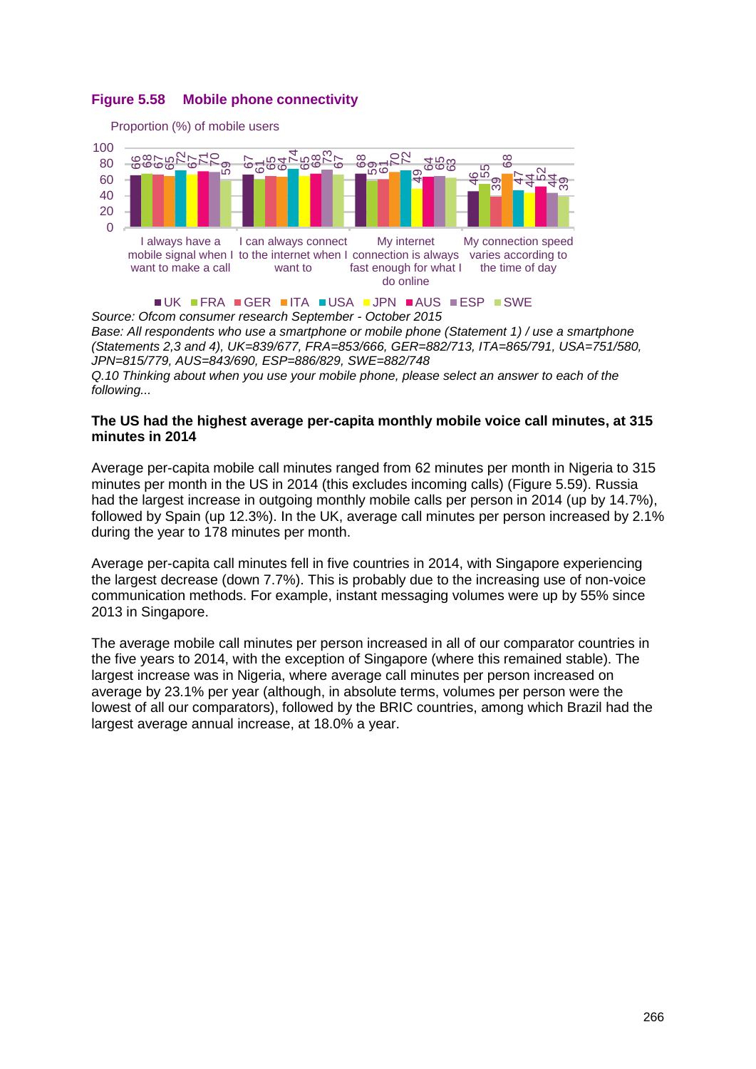**Figure 5.58 Mobile phone connectivity**

Proportion (%) of mobile users

| | UK | FRA | GER | ITA | USA | JPN | AUS | ESP | SWE |
|---|---|---|---|---|---|---|---|---|---|
| I always have a mobile signal when I want to make a call | 66 | 68 | 67 | 65 | 72 | 67 | 71 | 70 | 59 |
| I can always connect to the internet when I want to | 67 | 61 | 65 | 64 | 74 | 65 | 68 | 73 | 67 |
| My internet connection is always fast enough for what I do online | 68 | 59 | 61 | 70 | 72 | 49 | 64 | 65 | 63 |
| My connection speed varies according to the time of day | 46 | 55 | 39 | 68 | 47 | 44 | 52 | 44 | 39 |

*Source: Ofcom consumer research September - October 2015*
*Base: All respondents who use a smartphone or mobile phone (Statement 1) / use a smartphone (Statements 2,3 and 4), UK=839/677, FRA=853/666, GER=882/713, ITA=865/791, USA=751/580, JPN=815/779, AUS=843/690, ESP=886/829, SWE=882/748*
*Q.10 Thinking about when you use your mobile phone, please select an answer to each of the following...*

**The US had the highest average per-capita monthly mobile voice call minutes, at 315 minutes in 2014**

Average per-capita mobile call minutes ranged from 62 minutes per month in Nigeria to 315 minutes per month in the US in 2014 (this excludes incoming calls) (Figure 5.59). Russia had the largest increase in outgoing monthly mobile calls per person in 2014 (up by 14.7%), followed by Spain (up 12.3%). In the UK, average call minutes per person increased by 2.1% during the year to 178 minutes per month.

Average per-capita call minutes fell in five countries in 2014, with Singapore experiencing the largest decrease (down 7.7%). This is probably due to the increasing use of non-voice communication methods. For example, instant messaging volumes were up by 55% since 2013 in Singapore.

The average mobile call minutes per person increased in all of our comparator countries in the five years to 2014, with the exception of Singapore (where this remained stable). The largest increase was in Nigeria, where average call minutes per person increased on average by 23.1% per year (although, in absolute terms, volumes per person were the lowest of all our comparators), followed by the BRIC countries, among which Brazil had the largest average annual increase, at 18.0% a year.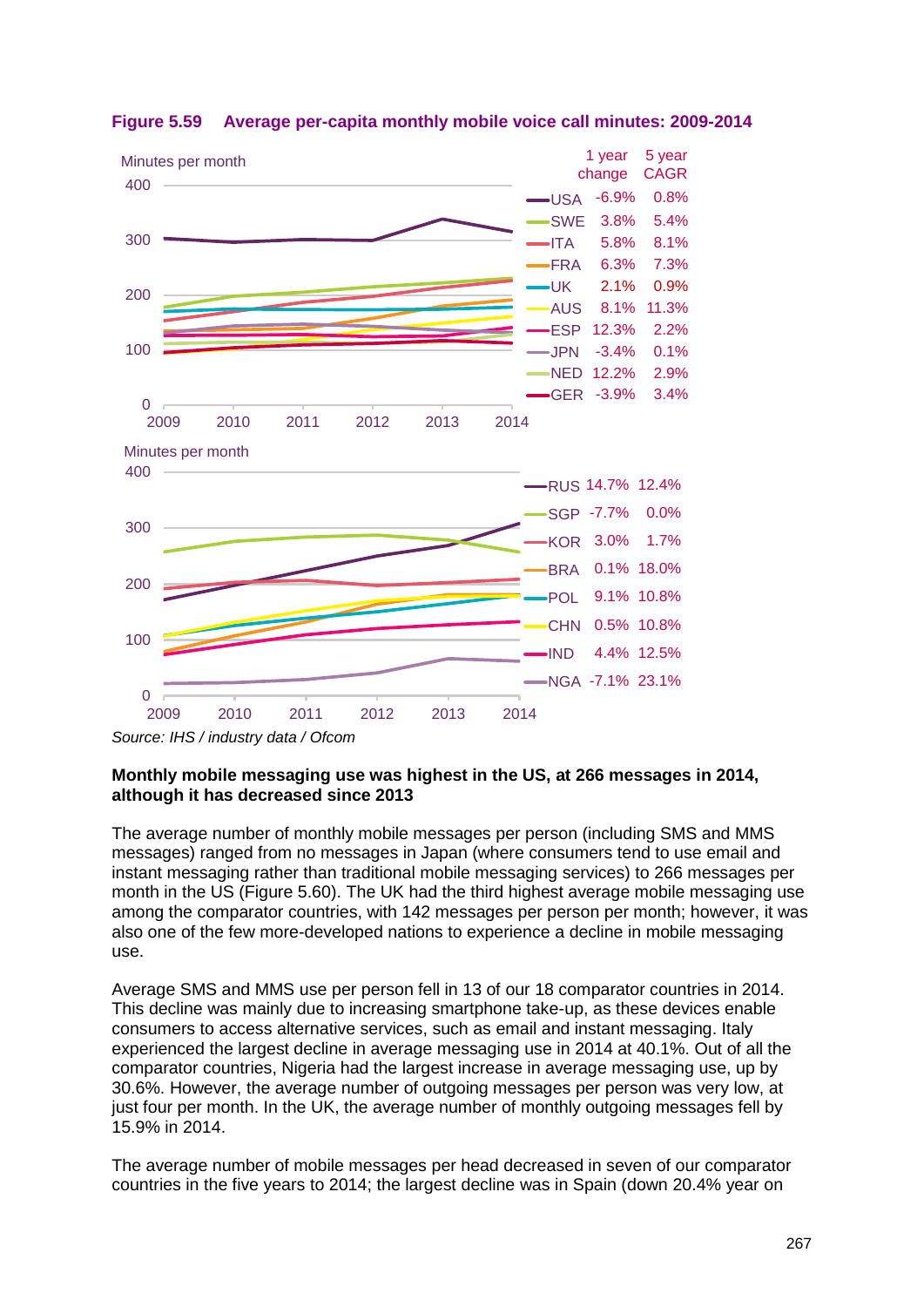**Figure 5.59 Average per-capita monthly mobile voice call minutes: 2009-2014**

| Country | 1 year change | 5 year CAGR |
|---|---|---|
| USA | -6.9% | 0.8% |
| SWE | 3.8% | 5.4% |
| ITA | 5.8% | 8.1% |
| FRA | 6.3% | 7.3% |
| UK | 2.1% | 0.9% |
| AUS | 8.1% | 11.3% |
| ESP | 12.3% | 2.2% |
| JPN | -3.4% | 0.1% |
| NED | 12.2% | 2.9% |
| GER | -3.9% | 3.4% |
| RUS | 14.7% | 12.4% |
| SGP | -7.7% | 0.0% |
| KOR | 3.0% | 1.7% |
| BRA | 0.1% | 18.0% |
| POL | 9.1% | 10.8% |
| CHN | 0.5% | 10.8% |
| IND | 4.4% | 12.5% |
| NGA | -7.1% | 23.1% |

*Source: IHS / industry data / Ofcom*

**Monthly mobile messaging use was highest in the US, at 266 messages in 2014, although it has decreased since 2013**

The average number of monthly mobile messages per person (including SMS and MMS messages) ranged from no messages in Japan (where consumers tend to use email and instant messaging rather than traditional mobile messaging services) to 266 messages per month in the US (Figure 5.60). The UK had the third highest average mobile messaging use among the comparator countries, with 142 messages per person per month; however, it was also one of the few more-developed nations to experience a decline in mobile messaging use.

Average SMS and MMS use per person fell in 13 of our 18 comparator countries in 2014. This decline was mainly due to increasing smartphone take-up, as these devices enable consumers to access alternative services, such as email and instant messaging. Italy experienced the largest decline in average messaging use in 2014 at 40.1%. Out of all the comparator countries, Nigeria had the largest increase in average messaging use, up by 30.6%. However, the average number of outgoing messages per person was very low, at just four per month. In the UK, the average number of monthly outgoing messages fell by 15.9% in 2014.

The average number of mobile messages per head decreased in seven of our comparator countries in the five years to 2014; the largest decline was in Spain (down 20.4% year on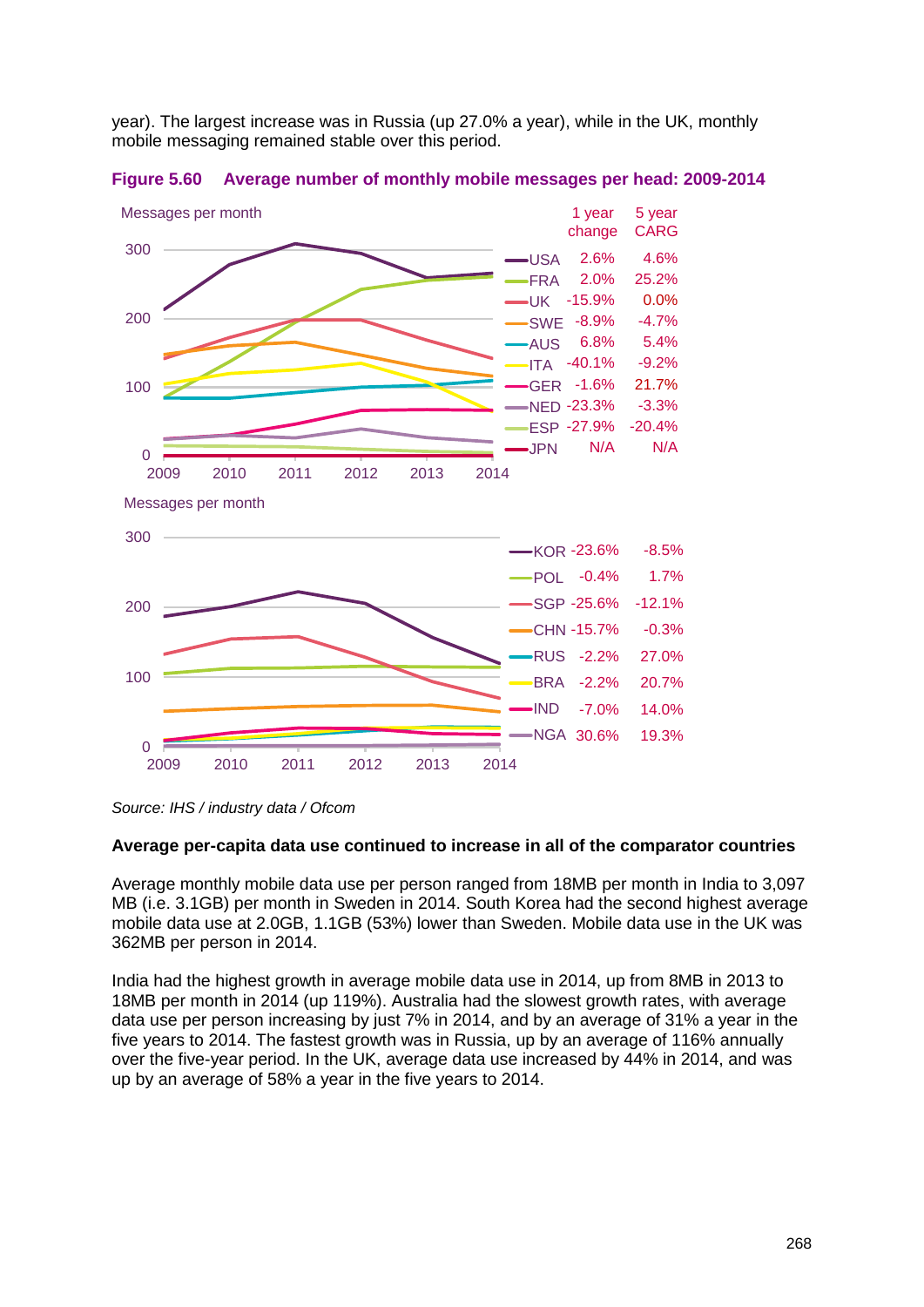year). The largest increase was in Russia (up 27.0% a year), while in the UK, monthly mobile messaging remained stable over this period.

**Figure 5.60 Average number of monthly mobile messages per head: 2009-2014**

| Country | 1 year change | 5 year CARG |
|---|---|---|
| USA | 2.6% | 4.6% |
| FRA | 2.0% | 25.2% |
| UK | -15.9% | 0.0% |
| SWE | -8.9% | -4.7% |
| AUS | 6.8% | 5.4% |
| ITA | -40.1% | -9.2% |
| GER | -1.6% | 21.7% |
| NED | -23.3% | -3.3% |
| ESP | -27.9% | -20.4% |
| JPN | N/A | N/A |
| KOR | -23.6% | -8.5% |
| POL | -0.4% | 1.7% |
| SGP | -25.6% | -12.1% |
| CHN | -15.7% | -0.3% |
| RUS | -2.2% | 27.0% |
| BRA | -2.2% | 20.7% |
| IND | -7.0% | 14.0% |
| NGA | 30.6% | 19.3% |

*Source: IHS / industry data / Ofcom*

**Average per-capita data use continued to increase in all of the comparator countries**

Average monthly mobile data use per person ranged from 18MB per month in India to 3,097 MB (i.e. 3.1GB) per month in Sweden in 2014. South Korea had the second highest average mobile data use at 2.0GB, 1.1GB (53%) lower than Sweden. Mobile data use in the UK was 362MB per person in 2014.

India had the highest growth in average mobile data use in 2014, up from 8MB in 2013 to 18MB per month in 2014 (up 119%). Australia had the slowest growth rates, with average data use per person increasing by just 7% in 2014, and by an average of 31% a year in the five years to 2014. The fastest growth was in Russia, up by an average of 116% annually over the five-year period. In the UK, average data use increased by 44% in 2014, and was up by an average of 58% a year in the five years to 2014.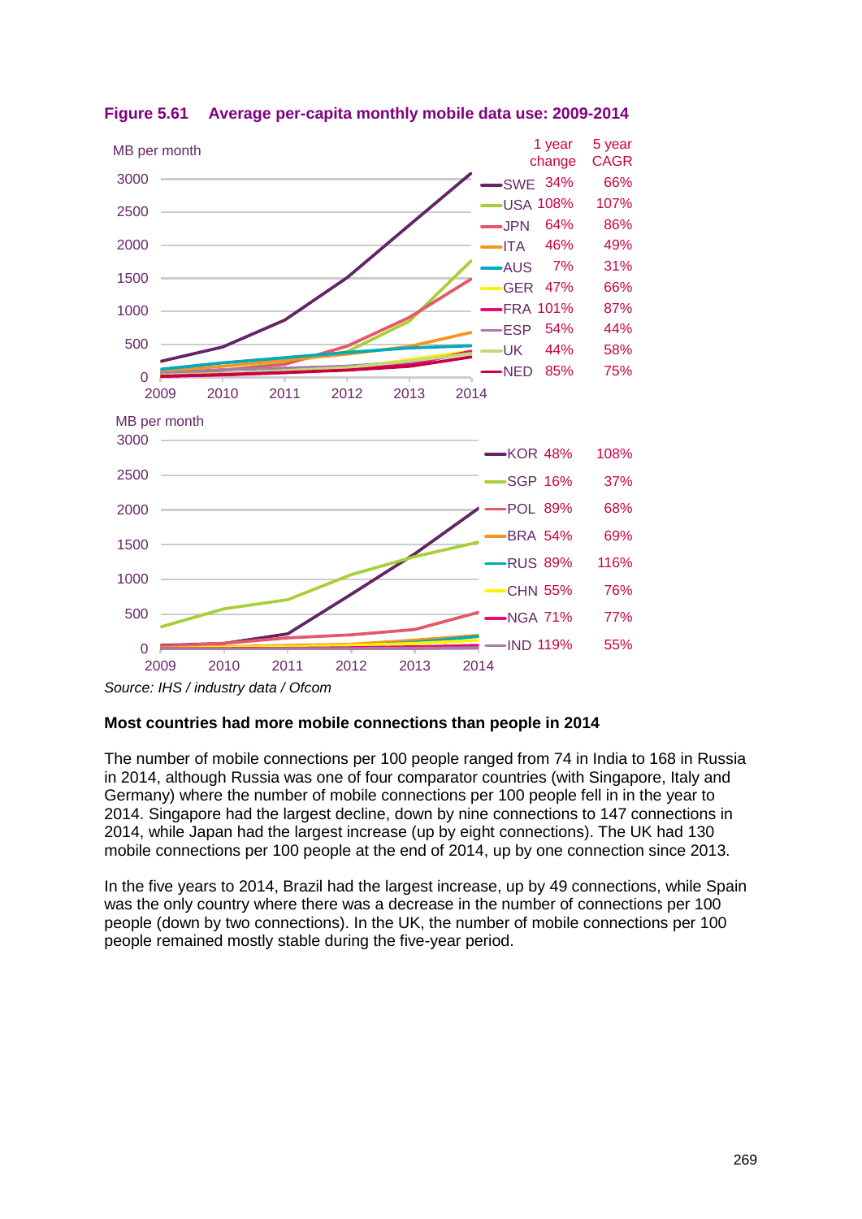**Figure 5.61 Average per-capita monthly mobile data use: 2009-2014**

| Country | 1 year change | 5 year CAGR |
|---|---|---|
| SWE | 34% | 66% |
| USA | 108% | 107% |
| JPN | 64% | 86% |
| ITA | 46% | 49% |
| AUS | 7% | 31% |
| GER | 47% | 66% |
| FRA | 101% | 87% |
| ESP | 54% | 44% |
| UK | 44% | 58% |
| NED | 85% | 75% |
| KOR | 48% | 108% |
| SGP | 16% | 37% |
| POL | 89% | 68% |
| BRA | 54% | 69% |
| RUS | 89% | 116% |
| CHN | 55% | 76% |
| NGA | 71% | 77% |
| IND | 119% | 55% |

*Source: IHS / industry data / Ofcom*

**Most countries had more mobile connections than people in 2014**

The number of mobile connections per 100 people ranged from 74 in India to 168 in Russia in 2014, although Russia was one of four comparator countries (with Singapore, Italy and Germany) where the number of mobile connections per 100 people fell in the year to 2014. Singapore had the largest decline, down by nine connections to 147 connections in 2014, while Japan had the largest increase (up by eight connections). The UK had 130 mobile connections per 100 people at the end of 2014, up by one connection since 2013.

In the five years to 2014, Brazil had the largest increase, up by 49 connections, while Spain was the only country where there was a decrease in the number of connections per 100 people (down by two connections). In the UK, the number of mobile connections per 100 people remained mostly stable during the five-year period.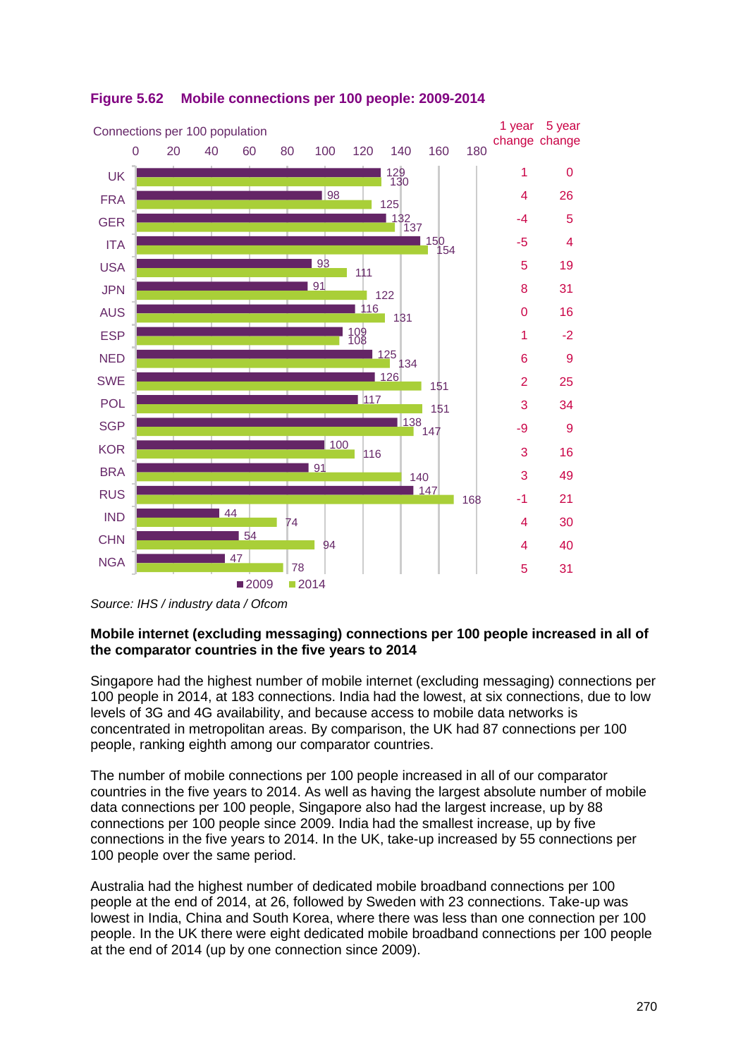**Figure 5.62 Mobile connections per 100 people: 2009-2014**

Connections per 100 population

| Country | 2009 | 2014 | 1 year change | 5 year change |
|---|---|---|---|---|
| UK | 129 | 130 | 1 | 0 |
| FRA | 98 | 125 | 4 | 26 |
| GER | 132 | 137 | -4 | 5 |
| ITA | 150 | 154 | -5 | 4 |
| USA | 93 | 111 | 5 | 19 |
| JPN | 91 | 122 | 8 | 31 |
| AUS | 116 | 131 | 0 | 16 |
| ESP | 109 | 108 | 1 | -2 |
| NED | 125 | 134 | 6 | 9 |
| SWE | 126 | 151 | 2 | 25 |
| POL | 117 | 151 | 3 | 34 |
| SGP | 138 | 147 | -9 | 9 |
| KOR | 100 | 116 | 3 | 16 |
| BRA | 91 | 140 | 3 | 49 |
| RUS | 147 | 168 | -1 | 21 |
| IND | 44 | 74 | 4 | 30 |
| CHN | 54 | 94 | 4 | 40 |
| NGA | 47 | 78 | 5 | 31 |

*Source: IHS / industry data / Ofcom*

**Mobile internet (excluding messaging) connections per 100 people increased in all of the comparator countries in the five years to 2014**

Singapore had the highest number of mobile internet (excluding messaging) connections per 100 people in 2014, at 183 connections. India had the lowest, at six connections, due to low levels of 3G and 4G availability, and because access to mobile data networks is concentrated in metropolitan areas. By comparison, the UK had 87 connections per 100 people, ranking eighth among our comparator countries.

The number of mobile connections per 100 people increased in all of our comparator countries in the five years to 2014. As well as having the largest absolute number of mobile data connections per 100 people, Singapore also had the largest increase, up by 88 connections per 100 people since 2009. India had the smallest increase, up by five connections in the five years to 2014. In the UK, take-up increased by 55 connections per 100 people over the same period.

Australia had the highest number of dedicated mobile broadband connections per 100 people at the end of 2014, at 26, followed by Sweden with 23 connections. Take-up was lowest in India, China and South Korea, where there was less than one connection per 100 people. In the UK there were eight dedicated mobile broadband connections per 100 people at the end of 2014 (up by one connection since 2009).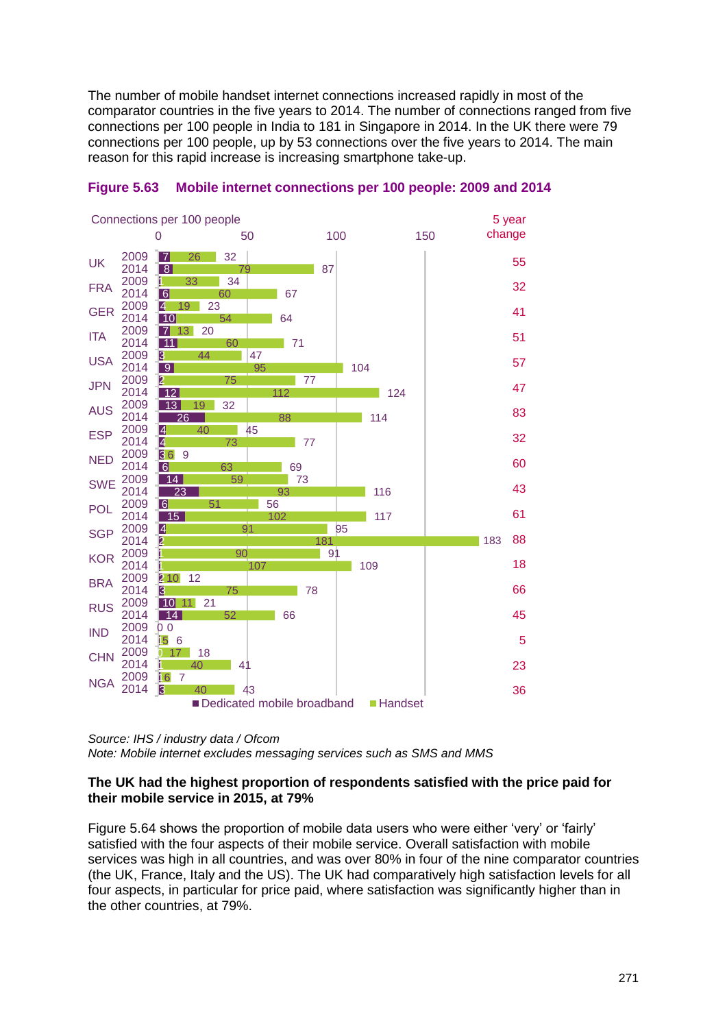The number of mobile handset internet connections increased rapidly in most of the comparator countries in the five years to 2014. The number of connections ranged from five connections per 100 people in India to 181 in Singapore in 2014. In the UK there were 79 connections per 100 people, up by 53 connections over the five years to 2014. The main reason for this rapid increase is increasing smartphone take-up.

**Figure 5.63 Mobile internet connections per 100 people: 2009 and 2014**

Connections per 100 people

| Country | Year | Dedicated mobile broadband | Handset | Total | 5 year change |
|---|---|---|---|---|---|
| UK | 2009 | 7 | 26 | 32 | 55 |
| | 2014 | 8 | 79 | 87 | |
| FRA | 2009 | 1 | 33 | 34 | 32 |
| | 2014 | 6 | 60 | 67 | |
| GER | 2009 | 4 | 19 | 23 | 41 |
| | 2014 | 10 | 54 | 64 | |
| ITA | 2009 | 7 | 13 | 20 | 51 |
| | 2014 | 11 | 60 | 71 | |
| USA | 2009 | 3 | 44 | 47 | 57 |
| | 2014 | 9 | 95 | 104 | |
| JPN | 2009 | 2 | 75 | 77 | 47 |
| | 2014 | 12 | 112 | 124 | |
| AUS | 2009 | 13 | 19 | 32 | 83 |
| | 2014 | 26 | 88 | 114 | |
| ESP | 2009 | 4 | 40 | 45 | 32 |
| | 2014 | 4 | 73 | 77 | |
| NED | 2009 | 3 | 6 | 9 | 60 |
| | 2014 | 6 | 63 | 69 | |
| SWE | 2009 | 14 | 59 | 73 | 43 |
| | 2014 | 23 | 93 | 116 | |
| POL | 2009 | 6 | 51 | 56 | 61 |
| | 2014 | 15 | 102 | 117 | |
| SGP | 2009 | 4 | 91 | 95 | 88 |
| | 2014 | 2 | 181 | 183 | |
| KOR | 2009 | 1 | 90 | 91 | 18 |
| | 2014 | 1 | 107 | 109 | |
| BRA | 2009 | 2 | 10 | 12 | 66 |
| | 2014 | 3 | 75 | 78 | |
| RUS | 2009 | 10 | 11 | 21 | 45 |
| | 2014 | 14 | 52 | 66 | |
| IND | 2009 | 0 | 0 | 0 | 5 |
| | 2014 | 1 | 5 | 6 | |
| CHN | 2009 | 0 | 17 | 18 | 23 |
| | 2014 | 1 | 40 | 41 | |
| NGA | 2009 | 1 | 6 | 7 | 36 |
| | 2014 | 3 | 40 | 43 | |

*Source: IHS / industry data / Ofcom*
*Note: Mobile internet excludes messaging services such as SMS and MMS*

**The UK had the highest proportion of respondents satisfied with the price paid for their mobile service in 2015, at 79%**

Figure 5.64 shows the proportion of mobile data users who were either 'very' or 'fairly' satisfied with the four aspects of their mobile service. Overall satisfaction with mobile services was high in all countries, and was over 80% in four of the nine comparator countries (the UK, France, Italy and the US). The UK had comparatively high satisfaction levels for all four aspects, in particular for price paid, where satisfaction was significantly higher than in the other countries, at 79%.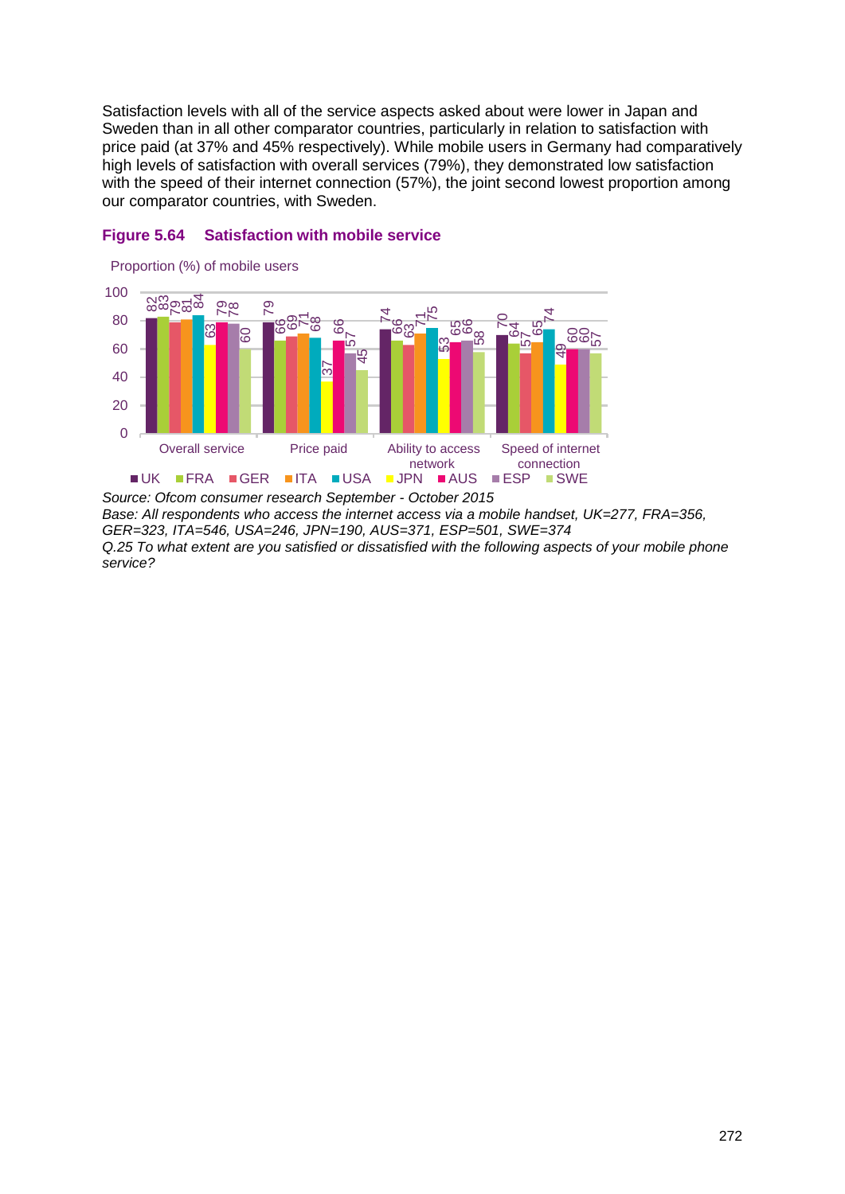Satisfaction levels with all of the service aspects asked about were lower in Japan and Sweden than in all other comparator countries, particularly in relation to satisfaction with price paid (at 37% and 45% respectively). While mobile users in Germany had comparatively high levels of satisfaction with overall services (79%), they demonstrated low satisfaction with the speed of their internet connection (57%), the joint second lowest proportion among our comparator countries, with Sweden.

**Figure 5.64 Satisfaction with mobile service**

Proportion (%) of mobile users

100
80
60
40
20
0

Overall service: 82 83 79 81 84 63 79 78 60
Price paid: 79 66 69 71 68 37 66 57 45
Ability to access network: 74 66 63 71 75 53 65 66 58
Speed of internet connection: 70 64 57 65 74 49 60 60 57

UK FRA GER ITA USA JPN AUS ESP SWE

*Source: Ofcom consumer research September - October 2015*
*Base: All respondents who access the internet access via a mobile handset, UK=277, FRA=356, GER=323, ITA=546, USA=246, JPN=190, AUS=371, ESP=501, SWE=374*
*Q.25 To what extent are you satisfied or dissatisfied with the following aspects of your mobile phone service?*